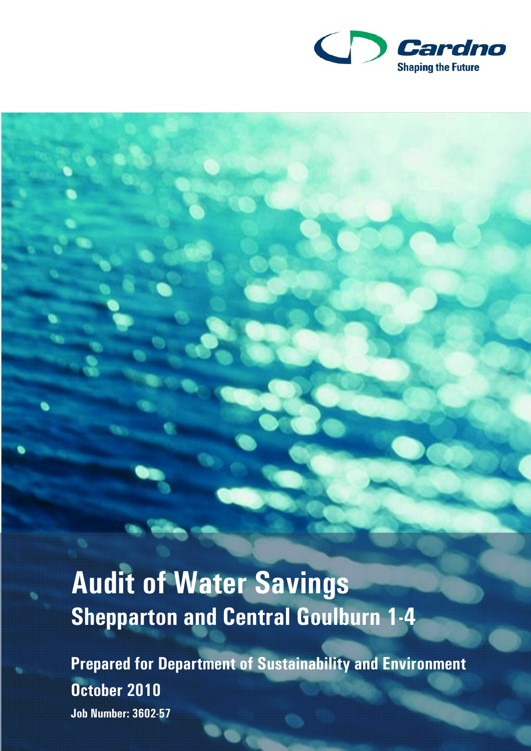Cardno

Shaping the Future

# Audit of Water Savings

## Shepparton and Central Goulburn 1-4

**Prepared for Department of Sustainability and Environment**

**October 2010**

**Job Number: 3602-57**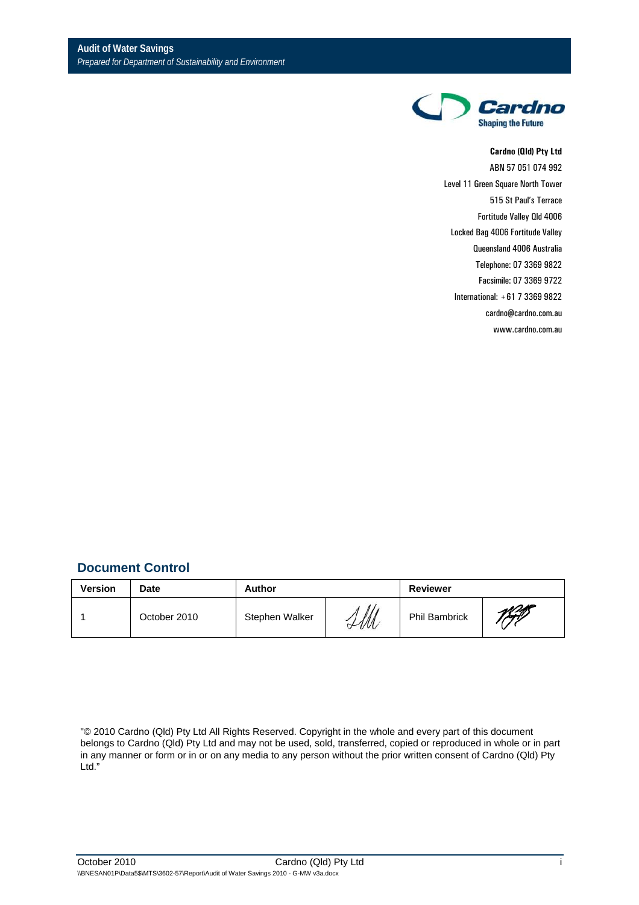**Audit of Water Savings**
*Prepared for Department of Sustainability and Environment*

**Cardno (Qld) Pty Ltd**
ABN 57 051 074 992
Level 11 Green Square North Tower
515 St Paul's Terrace
Fortitude Valley Qld 4006
Locked Bag 4006 Fortitude Valley
Queensland 4006 Australia
Telephone: 07 3369 9822
Facsimile: 07 3369 9722
International: +61 7 3369 9822
cardno@cardno.com.au
www.cardno.com.au

## Document Control

| Version | Date | Author | | Reviewer | |
|---|---|---|---|---|---|
| 1 | October 2010 | Stephen Walker | | Phil Bambrick | |

"© 2010 Cardno (Qld) Pty Ltd All Rights Reserved. Copyright in the whole and every part of this document belongs to Cardno (Qld) Pty Ltd and may not be used, sold, transferred, copied or reproduced in whole or in part in any manner or form or in or on any media to any person without the prior written consent of Cardno (Qld) Pty Ltd."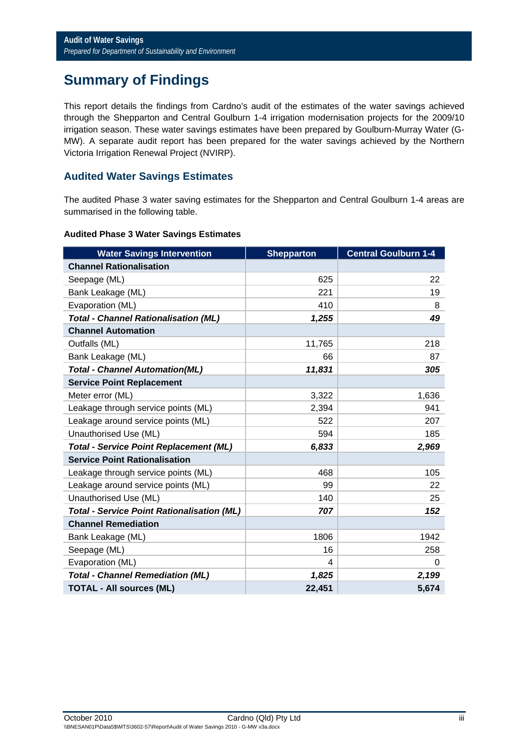# Summary of Findings

This report details the findings from Cardno's audit of the estimates of the water savings achieved through the Shepparton and Central Goulburn 1-4 irrigation modernisation projects for the 2009/10 irrigation season. These water savings estimates have been prepared by Goulburn-Murray Water (G-MW). A separate audit report has been prepared for the water savings achieved by the Northern Victoria Irrigation Renewal Project (NVIRP).

## Audited Water Savings Estimates

The audited Phase 3 water saving estimates for the Shepparton and Central Goulburn 1-4 areas are summarised in the following table.

**Audited Phase 3 Water Savings Estimates**

| Water Savings Intervention | Shepparton | Central Goulburn 1-4 |
|---|---|---|
| **Channel Rationalisation** | | |
| Seepage (ML) | 625 | 22 |
| Bank Leakage (ML) | 221 | 19 |
| Evaporation (ML) | 410 | 8 |
| ***Total - Channel Rationalisation (ML)*** | ***1,255*** | ***49*** |
| **Channel Automation** | | |
| Outfalls (ML) | 11,765 | 218 |
| Bank Leakage (ML) | 66 | 87 |
| ***Total - Channel Automation(ML)*** | ***11,831*** | ***305*** |
| **Service Point Replacement** | | |
| Meter error (ML) | 3,322 | 1,636 |
| Leakage through service points (ML) | 2,394 | 941 |
| Leakage around service points (ML) | 522 | 207 |
| Unauthorised Use (ML) | 594 | 185 |
| ***Total - Service Point Replacement (ML)*** | ***6,833*** | ***2,969*** |
| **Service Point Rationalisation** | | |
| Leakage through service points (ML) | 468 | 105 |
| Leakage around service points (ML) | 99 | 22 |
| Unauthorised Use (ML) | 140 | 25 |
| ***Total - Service Point Rationalisation (ML)*** | ***707*** | ***152*** |
| **Channel Remediation** | | |
| Bank Leakage (ML) | 1806 | 1942 |
| Seepage (ML) | 16 | 258 |
| Evaporation (ML) | 4 | 0 |
| ***Total - Channel Remediation (ML)*** | ***1,825*** | ***2,199*** |
| **TOTAL - All sources (ML)** | **22,451** | **5,674** |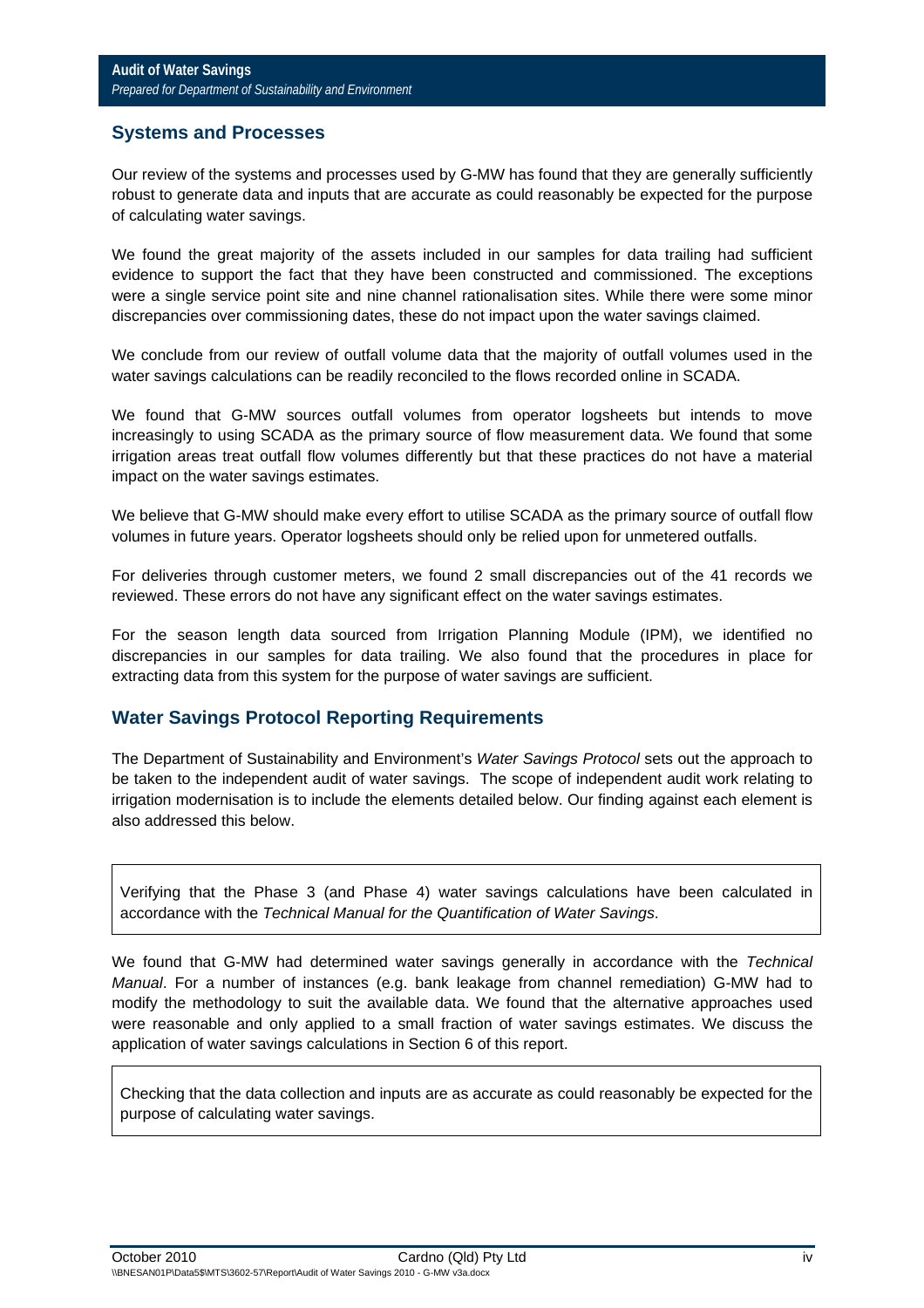## Systems and Processes

Our review of the systems and processes used by G-MW has found that they are generally sufficiently robust to generate data and inputs that are accurate as could reasonably be expected for the purpose of calculating water savings.

We found the great majority of the assets included in our samples for data trailing had sufficient evidence to support the fact that they have been constructed and commissioned. The exceptions were a single service point site and nine channel rationalisation sites. While there were some minor discrepancies over commissioning dates, these do not impact upon the water savings claimed.

We conclude from our review of outfall volume data that the majority of outfall volumes used in the water savings calculations can be readily reconciled to the flows recorded online in SCADA.

We found that G-MW sources outfall volumes from operator logsheets but intends to move increasingly to using SCADA as the primary source of flow measurement data. We found that some irrigation areas treat outfall flow volumes differently but that these practices do not have a material impact on the water savings estimates.

We believe that G-MW should make every effort to utilise SCADA as the primary source of outfall flow volumes in future years. Operator logsheets should only be relied upon for unmetered outfalls.

For deliveries through customer meters, we found 2 small discrepancies out of the 41 records we reviewed. These errors do not have any significant effect on the water savings estimates.

For the season length data sourced from Irrigation Planning Module (IPM), we identified no discrepancies in our samples for data trailing. We also found that the procedures in place for extracting data from this system for the purpose of water savings are sufficient.

## Water Savings Protocol Reporting Requirements

The Department of Sustainability and Environment's *Water Savings Protocol* sets out the approach to be taken to the independent audit of water savings. The scope of independent audit work relating to irrigation modernisation is to include the elements detailed below. Our finding against each element is also addressed this below.

> Verifying that the Phase 3 (and Phase 4) water savings calculations have been calculated in accordance with the *Technical Manual for the Quantification of Water Savings*.

We found that G-MW had determined water savings generally in accordance with the *Technical Manual*. For a number of instances (e.g. bank leakage from channel remediation) G-MW had to modify the methodology to suit the available data. We found that the alternative approaches used were reasonable and only applied to a small fraction of water savings estimates. We discuss the application of water savings calculations in Section 6 of this report.

> Checking that the data collection and inputs are as accurate as could reasonably be expected for the purpose of calculating water savings.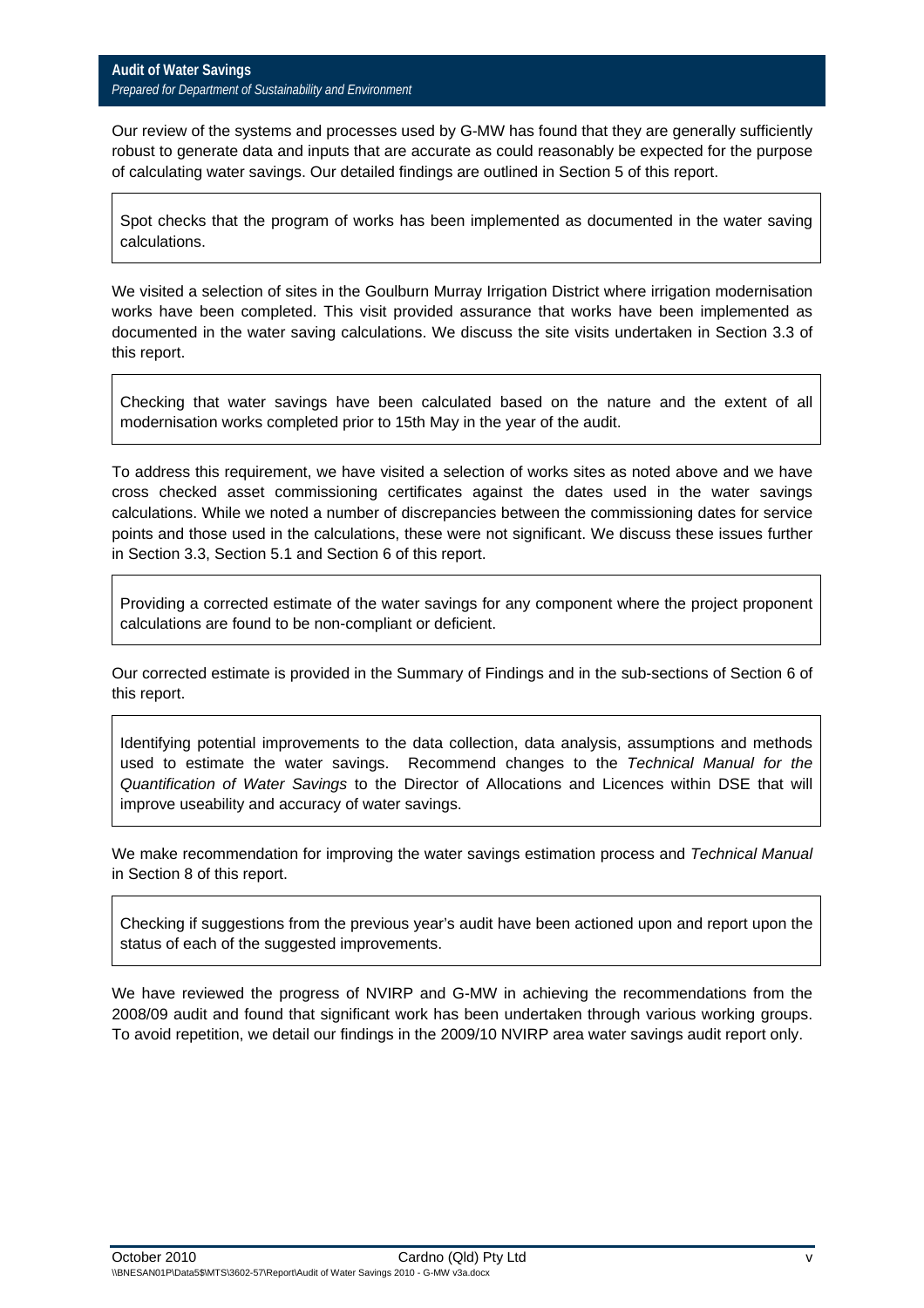Our review of the systems and processes used by G-MW has found that they are generally sufficiently robust to generate data and inputs that are accurate as could reasonably be expected for the purpose of calculating water savings. Our detailed findings are outlined in Section 5 of this report.

> Spot checks that the program of works has been implemented as documented in the water saving calculations.

We visited a selection of sites in the Goulburn Murray Irrigation District where irrigation modernisation works have been completed. This visit provided assurance that works have been implemented as documented in the water saving calculations. We discuss the site visits undertaken in Section 3.3 of this report.

> Checking that water savings have been calculated based on the nature and the extent of all modernisation works completed prior to 15th May in the year of the audit.

To address this requirement, we have visited a selection of works sites as noted above and we have cross checked asset commissioning certificates against the dates used in the water savings calculations. While we noted a number of discrepancies between the commissioning dates for service points and those used in the calculations, these were not significant. We discuss these issues further in Section 3.3, Section 5.1 and Section 6 of this report.

> Providing a corrected estimate of the water savings for any component where the project proponent calculations are found to be non-compliant or deficient.

Our corrected estimate is provided in the Summary of Findings and in the sub-sections of Section 6 of this report.

> Identifying potential improvements to the data collection, data analysis, assumptions and methods used to estimate the water savings. Recommend changes to the *Technical Manual for the Quantification of Water Savings* to the Director of Allocations and Licences within DSE that will improve useability and accuracy of water savings.

We make recommendation for improving the water savings estimation process and *Technical Manual* in Section 8 of this report.

> Checking if suggestions from the previous year's audit have been actioned upon and report upon the status of each of the suggested improvements.

We have reviewed the progress of NVIRP and G-MW in achieving the recommendations from the 2008/09 audit and found that significant work has been undertaken through various working groups. To avoid repetition, we detail our findings in the 2009/10 NVIRP area water savings audit report only.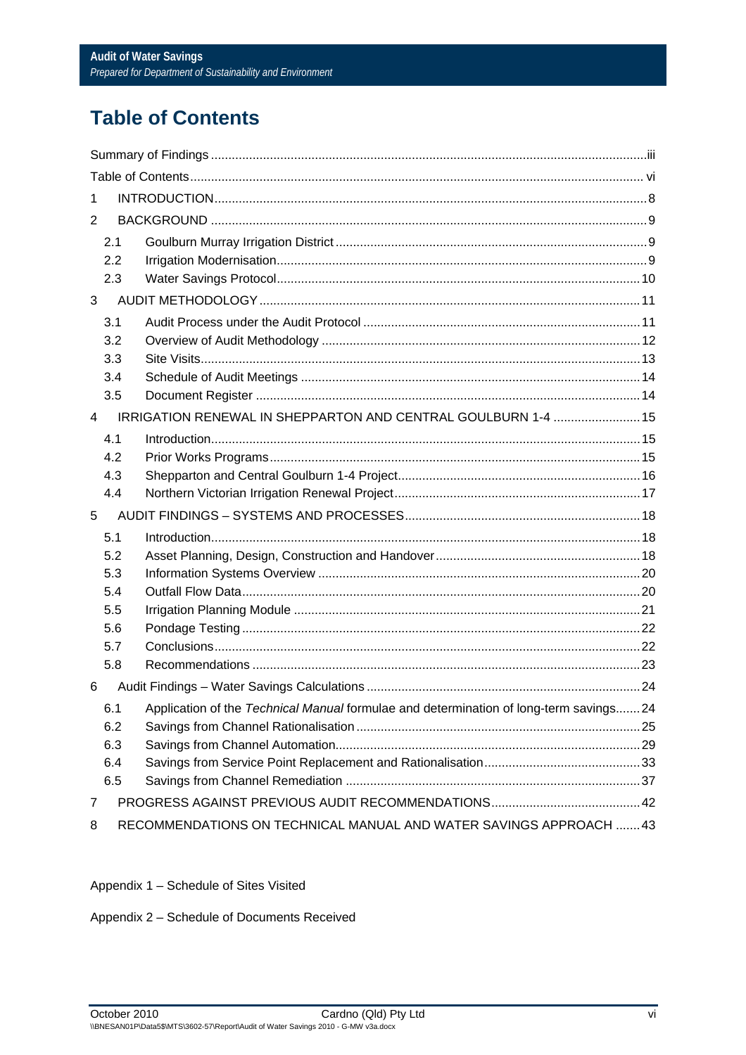# Table of Contents

Summary of Findings ..... iii

Table of Contents ..... vi

1 INTRODUCTION ..... 8

2 BACKGROUND ..... 9

- 2.1 Goulburn Murray Irrigation District ..... 9
- 2.2 Irrigation Modernisation ..... 9
- 2.3 Water Savings Protocol ..... 10

3 AUDIT METHODOLOGY ..... 11

- 3.1 Audit Process under the Audit Protocol ..... 11
- 3.2 Overview of Audit Methodology ..... 12
- 3.3 Site Visits ..... 13
- 3.4 Schedule of Audit Meetings ..... 14
- 3.5 Document Register ..... 14

4 IRRIGATION RENEWAL IN SHEPPARTON AND CENTRAL GOULBURN 1-4 ..... 15

- 4.1 Introduction ..... 15
- 4.2 Prior Works Programs ..... 15
- 4.3 Shepparton and Central Goulburn 1-4 Project ..... 16
- 4.4 Northern Victorian Irrigation Renewal Project ..... 17

5 AUDIT FINDINGS – SYSTEMS AND PROCESSES ..... 18

- 5.1 Introduction ..... 18
- 5.2 Asset Planning, Design, Construction and Handover ..... 18
- 5.3 Information Systems Overview ..... 20
- 5.4 Outfall Flow Data ..... 20
- 5.5 Irrigation Planning Module ..... 21
- 5.6 Pondage Testing ..... 22
- 5.7 Conclusions ..... 22
- 5.8 Recommendations ..... 23

6 Audit Findings – Water Savings Calculations ..... 24

- 6.1 Application of the *Technical Manual* formulae and determination of long-term savings ..... 24
- 6.2 Savings from Channel Rationalisation ..... 25
- 6.3 Savings from Channel Automation ..... 29
- 6.4 Savings from Service Point Replacement and Rationalisation ..... 33
- 6.5 Savings from Channel Remediation ..... 37

7 PROGRESS AGAINST PREVIOUS AUDIT RECOMMENDATIONS ..... 42

8 RECOMMENDATIONS ON TECHNICAL MANUAL AND WATER SAVINGS APPROACH ..... 43

Appendix 1 – Schedule of Sites Visited

Appendix 2 – Schedule of Documents Received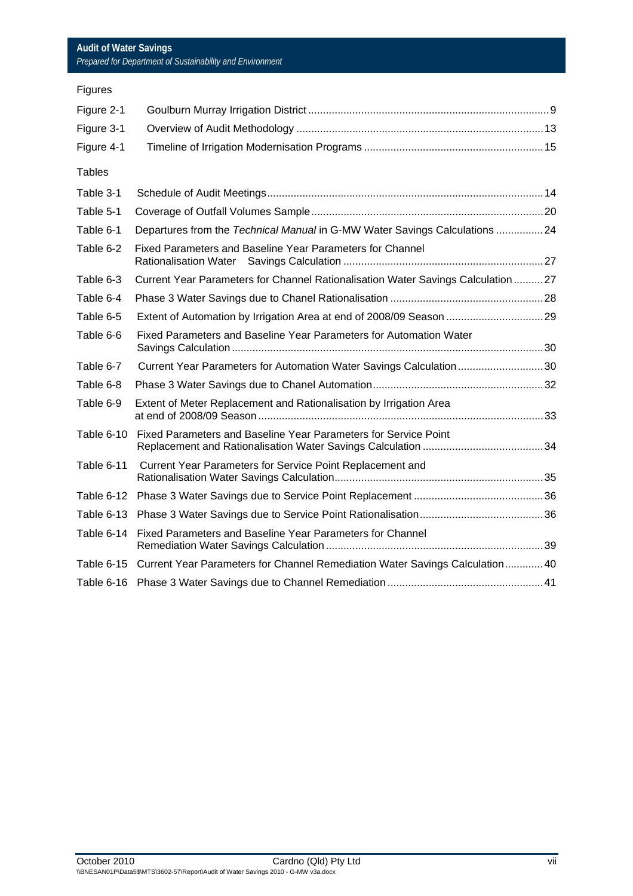Figures

| | | |
|---|---|---|
| Figure 2-1 | Goulburn Murray Irrigation District | 9 |
| Figure 3-1 | Overview of Audit Methodology | 13 |
| Figure 4-1 | Timeline of Irrigation Modernisation Programs | 15 |

Tables

| | | |
|---|---|---|
| Table 3-1 | Schedule of Audit Meetings | 14 |
| Table 5-1 | Coverage of Outfall Volumes Sample | 20 |
| Table 6-1 | Departures from the *Technical Manual* in G-MW Water Savings Calculations | 24 |
| Table 6-2 | Fixed Parameters and Baseline Year Parameters for Channel Rationalisation Water Savings Calculation | 27 |
| Table 6-3 | Current Year Parameters for Channel Rationalisation Water Savings Calculation | 27 |
| Table 6-4 | Phase 3 Water Savings due to Chanel Rationalisation | 28 |
| Table 6-5 | Extent of Automation by Irrigation Area at end of 2008/09 Season | 29 |
| Table 6-6 | Fixed Parameters and Baseline Year Parameters for Automation Water Savings Calculation | 30 |
| Table 6-7 | Current Year Parameters for Automation Water Savings Calculation | 30 |
| Table 6-8 | Phase 3 Water Savings due to Chanel Automation | 32 |
| Table 6-9 | Extent of Meter Replacement and Rationalisation by Irrigation Area at end of 2008/09 Season | 33 |
| Table 6-10 | Fixed Parameters and Baseline Year Parameters for Service Point Replacement and Rationalisation Water Savings Calculation | 34 |
| Table 6-11 | Current Year Parameters for Service Point Replacement and Rationalisation Water Savings Calculation | 35 |
| Table 6-12 | Phase 3 Water Savings due to Service Point Replacement | 36 |
| Table 6-13 | Phase 3 Water Savings due to Service Point Rationalisation | 36 |
| Table 6-14 | Fixed Parameters and Baseline Year Parameters for Channel Remediation Water Savings Calculation | 39 |
| Table 6-15 | Current Year Parameters for Channel Remediation Water Savings Calculation | 40 |
| Table 6-16 | Phase 3 Water Savings due to Channel Remediation | 41 |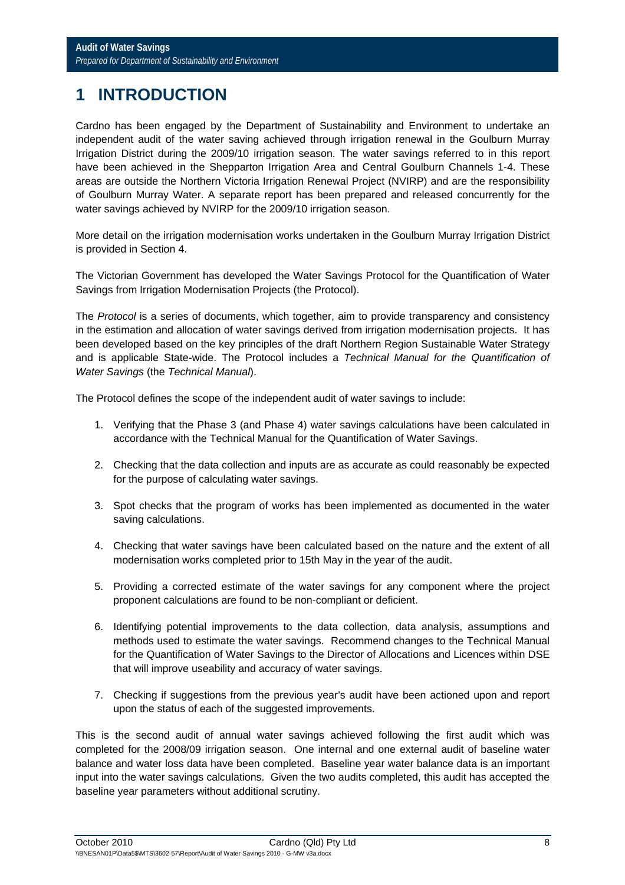# 1 INTRODUCTION

Cardno has been engaged by the Department of Sustainability and Environment to undertake an independent audit of the water saving achieved through irrigation renewal in the Goulburn Murray Irrigation District during the 2009/10 irrigation season. The water savings referred to in this report have been achieved in the Shepparton Irrigation Area and Central Goulburn Channels 1-4. These areas are outside the Northern Victoria Irrigation Renewal Project (NVIRP) and are the responsibility of Goulburn Murray Water. A separate report has been prepared and released concurrently for the water savings achieved by NVIRP for the 2009/10 irrigation season.

More detail on the irrigation modernisation works undertaken in the Goulburn Murray Irrigation District is provided in Section 4.

The Victorian Government has developed the Water Savings Protocol for the Quantification of Water Savings from Irrigation Modernisation Projects (the Protocol).

The *Protocol* is a series of documents, which together, aim to provide transparency and consistency in the estimation and allocation of water savings derived from irrigation modernisation projects. It has been developed based on the key principles of the draft Northern Region Sustainable Water Strategy and is applicable State-wide. The Protocol includes a *Technical Manual for the Quantification of Water Savings* (the *Technical Manual*).

The Protocol defines the scope of the independent audit of water savings to include:

1. Verifying that the Phase 3 (and Phase 4) water savings calculations have been calculated in accordance with the Technical Manual for the Quantification of Water Savings.

2. Checking that the data collection and inputs are as accurate as could reasonably be expected for the purpose of calculating water savings.

3. Spot checks that the program of works has been implemented as documented in the water saving calculations.

4. Checking that water savings have been calculated based on the nature and the extent of all modernisation works completed prior to 15th May in the year of the audit.

5. Providing a corrected estimate of the water savings for any component where the project proponent calculations are found to be non-compliant or deficient.

6. Identifying potential improvements to the data collection, data analysis, assumptions and methods used to estimate the water savings. Recommend changes to the Technical Manual for the Quantification of Water Savings to the Director of Allocations and Licences within DSE that will improve useability and accuracy of water savings.

7. Checking if suggestions from the previous year's audit have been actioned upon and report upon the status of each of the suggested improvements.

This is the second audit of annual water savings achieved following the first audit which was completed for the 2008/09 irrigation season. One internal and one external audit of baseline water balance and water loss data have been completed. Baseline year water balance data is an important input into the water savings calculations. Given the two audits completed, this audit has accepted the baseline year parameters without additional scrutiny.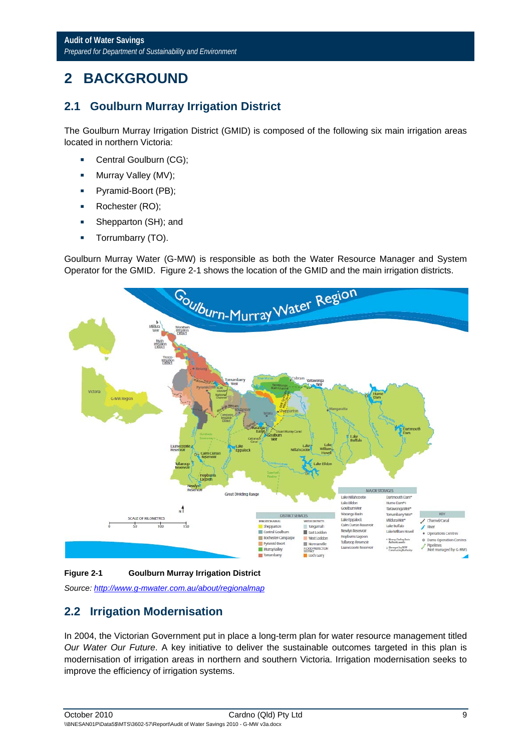# 2 BACKGROUND

## 2.1 Goulburn Murray Irrigation District

The Goulburn Murray Irrigation District (GMID) is composed of the following six main irrigation areas located in northern Victoria:

- Central Goulburn (CG);
- Murray Valley (MV);
- Pyramid-Boort (PB);
- Rochester (RO);
- Shepparton (SH); and
- Torrumbarry (TO).

Goulburn Murray Water (G-MW) is responsible as both the Water Resource Manager and System Operator for the GMID. Figure 2-1 shows the location of the GMID and the main irrigation districts.

**Figure 2-1 Goulburn Murray Irrigation District**

*Source: http://www.g-mwater.com.au/about/regionalmap*

## 2.2 Irrigation Modernisation

In 2004, the Victorian Government put in place a long-term plan for water resource management titled *Our Water Our Future*. A key initiative to deliver the sustainable outcomes targeted in this plan is modernisation of irrigation areas in northern and southern Victoria. Irrigation modernisation seeks to improve the efficiency of irrigation systems.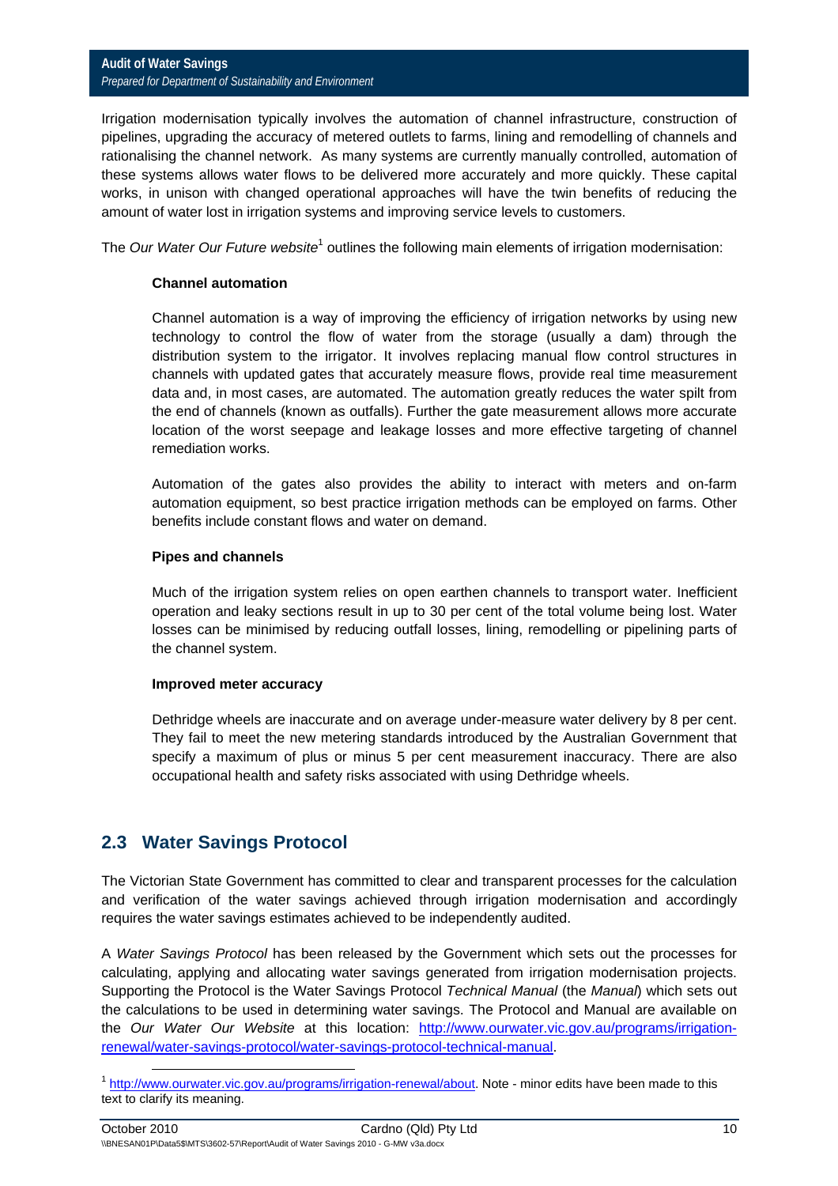Irrigation modernisation typically involves the automation of channel infrastructure, construction of pipelines, upgrading the accuracy of metered outlets to farms, lining and remodelling of channels and rationalising the channel network. As many systems are currently manually controlled, automation of these systems allows water flows to be delivered more accurately and more quickly. These capital works, in unison with changed operational approaches will have the twin benefits of reducing the amount of water lost in irrigation systems and improving service levels to customers.

The *Our Water Our Future website*[1] outlines the following main elements of irrigation modernisation:

**Channel automation**

Channel automation is a way of improving the efficiency of irrigation networks by using new technology to control the flow of water from the storage (usually a dam) through the distribution system to the irrigator. It involves replacing manual flow control structures in channels with updated gates that accurately measure flows, provide real time measurement data and, in most cases, are automated. The automation greatly reduces the water spilt from the end of channels (known as outfalls). Further the gate measurement allows more accurate location of the worst seepage and leakage losses and more effective targeting of channel remediation works.

Automation of the gates also provides the ability to interact with meters and on-farm automation equipment, so best practice irrigation methods can be employed on farms. Other benefits include constant flows and water on demand.

**Pipes and channels**

Much of the irrigation system relies on open earthen channels to transport water. Inefficient operation and leaky sections result in up to 30 per cent of the total volume being lost. Water losses can be minimised by reducing outfall losses, lining, remodelling or pipelining parts of the channel system.

**Improved meter accuracy**

Dethridge wheels are inaccurate and on average under-measure water delivery by 8 per cent. They fail to meet the new metering standards introduced by the Australian Government that specify a maximum of plus or minus 5 per cent measurement inaccuracy. There are also occupational health and safety risks associated with using Dethridge wheels.

## 2.3 Water Savings Protocol

The Victorian State Government has committed to clear and transparent processes for the calculation and verification of the water savings achieved through irrigation modernisation and accordingly requires the water savings estimates achieved to be independently audited.

A *Water Savings Protocol* has been released by the Government which sets out the processes for calculating, applying and allocating water savings generated from irrigation modernisation projects. Supporting the Protocol is the Water Savings Protocol *Technical Manual* (the *Manual*) which sets out the calculations to be used in determining water savings. The Protocol and Manual are available on the *Our Water Our Website* at this location: http://www.ourwater.vic.gov.au/programs/irrigation-renewal/water-savings-protocol/water-savings-protocol-technical-manual.

[1] http://www.ourwater.vic.gov.au/programs/irrigation-renewal/about. Note - minor edits have been made to this text to clarify its meaning.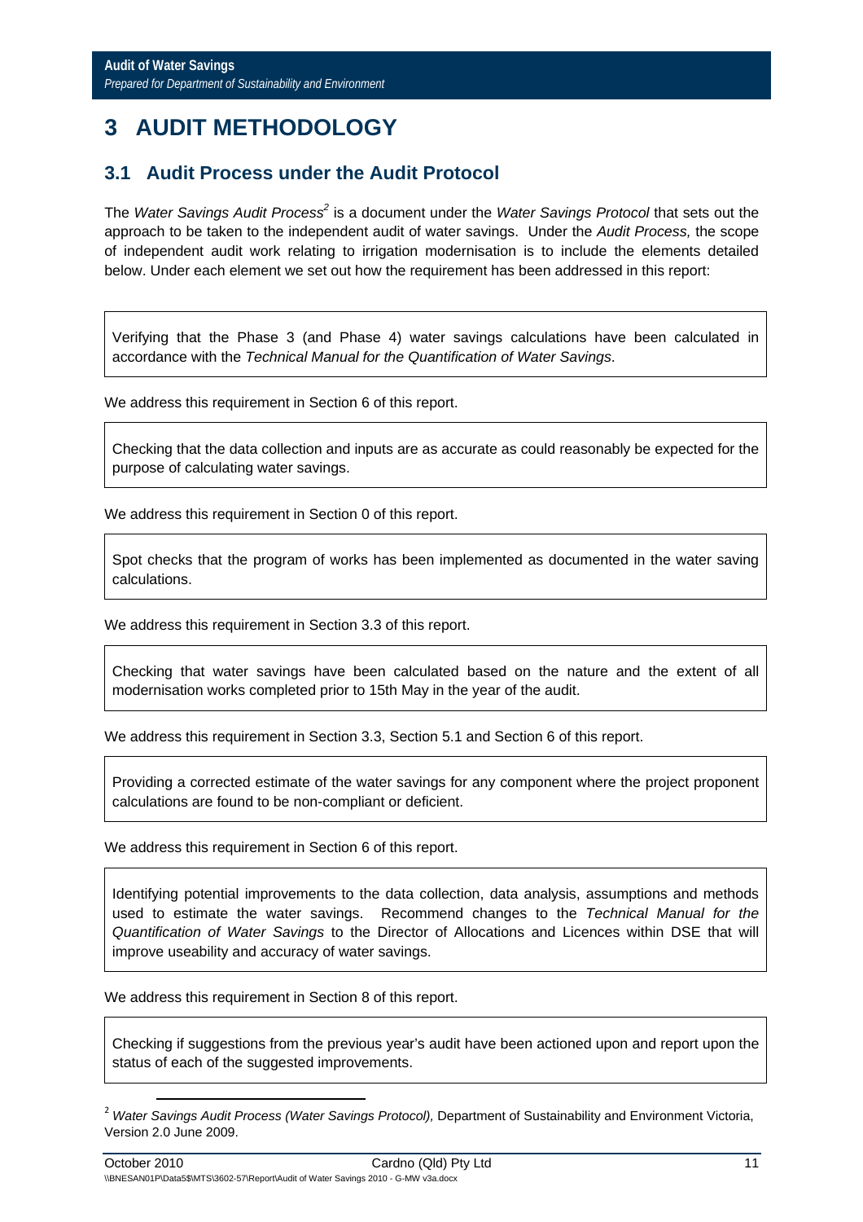# 3 AUDIT METHODOLOGY

## 3.1 Audit Process under the Audit Protocol

The *Water Savings Audit Process*[2] is a document under the *Water Savings Protocol* that sets out the approach to be taken to the independent audit of water savings. Under the *Audit Process,* the scope of independent audit work relating to irrigation modernisation is to include the elements detailed below. Under each element we set out how the requirement has been addressed in this report:

> Verifying that the Phase 3 (and Phase 4) water savings calculations have been calculated in accordance with the *Technical Manual for the Quantification of Water Savings*.

We address this requirement in Section 6 of this report.

> Checking that the data collection and inputs are as accurate as could reasonably be expected for the purpose of calculating water savings.

We address this requirement in Section 0 of this report.

> Spot checks that the program of works has been implemented as documented in the water saving calculations.

We address this requirement in Section 3.3 of this report.

> Checking that water savings have been calculated based on the nature and the extent of all modernisation works completed prior to 15th May in the year of the audit.

We address this requirement in Section 3.3, Section 5.1 and Section 6 of this report.

> Providing a corrected estimate of the water savings for any component where the project proponent calculations are found to be non-compliant or deficient.

We address this requirement in Section 6 of this report.

> Identifying potential improvements to the data collection, data analysis, assumptions and methods used to estimate the water savings. Recommend changes to the *Technical Manual for the Quantification of Water Savings* to the Director of Allocations and Licences within DSE that will improve useability and accuracy of water savings.

We address this requirement in Section 8 of this report.

> Checking if suggestions from the previous year's audit have been actioned upon and report upon the status of each of the suggested improvements.

---

[2] *Water Savings Audit Process (Water Savings Protocol),* Department of Sustainability and Environment Victoria, Version 2.0 June 2009.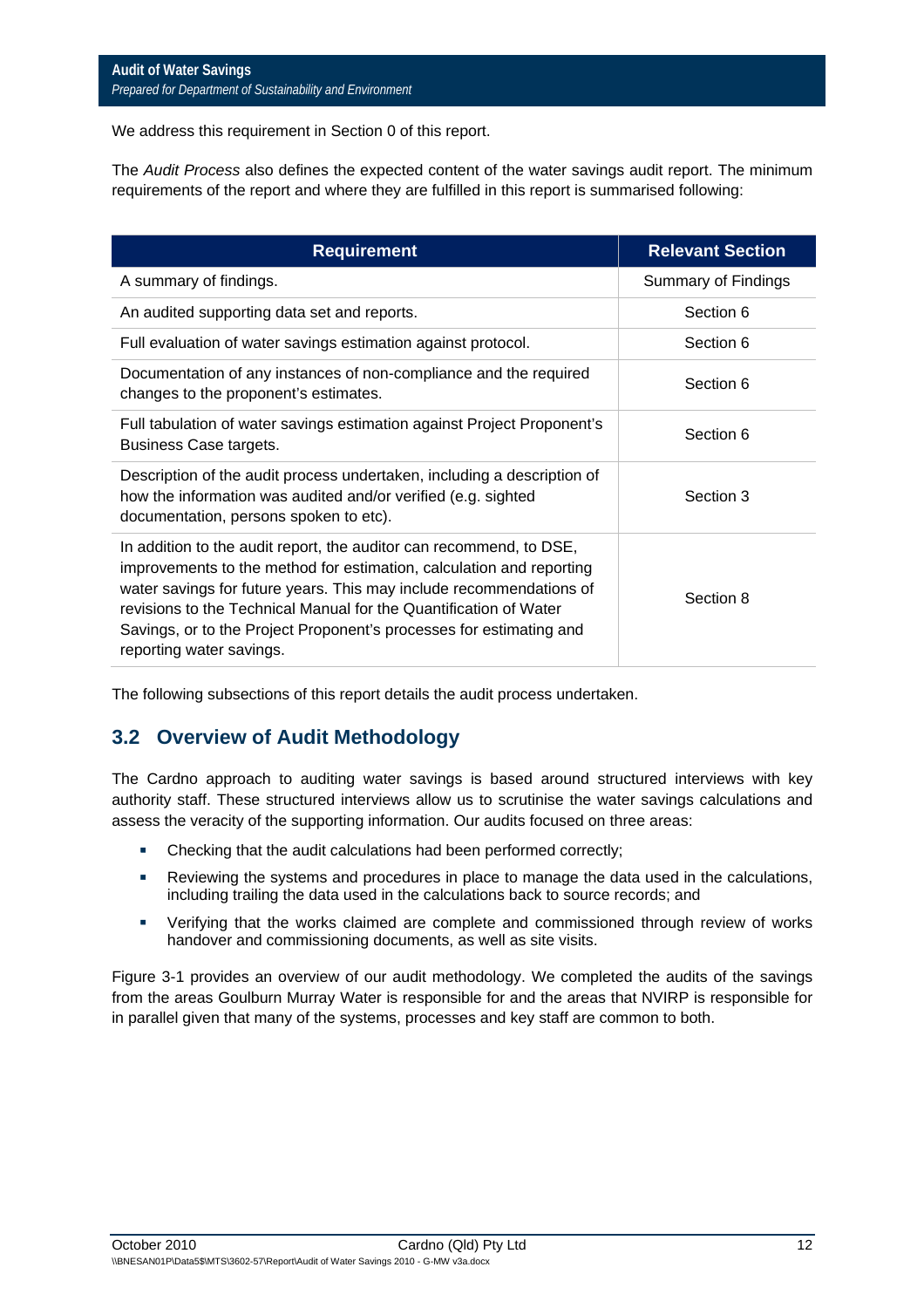We address this requirement in Section 0 of this report.

The *Audit Process* also defines the expected content of the water savings audit report. The minimum requirements of the report and where they are fulfilled in this report is summarised following:

| Requirement | Relevant Section |
| --- | --- |
| A summary of findings. | Summary of Findings |
| An audited supporting data set and reports. | Section 6 |
| Full evaluation of water savings estimation against protocol. | Section 6 |
| Documentation of any instances of non-compliance and the required changes to the proponent's estimates. | Section 6 |
| Full tabulation of water savings estimation against Project Proponent's Business Case targets. | Section 6 |
| Description of the audit process undertaken, including a description of how the information was audited and/or verified (e.g. sighted documentation, persons spoken to etc). | Section 3 |
| In addition to the audit report, the auditor can recommend, to DSE, improvements to the method for estimation, calculation and reporting water savings for future years. This may include recommendations of revisions to the Technical Manual for the Quantification of Water Savings, or to the Project Proponent's processes for estimating and reporting water savings. | Section 8 |

The following subsections of this report details the audit process undertaken.

## 3.2 Overview of Audit Methodology

The Cardno approach to auditing water savings is based around structured interviews with key authority staff. These structured interviews allow us to scrutinise the water savings calculations and assess the veracity of the supporting information. Our audits focused on three areas:

- Checking that the audit calculations had been performed correctly;
- Reviewing the systems and procedures in place to manage the data used in the calculations, including trailing the data used in the calculations back to source records; and
- Verifying that the works claimed are complete and commissioned through review of works handover and commissioning documents, as well as site visits.

Figure 3-1 provides an overview of our audit methodology. We completed the audits of the savings from the areas Goulburn Murray Water is responsible for and the areas that NVIRP is responsible for in parallel given that many of the systems, processes and key staff are common to both.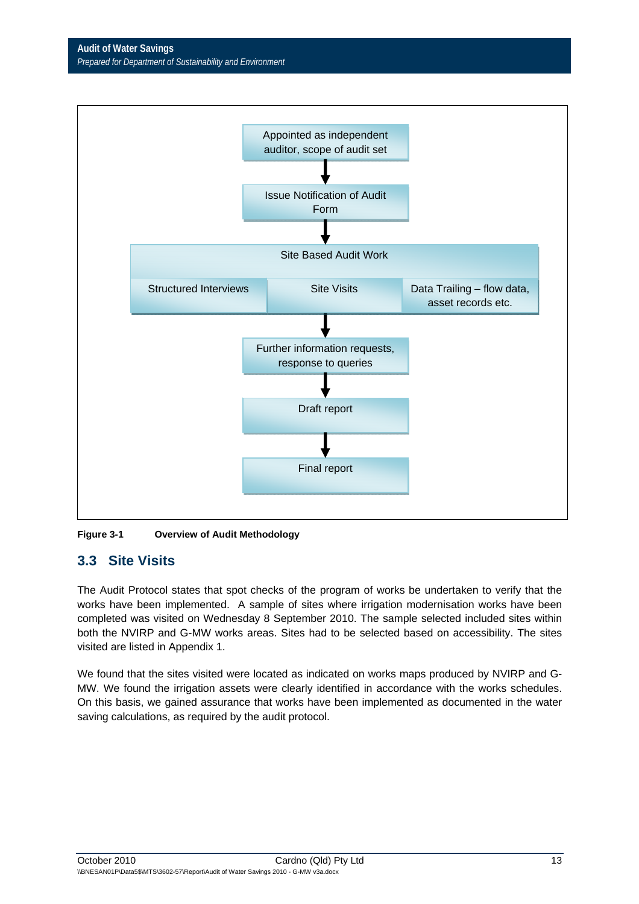Appointed as independent auditor, scope of audit set

↓

Issue Notification of Audit Form

↓

Site Based Audit Work

| Structured Interviews | Site Visits | Data Trailing – flow data, asset records etc. |
|---|---|---|

↓

Further information requests, response to queries

↓

Draft report

↓

Final report

**Figure 3-1 Overview of Audit Methodology**

## 3.3 Site Visits

The Audit Protocol states that spot checks of the program of works be undertaken to verify that the works have been implemented. A sample of sites where irrigation modernisation works have been completed was visited on Wednesday 8 September 2010. The sample selected included sites within both the NVIRP and G-MW works areas. Sites had to be selected based on accessibility. The sites visited are listed in Appendix 1.

We found that the sites visited were located as indicated on works maps produced by NVIRP and G-MW. We found the irrigation assets were clearly identified in accordance with the works schedules. On this basis, we gained assurance that works have been implemented as documented in the water saving calculations, as required by the audit protocol.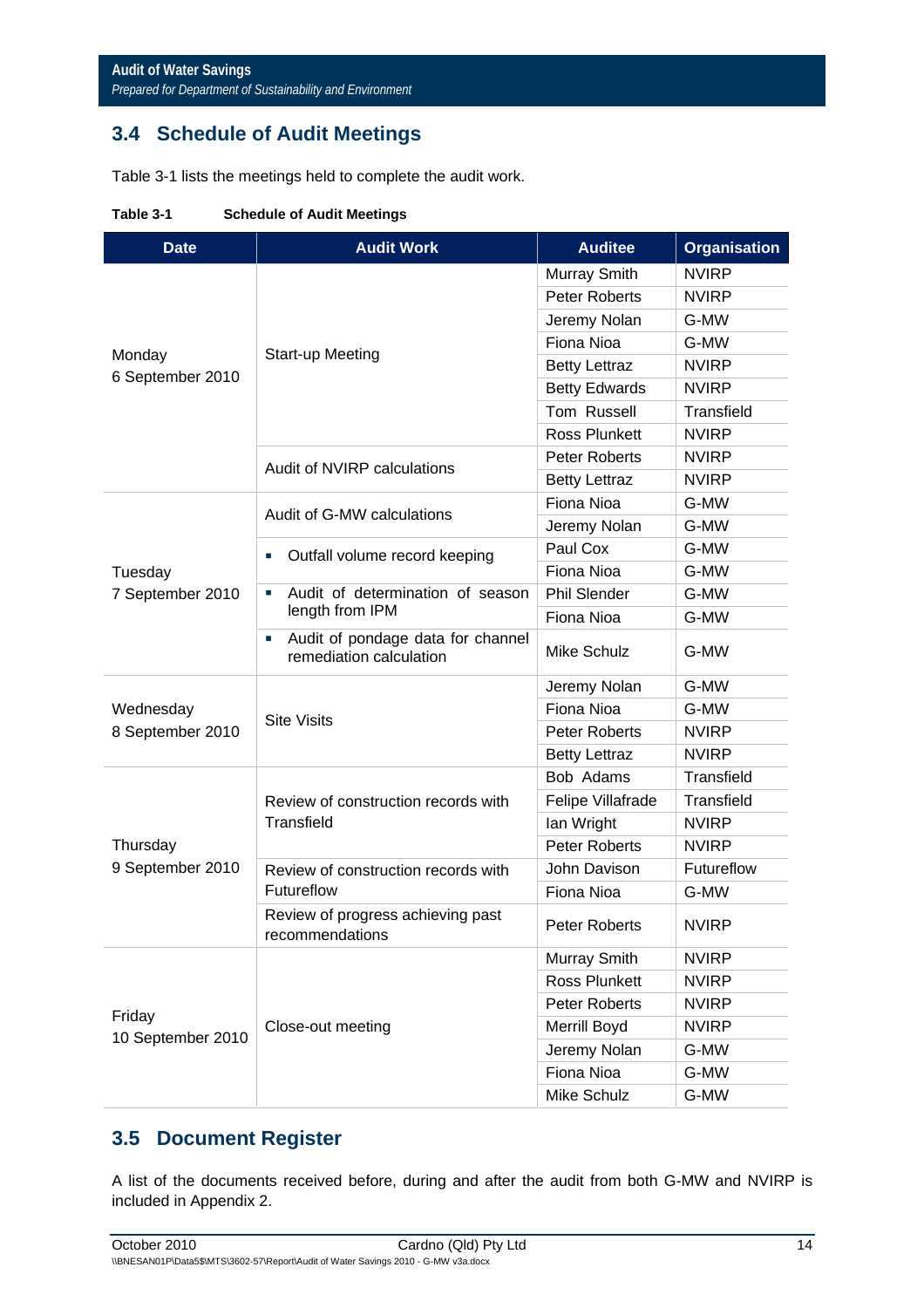## 3.4 Schedule of Audit Meetings

Table 3-1 lists the meetings held to complete the audit work.

**Table 3-1 Schedule of Audit Meetings**

| Date | Audit Work | Auditee | Organisation |
|---|---|---|---|
| Monday 6 September 2010 | Start-up Meeting | Murray Smith | NVIRP |
| | | Peter Roberts | NVIRP |
| | | Jeremy Nolan | G-MW |
| | | Fiona Nioa | G-MW |
| | | Betty Lettraz | NVIRP |
| | | Betty Edwards | NVIRP |
| | | Tom Russell | Transfield |
| | | Ross Plunkett | NVIRP |
| | Audit of NVIRP calculations | Peter Roberts | NVIRP |
| | | Betty Lettraz | NVIRP |
| Tuesday 7 September 2010 | Audit of G-MW calculations | Fiona Nioa | G-MW |
| | | Jeremy Nolan | G-MW |
| | ▪ Outfall volume record keeping | Paul Cox | G-MW |
| | | Fiona Nioa | G-MW |
| | ▪ Audit of determination of season length from IPM | Phil Slender | G-MW |
| | | Fiona Nioa | G-MW |
| | ▪ Audit of pondage data for channel remediation calculation | Mike Schulz | G-MW |
| Wednesday 8 September 2010 | Site Visits | Jeremy Nolan | G-MW |
| | | Fiona Nioa | G-MW |
| | | Peter Roberts | NVIRP |
| | | Betty Lettraz | NVIRP |
| Thursday 9 September 2010 | Review of construction records with Transfield | Bob Adams | Transfield |
| | | Felipe Villafrade | Transfield |
| | | Ian Wright | NVIRP |
| | | Peter Roberts | NVIRP |
| | Review of construction records with Futureflow | John Davison | Futureflow |
| | | Fiona Nioa | G-MW |
| | Review of progress achieving past recommendations | Peter Roberts | NVIRP |
| Friday 10 September 2010 | Close-out meeting | Murray Smith | NVIRP |
| | | Ross Plunkett | NVIRP |
| | | Peter Roberts | NVIRP |
| | | Merrill Boyd | NVIRP |
| | | Jeremy Nolan | G-MW |
| | | Fiona Nioa | G-MW |
| | | Mike Schulz | G-MW |

## 3.5 Document Register

A list of the documents received before, during and after the audit from both G-MW and NVIRP is included in Appendix 2.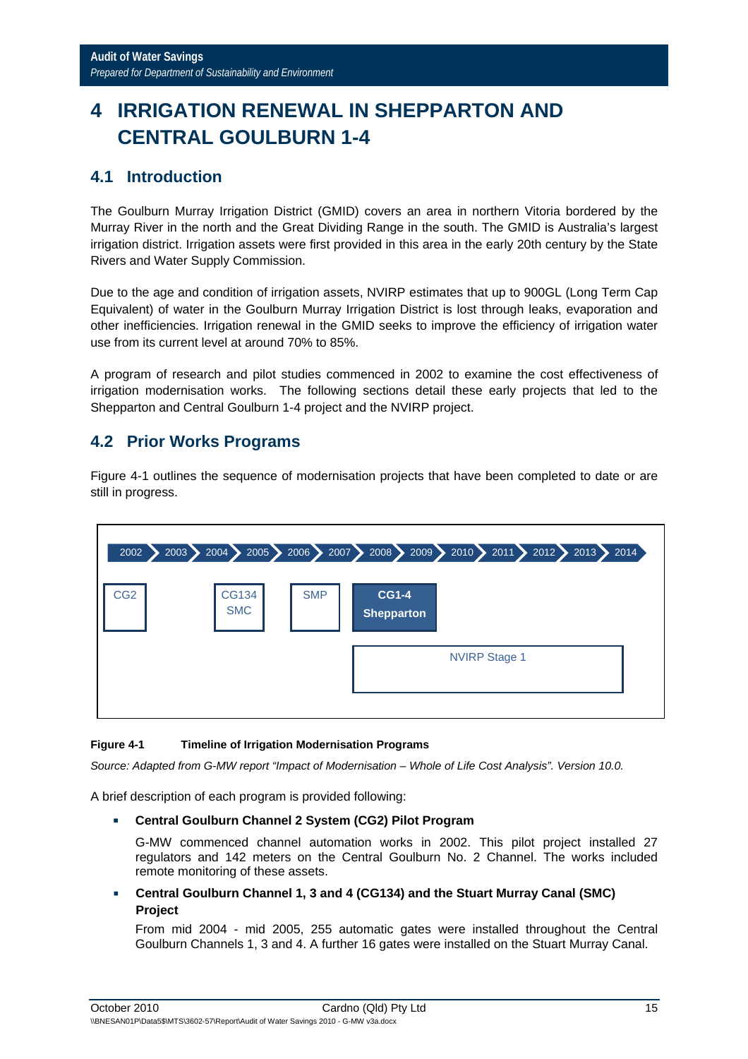# 4 IRRIGATION RENEWAL IN SHEPPARTON AND CENTRAL GOULBURN 1-4

## 4.1 Introduction

The Goulburn Murray Irrigation District (GMID) covers an area in northern Vitoria bordered by the Murray River in the north and the Great Dividing Range in the south. The GMID is Australia's largest irrigation district. Irrigation assets were first provided in this area in the early 20th century by the State Rivers and Water Supply Commission.

Due to the age and condition of irrigation assets, NVIRP estimates that up to 900GL (Long Term Cap Equivalent) of water in the Goulburn Murray Irrigation District is lost through leaks, evaporation and other inefficiencies. Irrigation renewal in the GMID seeks to improve the efficiency of irrigation water use from its current level at around 70% to 85%.

A program of research and pilot studies commenced in 2002 to examine the cost effectiveness of irrigation modernisation works. The following sections detail these early projects that led to the Shepparton and Central Goulburn 1-4 project and the NVIRP project.

## 4.2 Prior Works Programs

Figure 4-1 outlines the sequence of modernisation projects that have been completed to date or are still in progress.

| 2002 | 2003 | 2004 | 2005 | 2006 | 2007 | 2008 | 2009 | 2010 | 2011 | 2012 | 2013 | 2014 |
|---|---|---|---|---|---|---|---|---|---|---|---|---|
| CG2 | | CG134 SMC | | SMP | | **CG1-4 Shepparton** | | | | | | |
| | | | | | | NVIRP Stage 1 | | | | | | |

**Figure 4-1 Timeline of Irrigation Modernisation Programs**

*Source: Adapted from G-MW report "Impact of Modernisation – Whole of Life Cost Analysis". Version 10.0.*

A brief description of each program is provided following:

- **Central Goulburn Channel 2 System (CG2) Pilot Program**

  G-MW commenced channel automation works in 2002. This pilot project installed 27 regulators and 142 meters on the Central Goulburn No. 2 Channel. The works included remote monitoring of these assets.

- **Central Goulburn Channel 1, 3 and 4 (CG134) and the Stuart Murray Canal (SMC) Project**

  From mid 2004 - mid 2005, 255 automatic gates were installed throughout the Central Goulburn Channels 1, 3 and 4. A further 16 gates were installed on the Stuart Murray Canal.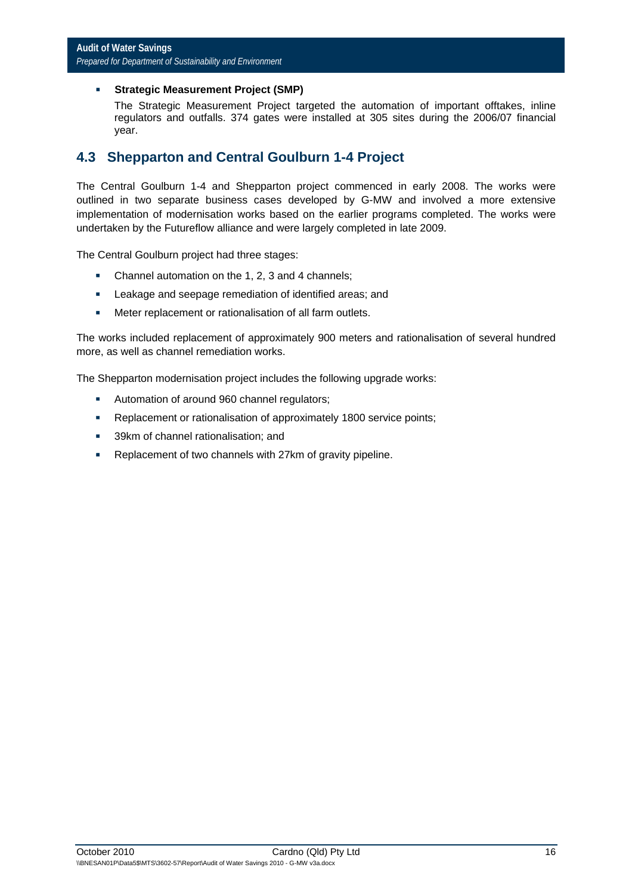- **Strategic Measurement Project (SMP)**

  The Strategic Measurement Project targeted the automation of important offtakes, inline regulators and outfalls. 374 gates were installed at 305 sites during the 2006/07 financial year.

## 4.3 Shepparton and Central Goulburn 1-4 Project

The Central Goulburn 1-4 and Shepparton project commenced in early 2008. The works were outlined in two separate business cases developed by G-MW and involved a more extensive implementation of modernisation works based on the earlier programs completed. The works were undertaken by the Futureflow alliance and were largely completed in late 2009.

The Central Goulburn project had three stages:

- Channel automation on the 1, 2, 3 and 4 channels;
- Leakage and seepage remediation of identified areas; and
- Meter replacement or rationalisation of all farm outlets.

The works included replacement of approximately 900 meters and rationalisation of several hundred more, as well as channel remediation works.

The Shepparton modernisation project includes the following upgrade works:

- Automation of around 960 channel regulators;
- Replacement or rationalisation of approximately 1800 service points;
- 39km of channel rationalisation; and
- Replacement of two channels with 27km of gravity pipeline.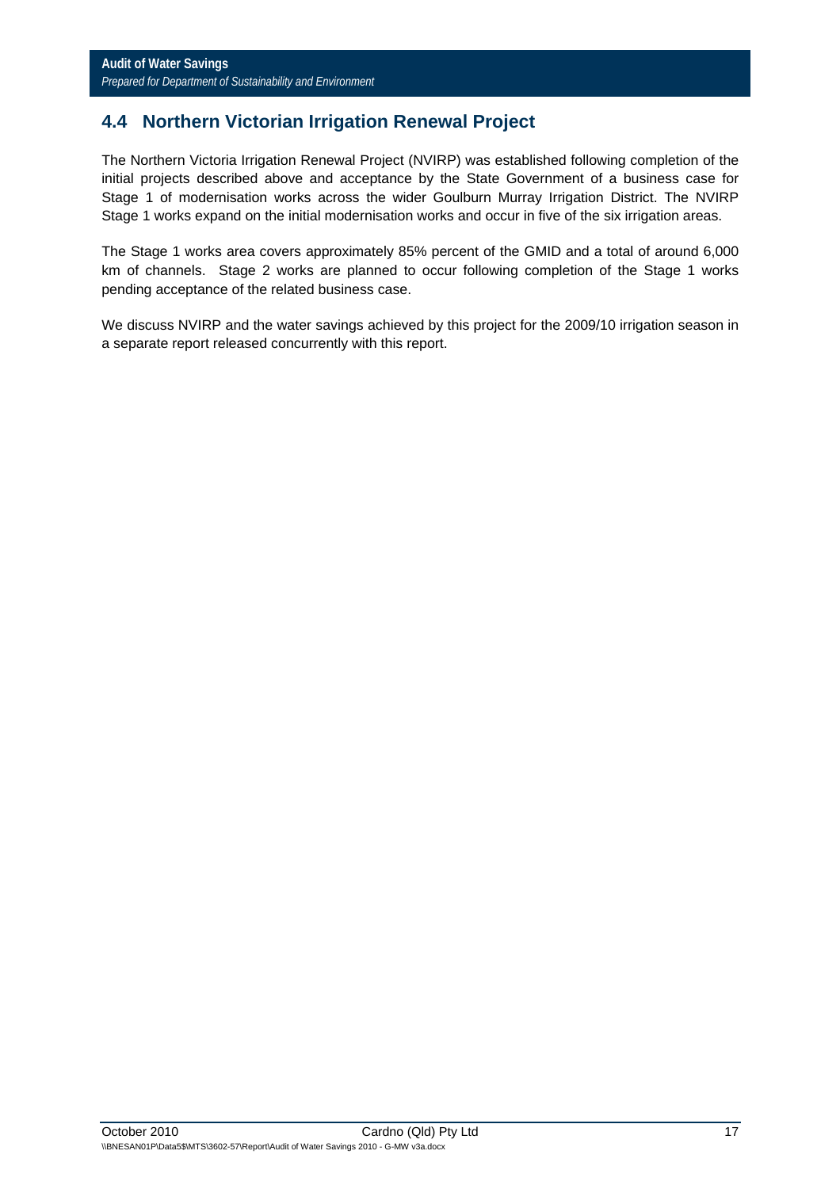## 4.4 Northern Victorian Irrigation Renewal Project

The Northern Victoria Irrigation Renewal Project (NVIRP) was established following completion of the initial projects described above and acceptance by the State Government of a business case for Stage 1 of modernisation works across the wider Goulburn Murray Irrigation District. The NVIRP Stage 1 works expand on the initial modernisation works and occur in five of the six irrigation areas.

The Stage 1 works area covers approximately 85% percent of the GMID and a total of around 6,000 km of channels. Stage 2 works are planned to occur following completion of the Stage 1 works pending acceptance of the related business case.

We discuss NVIRP and the water savings achieved by this project for the 2009/10 irrigation season in a separate report released concurrently with this report.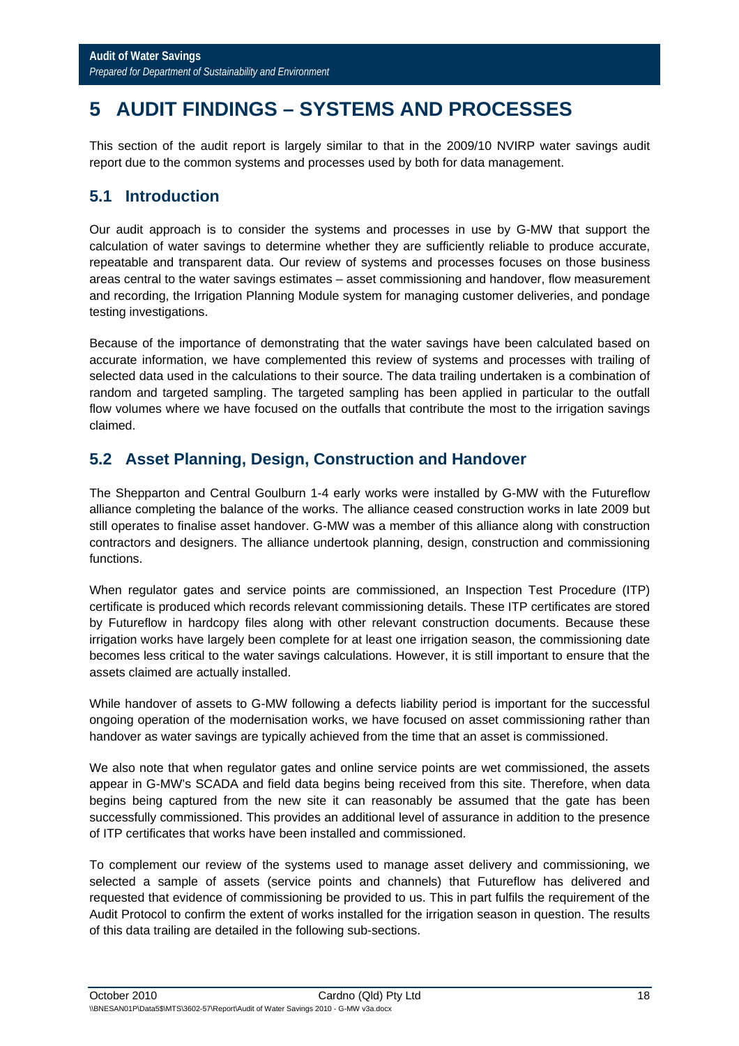# 5 AUDIT FINDINGS – SYSTEMS AND PROCESSES

This section of the audit report is largely similar to that in the 2009/10 NVIRP water savings audit report due to the common systems and processes used by both for data management.

## 5.1 Introduction

Our audit approach is to consider the systems and processes in use by G-MW that support the calculation of water savings to determine whether they are sufficiently reliable to produce accurate, repeatable and transparent data. Our review of systems and processes focuses on those business areas central to the water savings estimates – asset commissioning and handover, flow measurement and recording, the Irrigation Planning Module system for managing customer deliveries, and pondage testing investigations.

Because of the importance of demonstrating that the water savings have been calculated based on accurate information, we have complemented this review of systems and processes with trailing of selected data used in the calculations to their source. The data trailing undertaken is a combination of random and targeted sampling. The targeted sampling has been applied in particular to the outfall flow volumes where we have focused on the outfalls that contribute the most to the irrigation savings claimed.

## 5.2 Asset Planning, Design, Construction and Handover

The Shepparton and Central Goulburn 1-4 early works were installed by G-MW with the Futureflow alliance completing the balance of the works. The alliance ceased construction works in late 2009 but still operates to finalise asset handover. G-MW was a member of this alliance along with construction contractors and designers. The alliance undertook planning, design, construction and commissioning functions.

When regulator gates and service points are commissioned, an Inspection Test Procedure (ITP) certificate is produced which records relevant commissioning details. These ITP certificates are stored by Futureflow in hardcopy files along with other relevant construction documents. Because these irrigation works have largely been complete for at least one irrigation season, the commissioning date becomes less critical to the water savings calculations. However, it is still important to ensure that the assets claimed are actually installed.

While handover of assets to G-MW following a defects liability period is important for the successful ongoing operation of the modernisation works, we have focused on asset commissioning rather than handover as water savings are typically achieved from the time that an asset is commissioned.

We also note that when regulator gates and online service points are wet commissioned, the assets appear in G-MW's SCADA and field data begins being received from this site. Therefore, when data begins being captured from the new site it can reasonably be assumed that the gate has been successfully commissioned. This provides an additional level of assurance in addition to the presence of ITP certificates that works have been installed and commissioned.

To complement our review of the systems used to manage asset delivery and commissioning, we selected a sample of assets (service points and channels) that Futureflow has delivered and requested that evidence of commissioning be provided to us. This in part fulfils the requirement of the Audit Protocol to confirm the extent of works installed for the irrigation season in question. The results of this data trailing are detailed in the following sub-sections.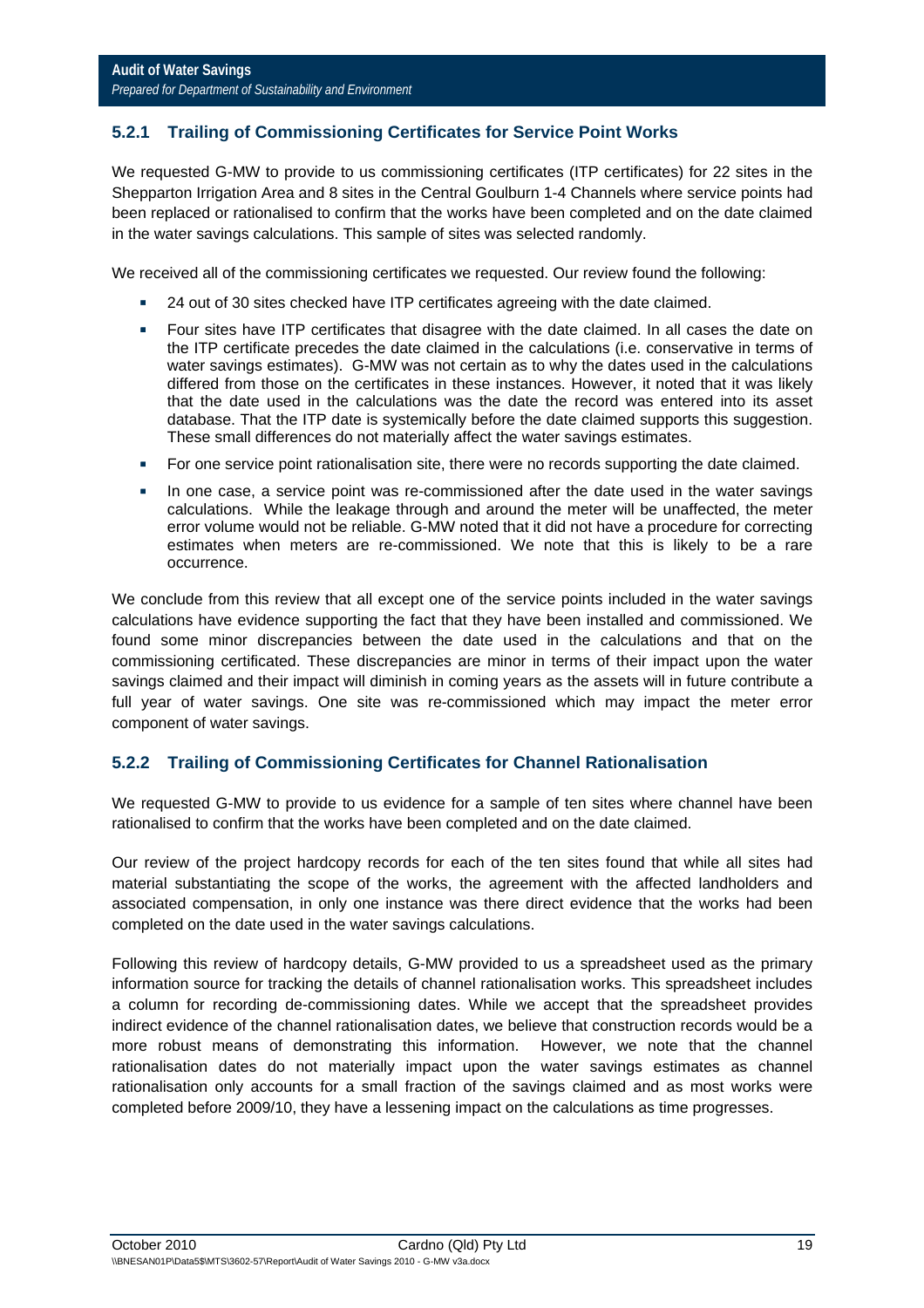### 5.2.1 Trailing of Commissioning Certificates for Service Point Works

We requested G-MW to provide to us commissioning certificates (ITP certificates) for 22 sites in the Shepparton Irrigation Area and 8 sites in the Central Goulburn 1-4 Channels where service points had been replaced or rationalised to confirm that the works have been completed and on the date claimed in the water savings calculations. This sample of sites was selected randomly.

We received all of the commissioning certificates we requested. Our review found the following:

- 24 out of 30 sites checked have ITP certificates agreeing with the date claimed.
- Four sites have ITP certificates that disagree with the date claimed. In all cases the date on the ITP certificate precedes the date claimed in the calculations (i.e. conservative in terms of water savings estimates). G-MW was not certain as to why the dates used in the calculations differed from those on the certificates in these instances. However, it noted that it was likely that the date used in the calculations was the date the record was entered into its asset database. That the ITP date is systemically before the date claimed supports this suggestion. These small differences do not materially affect the water savings estimates.
- For one service point rationalisation site, there were no records supporting the date claimed.
- In one case, a service point was re-commissioned after the date used in the water savings calculations. While the leakage through and around the meter will be unaffected, the meter error volume would not be reliable. G-MW noted that it did not have a procedure for correcting estimates when meters are re-commissioned. We note that this is likely to be a rare occurrence.

We conclude from this review that all except one of the service points included in the water savings calculations have evidence supporting the fact that they have been installed and commissioned. We found some minor discrepancies between the date used in the calculations and that on the commissioning certificated. These discrepancies are minor in terms of their impact upon the water savings claimed and their impact will diminish in coming years as the assets will in future contribute a full year of water savings. One site was re-commissioned which may impact the meter error component of water savings.

### 5.2.2 Trailing of Commissioning Certificates for Channel Rationalisation

We requested G-MW to provide to us evidence for a sample of ten sites where channel have been rationalised to confirm that the works have been completed and on the date claimed.

Our review of the project hardcopy records for each of the ten sites found that while all sites had material substantiating the scope of the works, the agreement with the affected landholders and associated compensation, in only one instance was there direct evidence that the works had been completed on the date used in the water savings calculations.

Following this review of hardcopy details, G-MW provided to us a spreadsheet used as the primary information source for tracking the details of channel rationalisation works. This spreadsheet includes a column for recording de-commissioning dates. While we accept that the spreadsheet provides indirect evidence of the channel rationalisation dates, we believe that construction records would be a more robust means of demonstrating this information. However, we note that the channel rationalisation dates do not materially impact upon the water savings estimates as channel rationalisation only accounts for a small fraction of the savings claimed and as most works were completed before 2009/10, they have a lessening impact on the calculations as time progresses.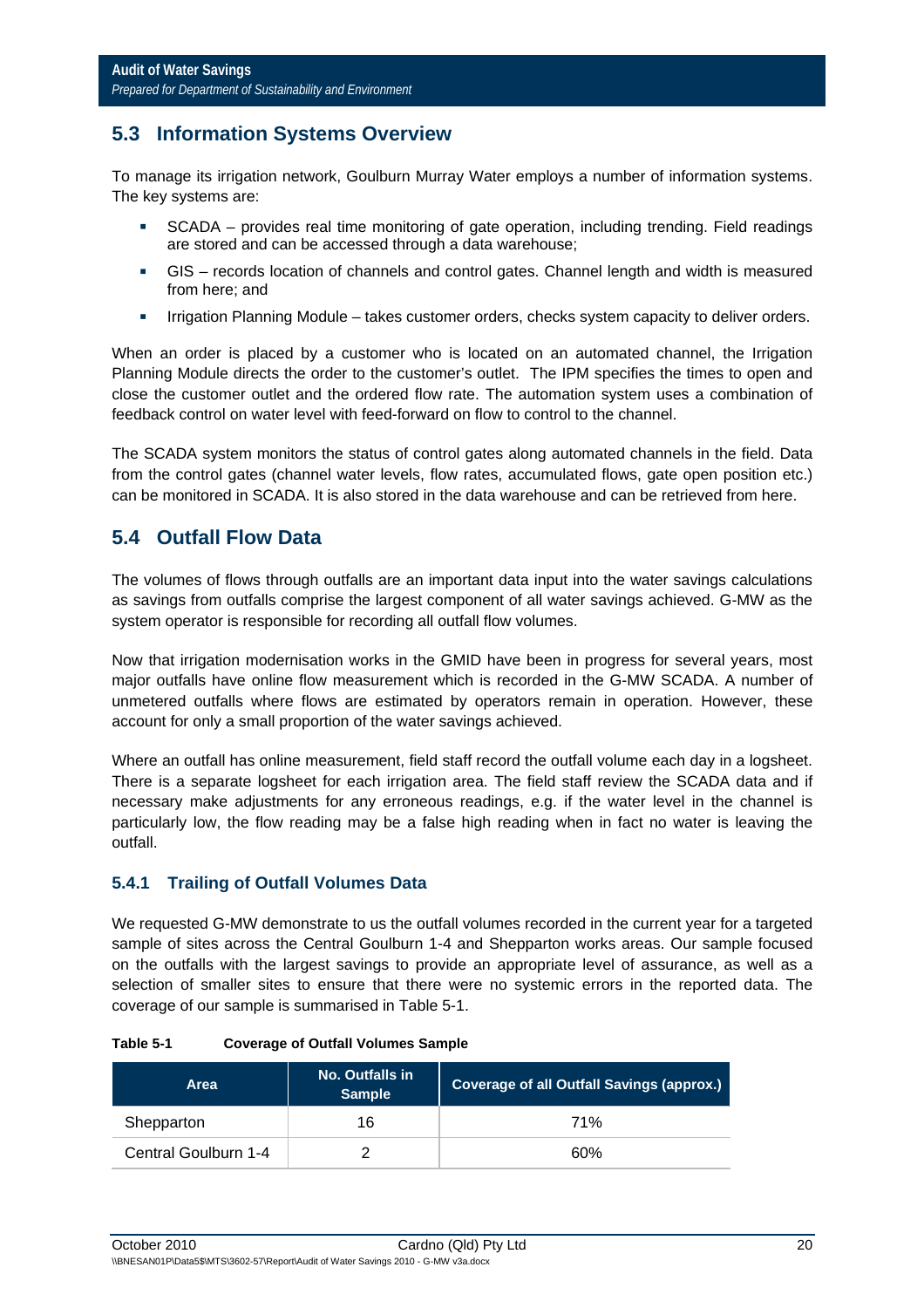## 5.3 Information Systems Overview

To manage its irrigation network, Goulburn Murray Water employs a number of information systems. The key systems are:

- SCADA – provides real time monitoring of gate operation, including trending. Field readings are stored and can be accessed through a data warehouse;
- GIS – records location of channels and control gates. Channel length and width is measured from here; and
- Irrigation Planning Module – takes customer orders, checks system capacity to deliver orders.

When an order is placed by a customer who is located on an automated channel, the Irrigation Planning Module directs the order to the customer's outlet. The IPM specifies the times to open and close the customer outlet and the ordered flow rate. The automation system uses a combination of feedback control on water level with feed-forward on flow to control to the channel.

The SCADA system monitors the status of control gates along automated channels in the field. Data from the control gates (channel water levels, flow rates, accumulated flows, gate open position etc.) can be monitored in SCADA. It is also stored in the data warehouse and can be retrieved from here.

## 5.4 Outfall Flow Data

The volumes of flows through outfalls are an important data input into the water savings calculations as savings from outfalls comprise the largest component of all water savings achieved. G-MW as the system operator is responsible for recording all outfall flow volumes.

Now that irrigation modernisation works in the GMID have been in progress for several years, most major outfalls have online flow measurement which is recorded in the G-MW SCADA. A number of unmetered outfalls where flows are estimated by operators remain in operation. However, these account for only a small proportion of the water savings achieved.

Where an outfall has online measurement, field staff record the outfall volume each day in a logsheet. There is a separate logsheet for each irrigation area. The field staff review the SCADA data and if necessary make adjustments for any erroneous readings, e.g. if the water level in the channel is particularly low, the flow reading may be a false high reading when in fact no water is leaving the outfall.

### 5.4.1 Trailing of Outfall Volumes Data

We requested G-MW demonstrate to us the outfall volumes recorded in the current year for a targeted sample of sites across the Central Goulburn 1-4 and Shepparton works areas. Our sample focused on the outfalls with the largest savings to provide an appropriate level of assurance, as well as a selection of smaller sites to ensure that there were no systemic errors in the reported data. The coverage of our sample is summarised in Table 5-1.

**Table 5-1 Coverage of Outfall Volumes Sample**

| Area | No. Outfalls in Sample | Coverage of all Outfall Savings (approx.) |
|---|---|---|
| Shepparton | 16 | 71% |
| Central Goulburn 1-4 | 2 | 60% |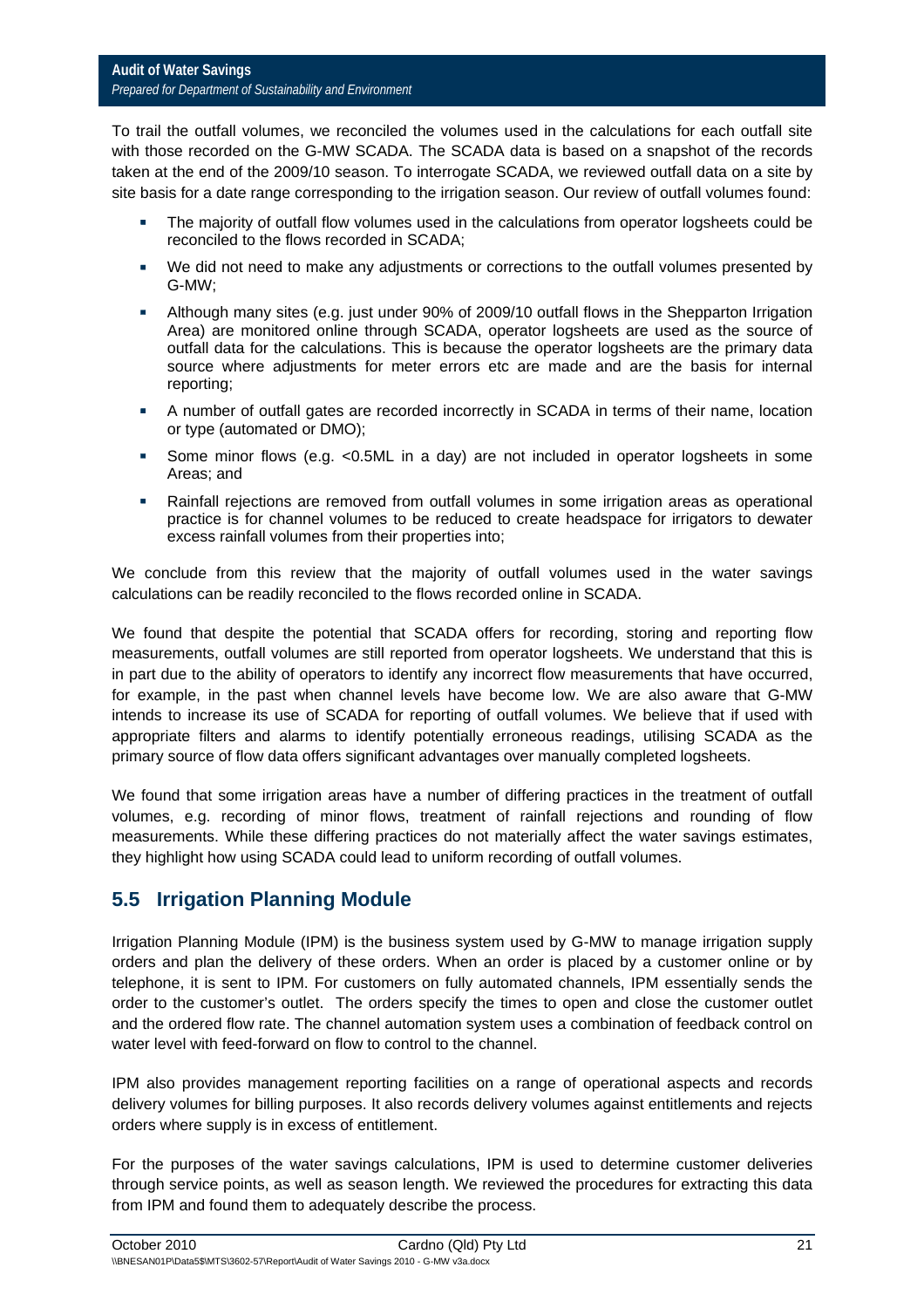To trail the outfall volumes, we reconciled the volumes used in the calculations for each outfall site with those recorded on the G-MW SCADA. The SCADA data is based on a snapshot of the records taken at the end of the 2009/10 season. To interrogate SCADA, we reviewed outfall data on a site by site basis for a date range corresponding to the irrigation season. Our review of outfall volumes found:

- The majority of outfall flow volumes used in the calculations from operator logsheets could be reconciled to the flows recorded in SCADA;
- We did not need to make any adjustments or corrections to the outfall volumes presented by G-MW;
- Although many sites (e.g. just under 90% of 2009/10 outfall flows in the Shepparton Irrigation Area) are monitored online through SCADA, operator logsheets are used as the source of outfall data for the calculations. This is because the operator logsheets are the primary data source where adjustments for meter errors etc are made and are the basis for internal reporting;
- A number of outfall gates are recorded incorrectly in SCADA in terms of their name, location or type (automated or DMO);
- Some minor flows (e.g. <0.5ML in a day) are not included in operator logsheets in some Areas; and
- Rainfall rejections are removed from outfall volumes in some irrigation areas as operational practice is for channel volumes to be reduced to create headspace for irrigators to dewater excess rainfall volumes from their properties into;

We conclude from this review that the majority of outfall volumes used in the water savings calculations can be readily reconciled to the flows recorded online in SCADA.

We found that despite the potential that SCADA offers for recording, storing and reporting flow measurements, outfall volumes are still reported from operator logsheets. We understand that this is in part due to the ability of operators to identify any incorrect flow measurements that have occurred, for example, in the past when channel levels have become low. We are also aware that G-MW intends to increase its use of SCADA for reporting of outfall volumes. We believe that if used with appropriate filters and alarms to identify potentially erroneous readings, utilising SCADA as the primary source of flow data offers significant advantages over manually completed logsheets.

We found that some irrigation areas have a number of differing practices in the treatment of outfall volumes, e.g. recording of minor flows, treatment of rainfall rejections and rounding of flow measurements. While these differing practices do not materially affect the water savings estimates, they highlight how using SCADA could lead to uniform recording of outfall volumes.

## 5.5 Irrigation Planning Module

Irrigation Planning Module (IPM) is the business system used by G-MW to manage irrigation supply orders and plan the delivery of these orders. When an order is placed by a customer online or by telephone, it is sent to IPM. For customers on fully automated channels, IPM essentially sends the order to the customer's outlet. The orders specify the times to open and close the customer outlet and the ordered flow rate. The channel automation system uses a combination of feedback control on water level with feed-forward on flow to control to the channel.

IPM also provides management reporting facilities on a range of operational aspects and records delivery volumes for billing purposes. It also records delivery volumes against entitlements and rejects orders where supply is in excess of entitlement.

For the purposes of the water savings calculations, IPM is used to determine customer deliveries through service points, as well as season length. We reviewed the procedures for extracting this data from IPM and found them to adequately describe the process.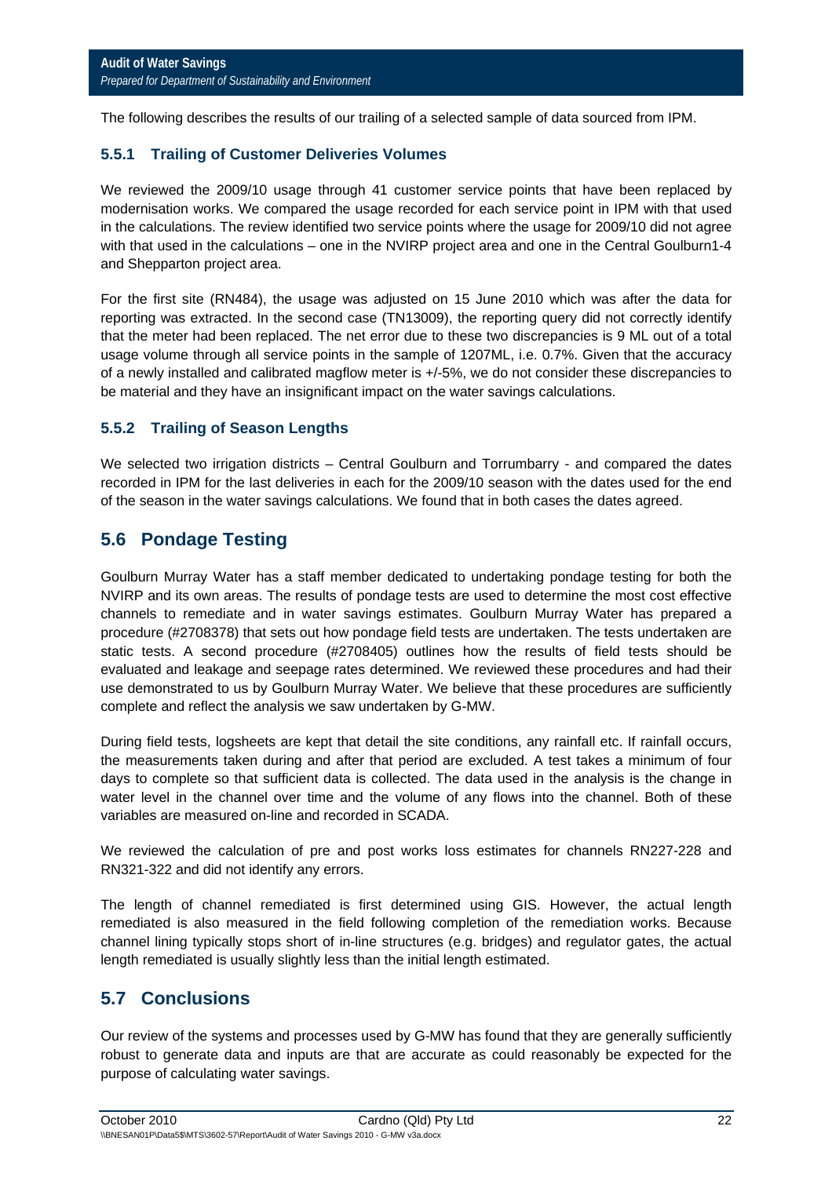The following describes the results of our trailing of a selected sample of data sourced from IPM.

### 5.5.1 Trailing of Customer Deliveries Volumes

We reviewed the 2009/10 usage through 41 customer service points that have been replaced by modernisation works. We compared the usage recorded for each service point in IPM with that used in the calculations. The review identified two service points where the usage for 2009/10 did not agree with that used in the calculations – one in the NVIRP project area and one in the Central Goulburn1-4 and Shepparton project area.

For the first site (RN484), the usage was adjusted on 15 June 2010 which was after the data for reporting was extracted. In the second case (TN13009), the reporting query did not correctly identify that the meter had been replaced. The net error due to these two discrepancies is 9 ML out of a total usage volume through all service points in the sample of 1207ML, i.e. 0.7%. Given that the accuracy of a newly installed and calibrated magflow meter is +/-5%, we do not consider these discrepancies to be material and they have an insignificant impact on the water savings calculations.

### 5.5.2 Trailing of Season Lengths

We selected two irrigation districts – Central Goulburn and Torrumbarry - and compared the dates recorded in IPM for the last deliveries in each for the 2009/10 season with the dates used for the end of the season in the water savings calculations. We found that in both cases the dates agreed.

## 5.6 Pondage Testing

Goulburn Murray Water has a staff member dedicated to undertaking pondage testing for both the NVIRP and its own areas. The results of pondage tests are used to determine the most cost effective channels to remediate and in water savings estimates. Goulburn Murray Water has prepared a procedure (#2708378) that sets out how pondage field tests are undertaken. The tests undertaken are static tests. A second procedure (#2708405) outlines how the results of field tests should be evaluated and leakage and seepage rates determined. We reviewed these procedures and had their use demonstrated to us by Goulburn Murray Water. We believe that these procedures are sufficiently complete and reflect the analysis we saw undertaken by G-MW.

During field tests, logsheets are kept that detail the site conditions, any rainfall etc. If rainfall occurs, the measurements taken during and after that period are excluded. A test takes a minimum of four days to complete so that sufficient data is collected. The data used in the analysis is the change in water level in the channel over time and the volume of any flows into the channel. Both of these variables are measured on-line and recorded in SCADA.

We reviewed the calculation of pre and post works loss estimates for channels RN227-228 and RN321-322 and did not identify any errors.

The length of channel remediated is first determined using GIS. However, the actual length remediated is also measured in the field following completion of the remediation works. Because channel lining typically stops short of in-line structures (e.g. bridges) and regulator gates, the actual length remediated is usually slightly less than the initial length estimated.

## 5.7 Conclusions

Our review of the systems and processes used by G-MW has found that they are generally sufficiently robust to generate data and inputs are that are accurate as could reasonably be expected for the purpose of calculating water savings.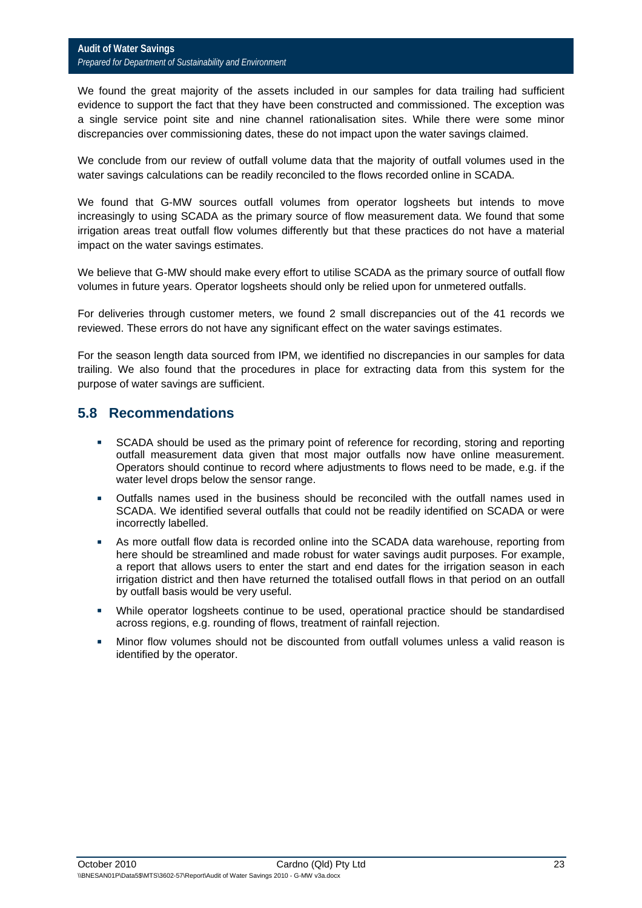We found the great majority of the assets included in our samples for data trailing had sufficient evidence to support the fact that they have been constructed and commissioned. The exception was a single service point site and nine channel rationalisation sites. While there were some minor discrepancies over commissioning dates, these do not impact upon the water savings claimed.

We conclude from our review of outfall volume data that the majority of outfall volumes used in the water savings calculations can be readily reconciled to the flows recorded online in SCADA.

We found that G-MW sources outfall volumes from operator logsheets but intends to move increasingly to using SCADA as the primary source of flow measurement data. We found that some irrigation areas treat outfall flow volumes differently but that these practices do not have a material impact on the water savings estimates.

We believe that G-MW should make every effort to utilise SCADA as the primary source of outfall flow volumes in future years. Operator logsheets should only be relied upon for unmetered outfalls.

For deliveries through customer meters, we found 2 small discrepancies out of the 41 records we reviewed. These errors do not have any significant effect on the water savings estimates.

For the season length data sourced from IPM, we identified no discrepancies in our samples for data trailing. We also found that the procedures in place for extracting data from this system for the purpose of water savings are sufficient.

## 5.8 Recommendations

- SCADA should be used as the primary point of reference for recording, storing and reporting outfall measurement data given that most major outfalls now have online measurement. Operators should continue to record where adjustments to flows need to be made, e.g. if the water level drops below the sensor range.
- Outfalls names used in the business should be reconciled with the outfall names used in SCADA. We identified several outfalls that could not be readily identified on SCADA or were incorrectly labelled.
- As more outfall flow data is recorded online into the SCADA data warehouse, reporting from here should be streamlined and made robust for water savings audit purposes. For example, a report that allows users to enter the start and end dates for the irrigation season in each irrigation district and then have returned the totalised outfall flows in that period on an outfall by outfall basis would be very useful.
- While operator logsheets continue to be used, operational practice should be standardised across regions, e.g. rounding of flows, treatment of rainfall rejection.
- Minor flow volumes should not be discounted from outfall volumes unless a valid reason is identified by the operator.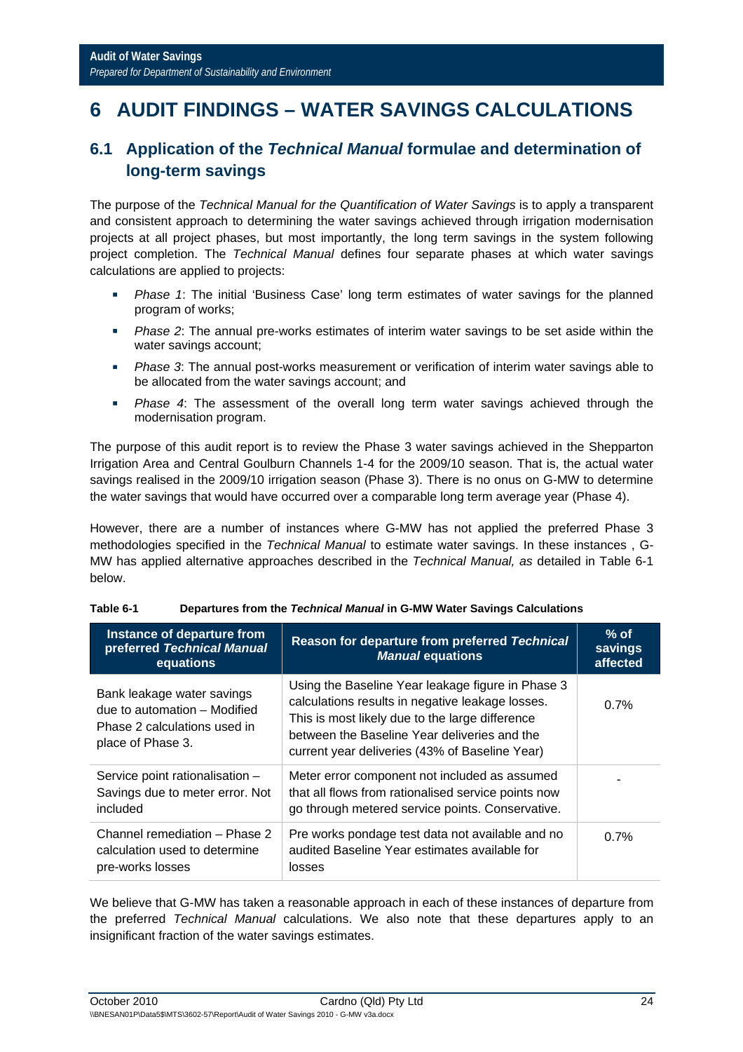# 6 AUDIT FINDINGS – WATER SAVINGS CALCULATIONS

## 6.1 Application of the *Technical Manual* formulae and determination of long-term savings

The purpose of the *Technical Manual for the Quantification of Water Savings* is to apply a transparent and consistent approach to determining the water savings achieved through irrigation modernisation projects at all project phases, but most importantly, the long term savings in the system following project completion. The *Technical Manual* defines four separate phases at which water savings calculations are applied to projects:

- *Phase 1*: The initial 'Business Case' long term estimates of water savings for the planned program of works;
- *Phase 2*: The annual pre-works estimates of interim water savings to be set aside within the water savings account;
- *Phase 3*: The annual post-works measurement or verification of interim water savings able to be allocated from the water savings account; and
- *Phase 4*: The assessment of the overall long term water savings achieved through the modernisation program.

The purpose of this audit report is to review the Phase 3 water savings achieved in the Shepparton Irrigation Area and Central Goulburn Channels 1-4 for the 2009/10 season. That is, the actual water savings realised in the 2009/10 irrigation season (Phase 3). There is no onus on G-MW to determine the water savings that would have occurred over a comparable long term average year (Phase 4).

However, there are a number of instances where G-MW has not applied the preferred Phase 3 methodologies specified in the *Technical Manual* to estimate water savings. In these instances , G-MW has applied alternative approaches described in the *Technical Manual, as* detailed in Table 6-1 below.

**Table 6-1 Departures from the *Technical Manual* in G-MW Water Savings Calculations**

| Instance of departure from preferred *Technical Manual* equations | Reason for departure from preferred *Technical Manual* equations | % of savings affected |
|---|---|---|
| Bank leakage water savings due to automation – Modified Phase 2 calculations used in place of Phase 3. | Using the Baseline Year leakage figure in Phase 3 calculations results in negative leakage losses. This is most likely due to the large difference between the Baseline Year deliveries and the current year deliveries (43% of Baseline Year) | 0.7% |
| Service point rationalisation – Savings due to meter error. Not included | Meter error component not included as assumed that all flows from rationalised service points now go through metered service points. Conservative. | - |
| Channel remediation – Phase 2 calculation used to determine pre-works losses | Pre works pondage test data not available and no audited Baseline Year estimates available for losses | 0.7% |

We believe that G-MW has taken a reasonable approach in each of these instances of departure from the preferred *Technical Manual* calculations. We also note that these departures apply to an insignificant fraction of the water savings estimates.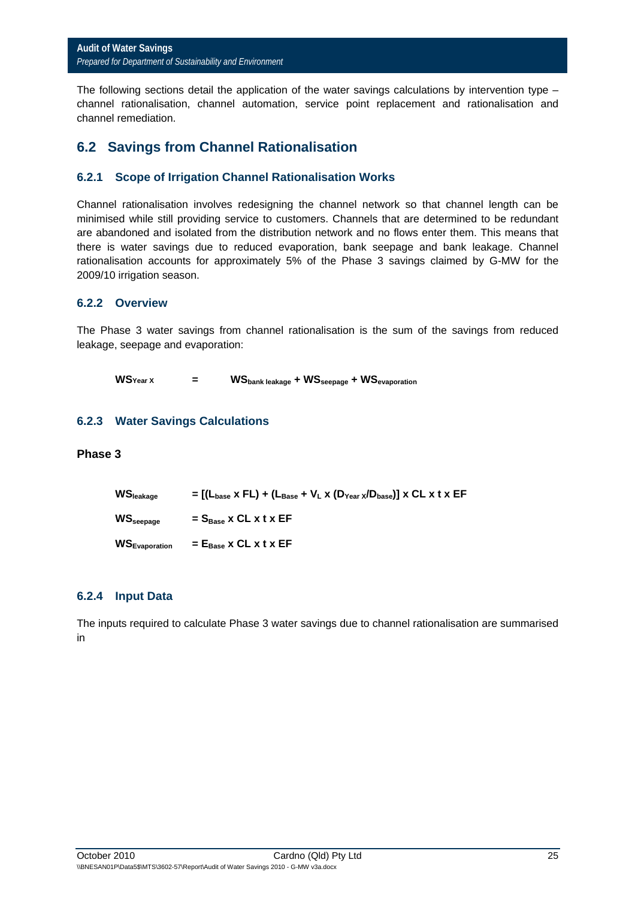The following sections detail the application of the water savings calculations by intervention type – channel rationalisation, channel automation, service point replacement and rationalisation and channel remediation.

## 6.2 Savings from Channel Rationalisation

### 6.2.1 Scope of Irrigation Channel Rationalisation Works

Channel rationalisation involves redesigning the channel network so that channel length can be minimised while still providing service to customers. Channels that are determined to be redundant are abandoned and isolated from the distribution network and no flows enter them. This means that there is water savings due to reduced evaporation, bank seepage and bank leakage. Channel rationalisation accounts for approximately 5% of the Phase 3 savings claimed by G-MW for the 2009/10 irrigation season.

### 6.2.2 Overview

The Phase 3 water savings from channel rationalisation is the sum of the savings from reduced leakage, seepage and evaporation:

$$\mathbf{WS_{Year\ X} = WS_{bank\ leakage} + WS_{seepage} + WS_{evaporation}}$$

### 6.2.3 Water Savings Calculations

**Phase 3**

$$\mathbf{WS_{leakage} = [(L_{base} \times FL) + (L_{Base} + V_L \times (D_{Year\ X}/D_{base})] \times CL \times t \times EF}$$

$$\mathbf{WS_{seepage} = S_{Base} \times CL \times t \times EF}$$

$$\mathbf{WS_{Evaporation} = E_{Base} \times CL \times t \times EF}$$

### 6.2.4 Input Data

The inputs required to calculate Phase 3 water savings due to channel rationalisation are summarised in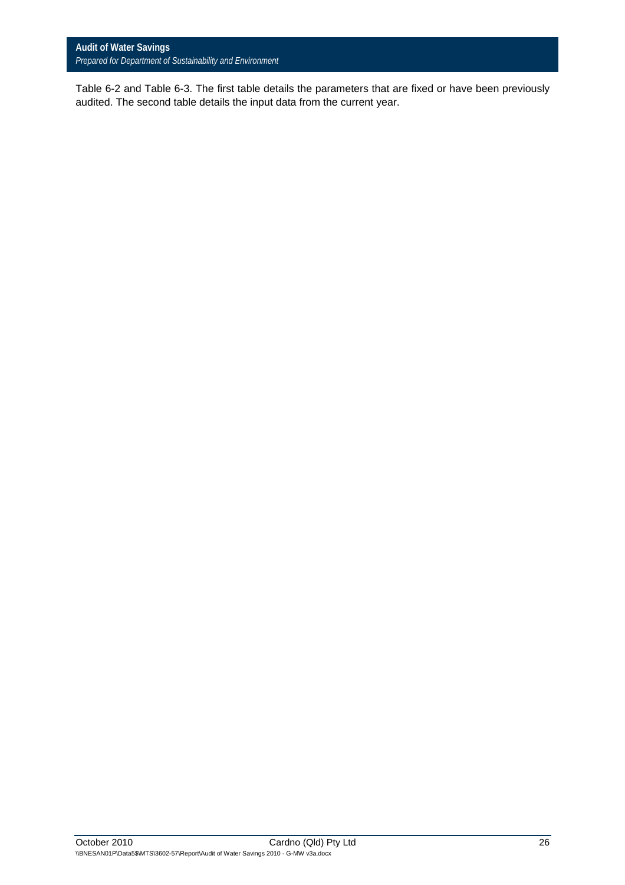Table 6-2 and Table 6-3. The first table details the parameters that are fixed or have been previously audited. The second table details the input data from the current year.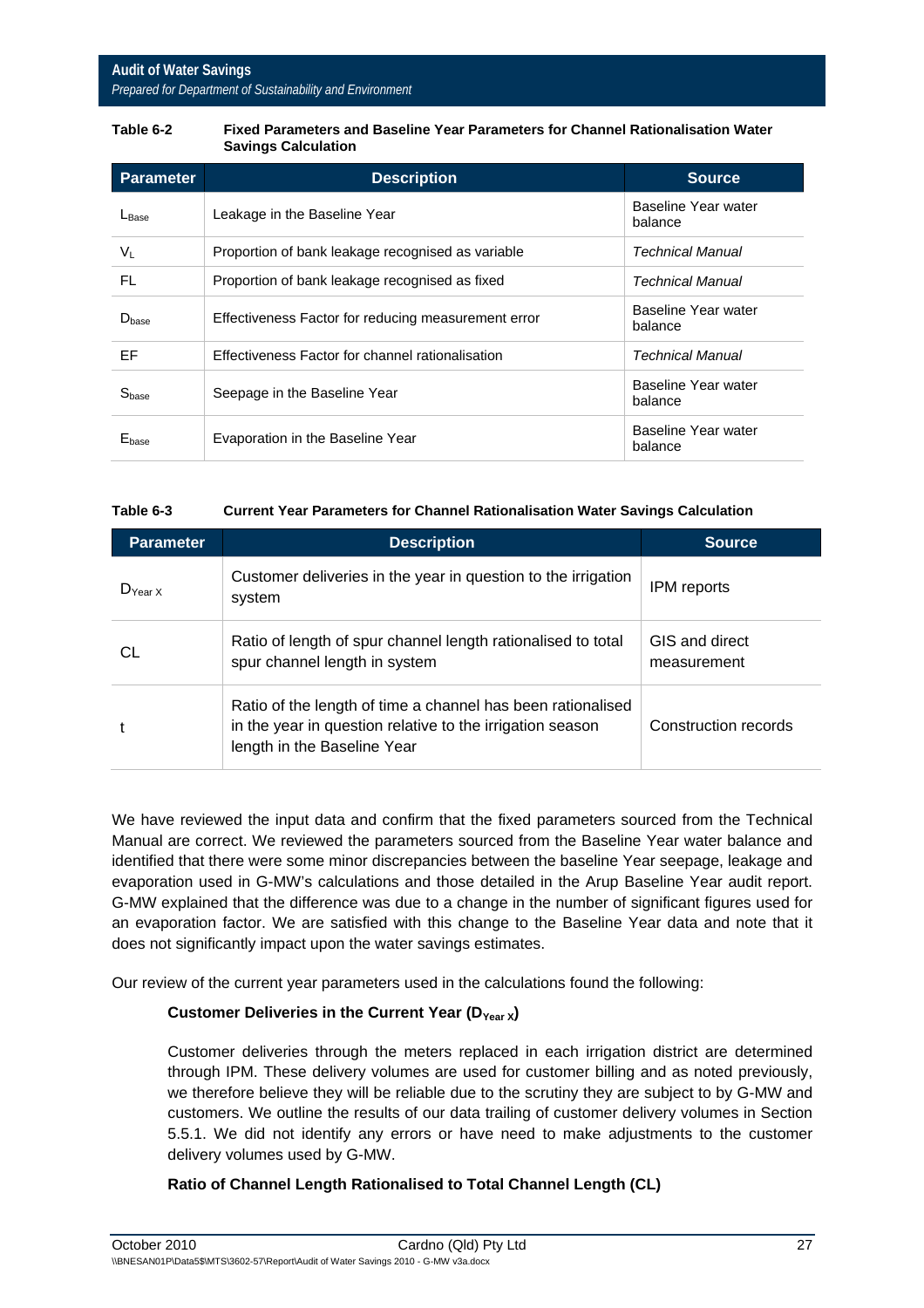**Table 6-2 Fixed Parameters and Baseline Year Parameters for Channel Rationalisation Water Savings Calculation**

| Parameter | Description | Source |
|---|---|---|
| $L_{Base}$ | Leakage in the Baseline Year | Baseline Year water balance |
| $V_L$ | Proportion of bank leakage recognised as variable | *Technical Manual* |
| FL | Proportion of bank leakage recognised as fixed | *Technical Manual* |
| $D_{base}$ | Effectiveness Factor for reducing measurement error | Baseline Year water balance |
| EF | Effectiveness Factor for channel rationalisation | *Technical Manual* |
| $S_{base}$ | Seepage in the Baseline Year | Baseline Year water balance |
| $E_{base}$ | Evaporation in the Baseline Year | Baseline Year water balance |

**Table 6-3 Current Year Parameters for Channel Rationalisation Water Savings Calculation**

| Parameter | Description | Source |
|---|---|---|
| $D_{Year\ X}$ | Customer deliveries in the year in question to the irrigation system | IPM reports |
| CL | Ratio of length of spur channel length rationalised to total spur channel length in system | GIS and direct measurement |
| t | Ratio of the length of time a channel has been rationalised in the year in question relative to the irrigation season length in the Baseline Year | Construction records |

We have reviewed the input data and confirm that the fixed parameters sourced from the Technical Manual are correct. We reviewed the parameters sourced from the Baseline Year water balance and identified that there were some minor discrepancies between the Baseline Year seepage, leakage and evaporation used in G-MW's calculations and those detailed in the Arup Baseline Year audit report. G-MW explained that the difference was due to a change in the number of significant figures used for an evaporation factor. We are satisfied with this change to the Baseline Year data and note that it does not significantly impact upon the water savings estimates.

Our review of the current year parameters used in the calculations found the following:

**Customer Deliveries in the Current Year ($D_{Year\ X}$)**

Customer deliveries through the meters replaced in each irrigation district are determined through IPM. These delivery volumes are used for customer billing and as noted previously, we therefore believe they will be reliable due to the scrutiny they are subject to by G-MW and customers. We outline the results of our data trailing of customer delivery volumes in Section 5.5.1. We did not identify any errors or have need to make adjustments to the customer delivery volumes used by G-MW.

**Ratio of Channel Length Rationalised to Total Channel Length (CL)**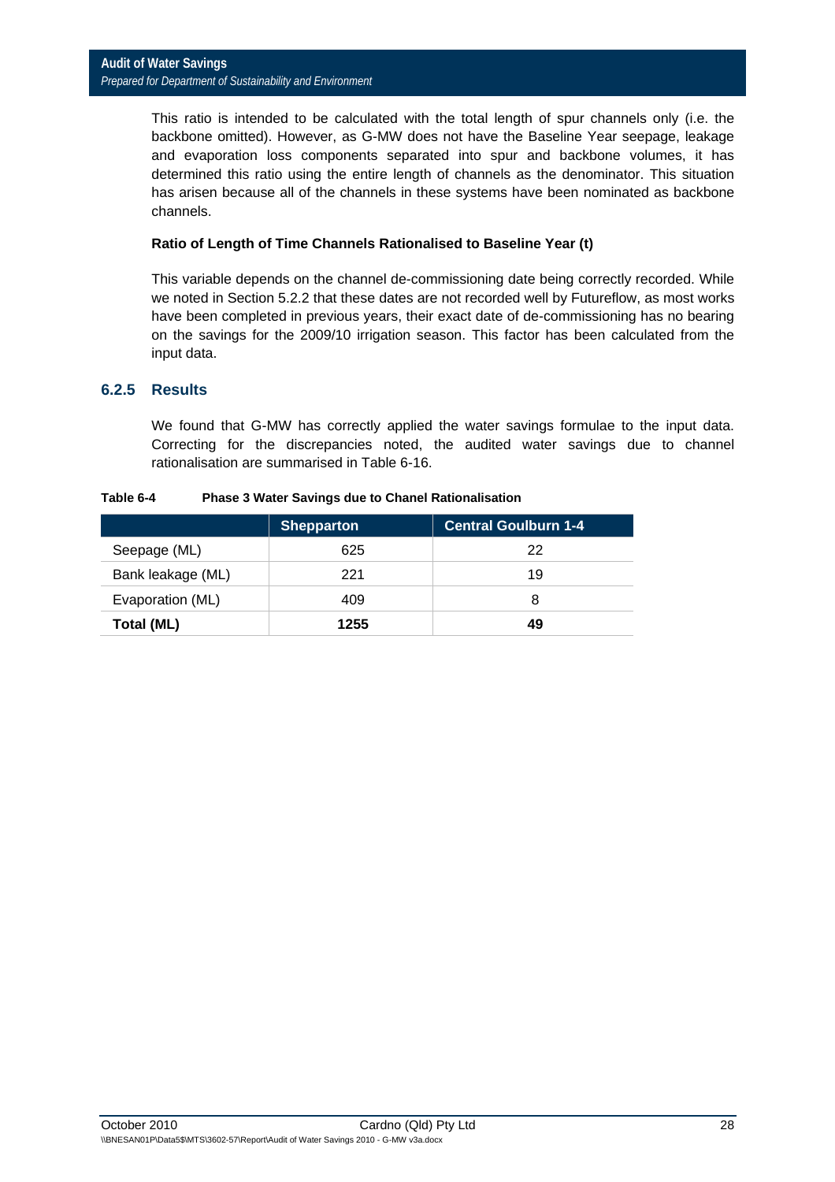This ratio is intended to be calculated with the total length of spur channels only (i.e. the backbone omitted). However, as G-MW does not have the Baseline Year seepage, leakage and evaporation loss components separated into spur and backbone volumes, it has determined this ratio using the entire length of channels as the denominator. This situation has arisen because all of the channels in these systems have been nominated as backbone channels.

**Ratio of Length of Time Channels Rationalised to Baseline Year (t)**

This variable depends on the channel de-commissioning date being correctly recorded. While we noted in Section 5.2.2 that these dates are not recorded well by Futureflow, as most works have been completed in previous years, their exact date of de-commissioning has no bearing on the savings for the 2009/10 irrigation season. This factor has been calculated from the input data.

### 6.2.5 Results

We found that G-MW has correctly applied the water savings formulae to the input data. Correcting for the discrepancies noted, the audited water savings due to channel rationalisation are summarised in Table 6-16.

**Table 6-4 Phase 3 Water Savings due to Chanel Rationalisation**

| | Shepparton | Central Goulburn 1-4 |
|---|---|---|
| Seepage (ML) | 625 | 22 |
| Bank leakage (ML) | 221 | 19 |
| Evaporation (ML) | 409 | 8 |
| **Total (ML)** | **1255** | **49** |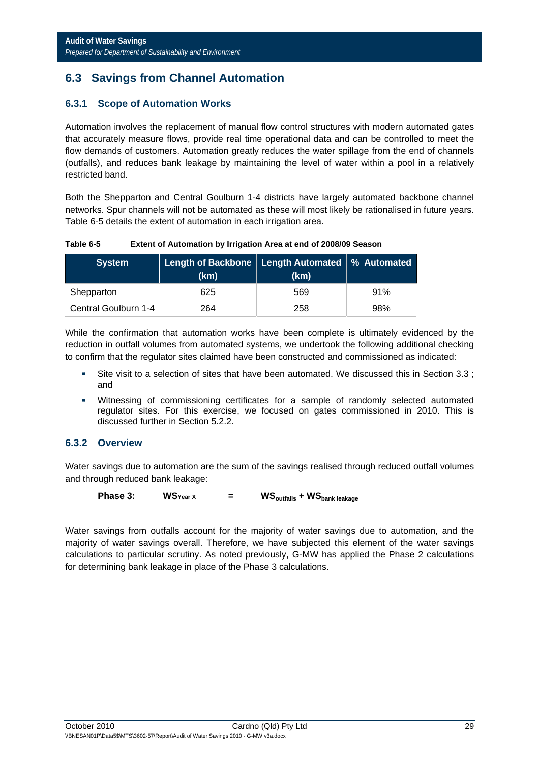## 6.3 Savings from Channel Automation

### 6.3.1 Scope of Automation Works

Automation involves the replacement of manual flow control structures with modern automated gates that accurately measure flows, provide real time operational data and can be controlled to meet the flow demands of customers. Automation greatly reduces the water spillage from the end of channels (outfalls), and reduces bank leakage by maintaining the level of water within a pool in a relatively restricted band.

Both the Shepparton and Central Goulburn 1-4 districts have largely automated backbone channel networks. Spur channels will not be automated as these will most likely be rationalised in future years. Table 6-5 details the extent of automation in each irrigation area.

**Table 6-5 Extent of Automation by Irrigation Area at end of 2008/09 Season**

| System | Length of Backbone (km) | Length Automated (km) | % Automated |
|---|---|---|---|
| Shepparton | 625 | 569 | 91% |
| Central Goulburn 1-4 | 264 | 258 | 98% |

While the confirmation that automation works have been complete is ultimately evidenced by the reduction in outfall volumes from automated systems, we undertook the following additional checking to confirm that the regulator sites claimed have been constructed and commissioned as indicated:

- Site visit to a selection of sites that have been automated. We discussed this in Section 3.3 ; and
- Witnessing of commissioning certificates for a sample of randomly selected automated regulator sites. For this exercise, we focused on gates commissioned in 2010. This is discussed further in Section 5.2.2.

### 6.3.2 Overview

Water savings due to automation are the sum of the savings realised through reduced outfall volumes and through reduced bank leakage:

**Phase 3:** $$WS_{Year\ X} = WS_{outfalls} + WS_{bank\ leakage}$$

Water savings from outfalls account for the majority of water savings due to automation, and the majority of water savings overall. Therefore, we have subjected this element of the water savings calculations to particular scrutiny. As noted previously, G-MW has applied the Phase 2 calculations for determining bank leakage in place of the Phase 3 calculations.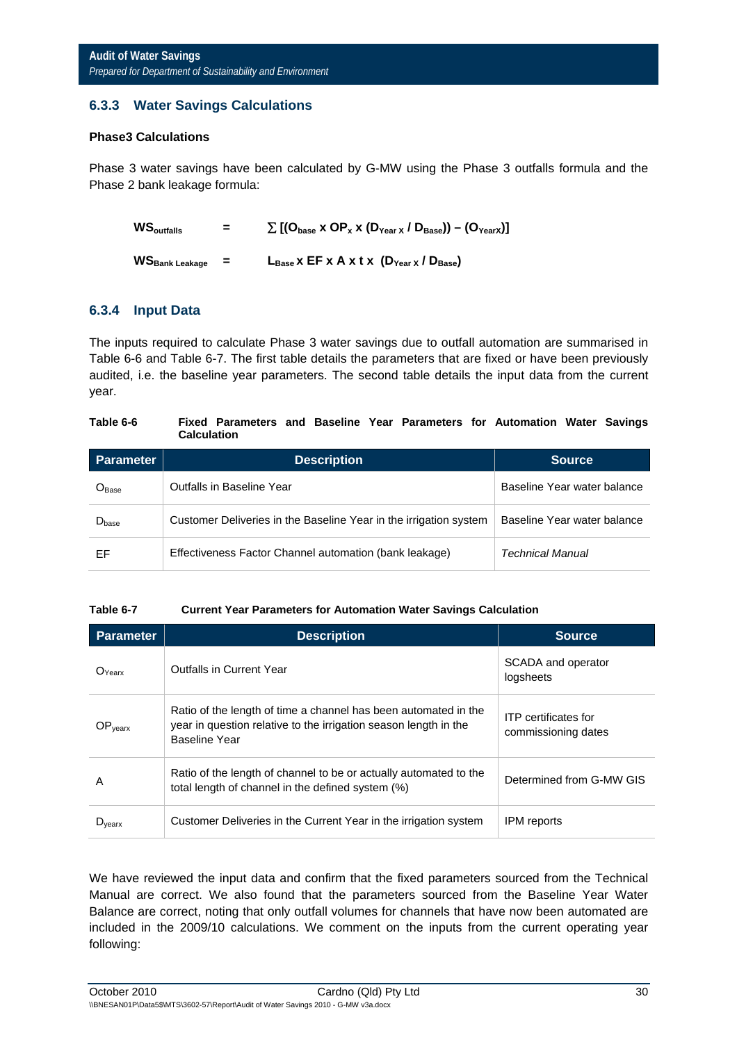### 6.3.3 Water Savings Calculations

**Phase3 Calculations**

Phase 3 water savings have been calculated by G-MW using the Phase 3 outfalls formula and the Phase 2 bank leakage formula:

$$WS_{outfalls} = \sum [(O_{base} \times OP_x \times (D_{Year\,X} / D_{Base})) - (O_{YearX})]$$

$$WS_{Bank\ Leakage} = L_{Base} \times EF \times A \times t \times (D_{Year\,X} / D_{Base})$$

### 6.3.4 Input Data

The inputs required to calculate Phase 3 water savings due to outfall automation are summarised in Table 6-6 and Table 6-7. The first table details the parameters that are fixed or have been previously audited, i.e. the baseline year parameters. The second table details the input data from the current year.

**Table 6-6 Fixed Parameters and Baseline Year Parameters for Automation Water Savings Calculation**

| Parameter | Description | Source |
|---|---|---|
| $O_{Base}$ | Outfalls in Baseline Year | Baseline Year water balance |
| $D_{base}$ | Customer Deliveries in the Baseline Year in the irrigation system | Baseline Year water balance |
| EF | Effectiveness Factor Channel automation (bank leakage) | *Technical Manual* |

**Table 6-7 Current Year Parameters for Automation Water Savings Calculation**

| Parameter | Description | Source |
|---|---|---|
| $O_{Yearx}$ | Outfalls in Current Year | SCADA and operator logsheets |
| $OP_{yearx}$ | Ratio of the length of time a channel has been automated in the year in question relative to the irrigation season length in the Baseline Year | ITP certificates for commissioning dates |
| A | Ratio of the length of channel to be or actually automated to the total length of channel in the defined system (%) | Determined from G-MW GIS |
| $D_{yearx}$ | Customer Deliveries in the Current Year in the irrigation system | IPM reports |

We have reviewed the input data and confirm that the fixed parameters sourced from the Technical Manual are correct. We also found that the parameters sourced from the Baseline Year Water Balance are correct, noting that only outfall volumes for channels that have now been automated are included in the 2009/10 calculations. We comment on the inputs from the current operating year following: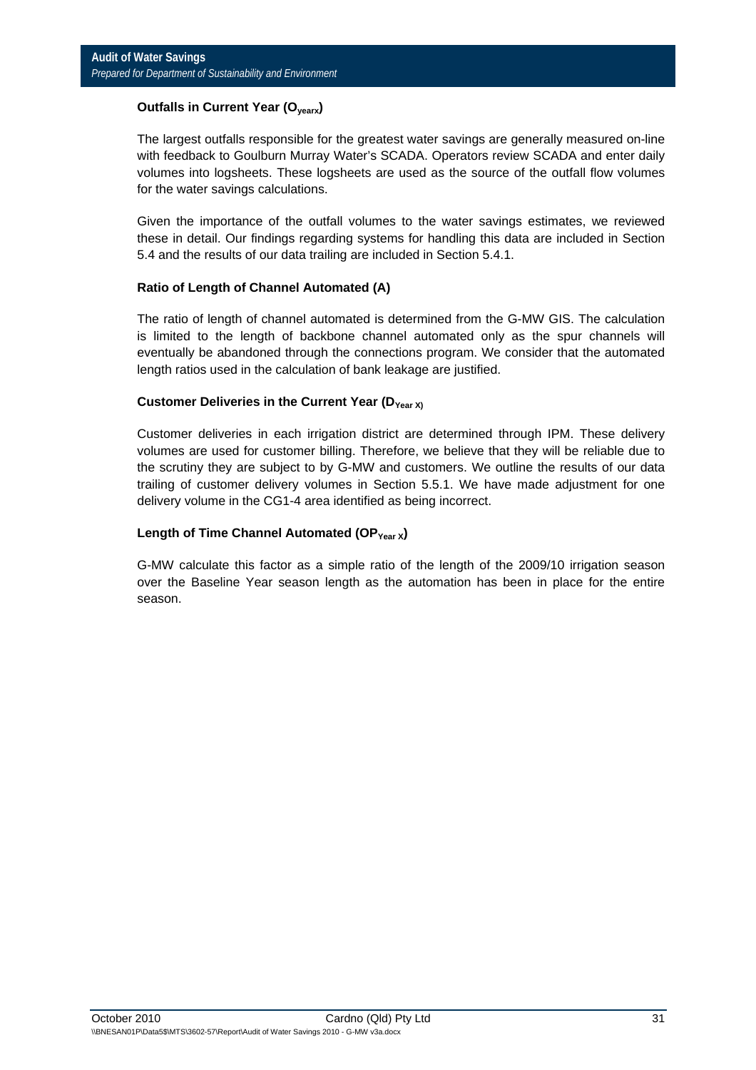### Outfalls in Current Year ($O_{yearx}$)

The largest outfalls responsible for the greatest water savings are generally measured on-line with feedback to Goulburn Murray Water's SCADA. Operators review SCADA and enter daily volumes into logsheets. These logsheets are used as the source of the outfall flow volumes for the water savings calculations.

Given the importance of the outfall volumes to the water savings estimates, we reviewed these in detail. Our findings regarding systems for handling this data are included in Section 5.4 and the results of our data trailing are included in Section 5.4.1.

### Ratio of Length of Channel Automated (A)

The ratio of length of channel automated is determined from the G-MW GIS. The calculation is limited to the length of backbone channel automated only as the spur channels will eventually be abandoned through the connections program. We consider that the automated length ratios used in the calculation of bank leakage are justified.

### Customer Deliveries in the Current Year ($D_{Year\ X}$)

Customer deliveries in each irrigation district are determined through IPM. These delivery volumes are used for customer billing. Therefore, we believe that they will be reliable due to the scrutiny they are subject to by G-MW and customers. We outline the results of our data trailing of customer delivery volumes in Section 5.5.1. We have made adjustment for one delivery volume in the CG1-4 area identified as being incorrect.

### Length of Time Channel Automated ($OP_{Year\ X}$)

G-MW calculate this factor as a simple ratio of the length of the 2009/10 irrigation season over the Baseline Year season length as the automation has been in place for the entire season.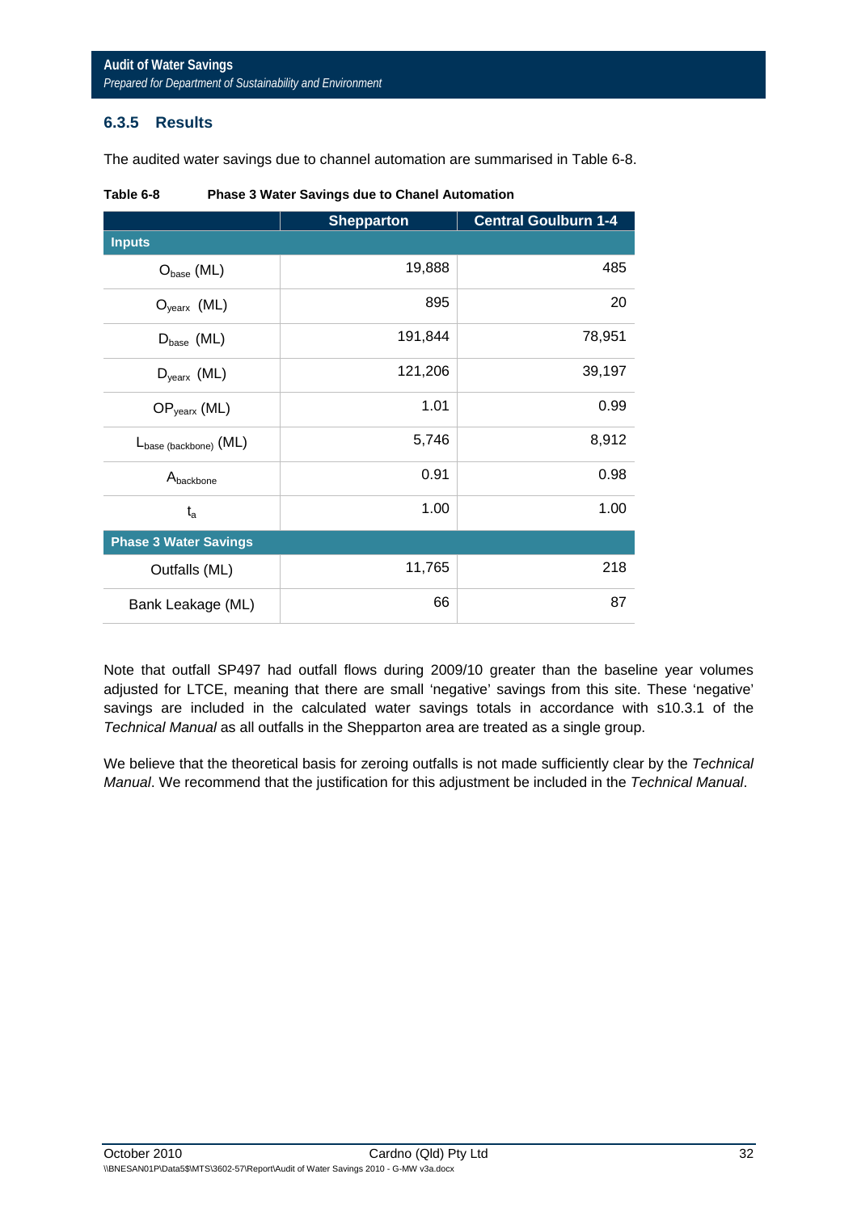### 6.3.5 Results

The audited water savings due to channel automation are summarised in Table 6-8.

**Table 6-8 Phase 3 Water Savings due to Chanel Automation**

| | Shepparton | Central Goulburn 1-4 |
|---|---|---|
| **Inputs** | | |
| $O_{base}$ (ML) | 19,888 | 485 |
| $O_{yearx}$ (ML) | 895 | 20 |
| $D_{base}$ (ML) | 191,844 | 78,951 |
| $D_{yearx}$ (ML) | 121,206 | 39,197 |
| $OP_{yearx}$ (ML) | 1.01 | 0.99 |
| $L_{base\ (backbone)}$ (ML) | 5,746 | 8,912 |
| $A_{backbone}$ | 0.91 | 0.98 |
| $t_a$ | 1.00 | 1.00 |
| **Phase 3 Water Savings** | | |
| Outfalls (ML) | 11,765 | 218 |
| Bank Leakage (ML) | 66 | 87 |

Note that outfall SP497 had outfall flows during 2009/10 greater than the baseline year volumes adjusted for LTCE, meaning that there are small 'negative' savings from this site. These 'negative' savings are included in the calculated water savings totals in accordance with s10.3.1 of the *Technical Manual* as all outfalls in the Shepparton area are treated as a single group.

We believe that the theoretical basis for zeroing outfalls is not made sufficiently clear by the *Technical Manual*. We recommend that the justification for this adjustment be included in the *Technical Manual*.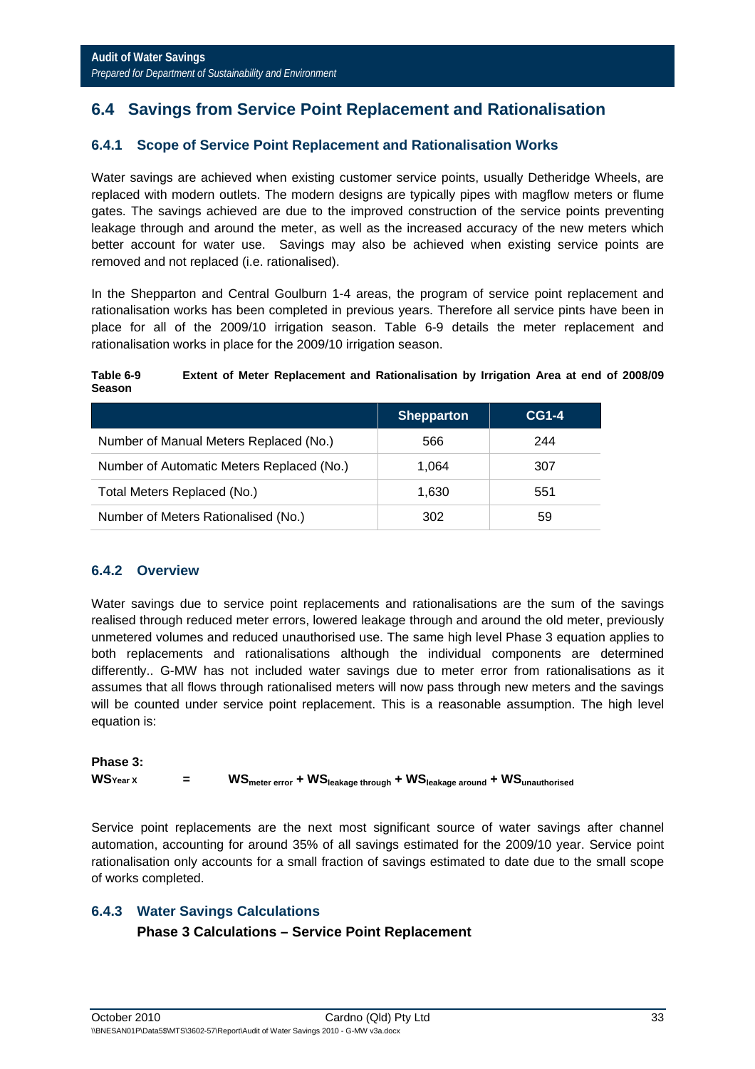## 6.4 Savings from Service Point Replacement and Rationalisation

### 6.4.1 Scope of Service Point Replacement and Rationalisation Works

Water savings are achieved when existing customer service points, usually Detheridge Wheels, are replaced with modern outlets. The modern designs are typically pipes with magflow meters or flume gates. The savings achieved are due to the improved construction of the service points preventing leakage through and around the meter, as well as the increased accuracy of the new meters which better account for water use. Savings may also be achieved when existing service points are removed and not replaced (i.e. rationalised).

In the Shepparton and Central Goulburn 1-4 areas, the program of service point replacement and rationalisation works has been completed in previous years. Therefore all service pints have been in place for all of the 2009/10 irrigation season. Table 6-9 details the meter replacement and rationalisation works in place for the 2009/10 irrigation season.

**Table 6-9 Extent of Meter Replacement and Rationalisation by Irrigation Area at end of 2008/09 Season**

| | Shepparton | CG1-4 |
|---|---|---|
| Number of Manual Meters Replaced (No.) | 566 | 244 |
| Number of Automatic Meters Replaced (No.) | 1,064 | 307 |
| Total Meters Replaced (No.) | 1,630 | 551 |
| Number of Meters Rationalised (No.) | 302 | 59 |

### 6.4.2 Overview

Water savings due to service point replacements and rationalisations are the sum of the savings realised through reduced meter errors, lowered leakage through and around the old meter, previously unmetered volumes and reduced unauthorised use. The same high level Phase 3 equation applies to both replacements and rationalisations although the individual components are determined differently.. G-MW has not included water savings due to meter error from rationalisations as it assumes that all flows through rationalised meters will now pass through new meters and the savings will be counted under service point replacement. This is a reasonable assumption. The high level equation is:

**Phase 3:**

$$WS_{Year\ X} = WS_{meter\ error} + WS_{leakage\ through} + WS_{leakage\ around} + WS_{unauthorised}$$

Service point replacements are the next most significant source of water savings after channel automation, accounting for around 35% of all savings estimated for the 2009/10 year. Service point rationalisation only accounts for a small fraction of savings estimated to date due to the small scope of works completed.

### 6.4.3 Water Savings Calculations

**Phase 3 Calculations – Service Point Replacement**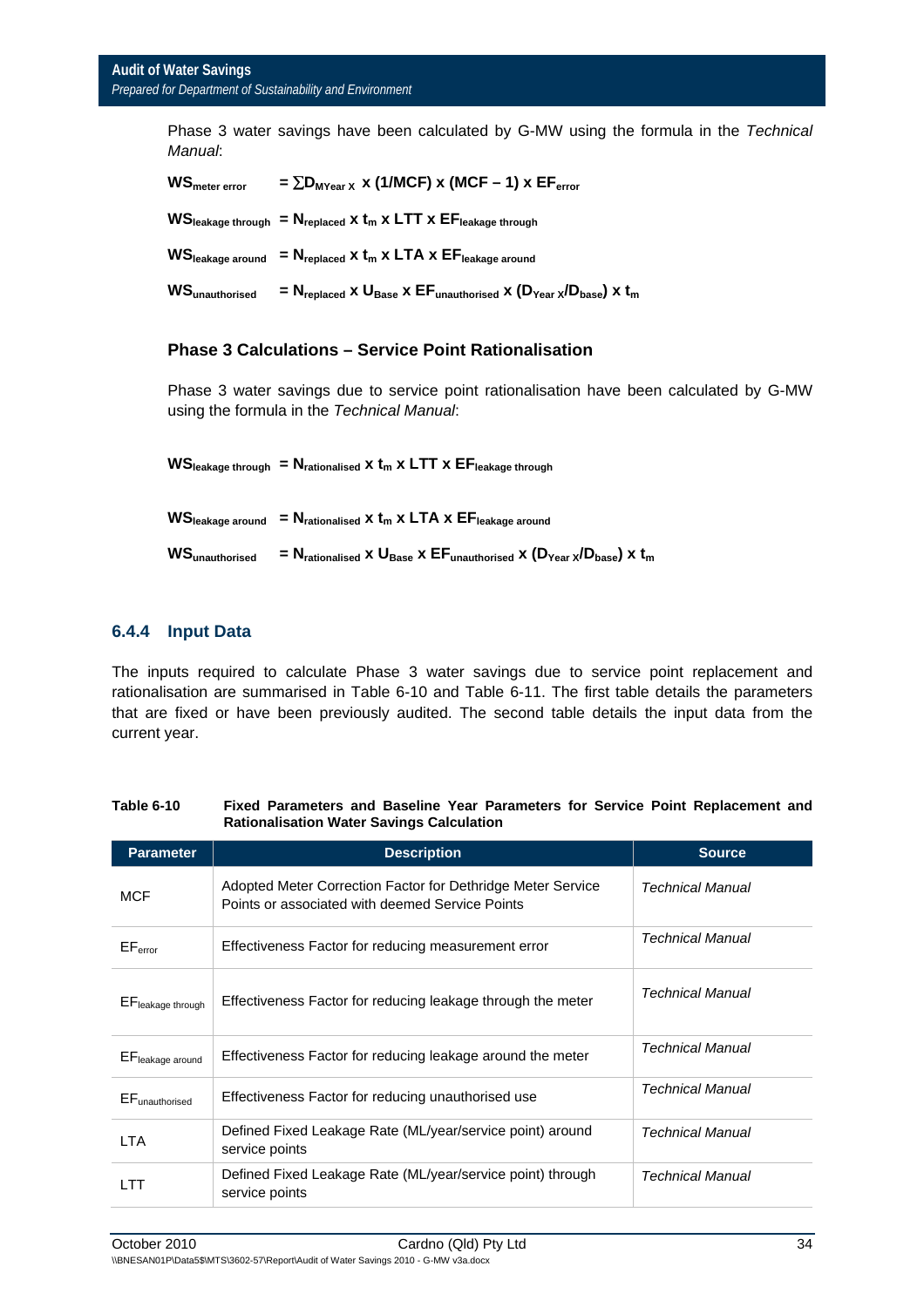Phase 3 water savings have been calculated by G-MW using the formula in the *Technical Manual*:

$$WS_{meter\ error} = \sum D_{MYear\ X} \times (1/MCF) \times (MCF - 1) \times EF_{error}$$

$$WS_{leakage\ through} = N_{replaced} \times t_m \times LTT \times EF_{leakage\ through}$$

$$WS_{leakage\ around} = N_{replaced} \times t_m \times LTA \times EF_{leakage\ around}$$

$$WS_{unauthorised} = N_{replaced} \times U_{Base} \times EF_{unauthorised} \times (D_{Year\ X}/D_{base}) \times t_m$$

### Phase 3 Calculations – Service Point Rationalisation

Phase 3 water savings due to service point rationalisation have been calculated by G-MW using the formula in the *Technical Manual*:

$$WS_{leakage\ through} = N_{rationalised} \times t_m \times LTT \times EF_{leakage\ through}$$

$$WS_{leakage\ around} = N_{rationalised} \times t_m \times LTA \times EF_{leakage\ around}$$

$$WS_{unauthorised} = N_{rationalised} \times U_{Base} \times EF_{unauthorised} \times (D_{Year\ X}/D_{base}) \times t_m$$

## 6.4.4 Input Data

The inputs required to calculate Phase 3 water savings due to service point replacement and rationalisation are summarised in Table 6-10 and Table 6-11. The first table details the parameters that are fixed or have been previously audited. The second table details the input data from the current year.

**Table 6-10 Fixed Parameters and Baseline Year Parameters for Service Point Replacement and Rationalisation Water Savings Calculation**

| Parameter | Description | Source |
|---|---|---|
| MCF | Adopted Meter Correction Factor for Dethridge Meter Service Points or associated with deemed Service Points | *Technical Manual* |
| $EF_{error}$ | Effectiveness Factor for reducing measurement error | *Technical Manual* |
| $EF_{leakage\ through}$ | Effectiveness Factor for reducing leakage through the meter | *Technical Manual* |
| $EF_{leakage\ around}$ | Effectiveness Factor for reducing leakage around the meter | *Technical Manual* |
| $EF_{unauthorised}$ | Effectiveness Factor for reducing unauthorised use | *Technical Manual* |
| LTA | Defined Fixed Leakage Rate (ML/year/service point) around service points | *Technical Manual* |
| LTT | Defined Fixed Leakage Rate (ML/year/service point) through service points | *Technical Manual* |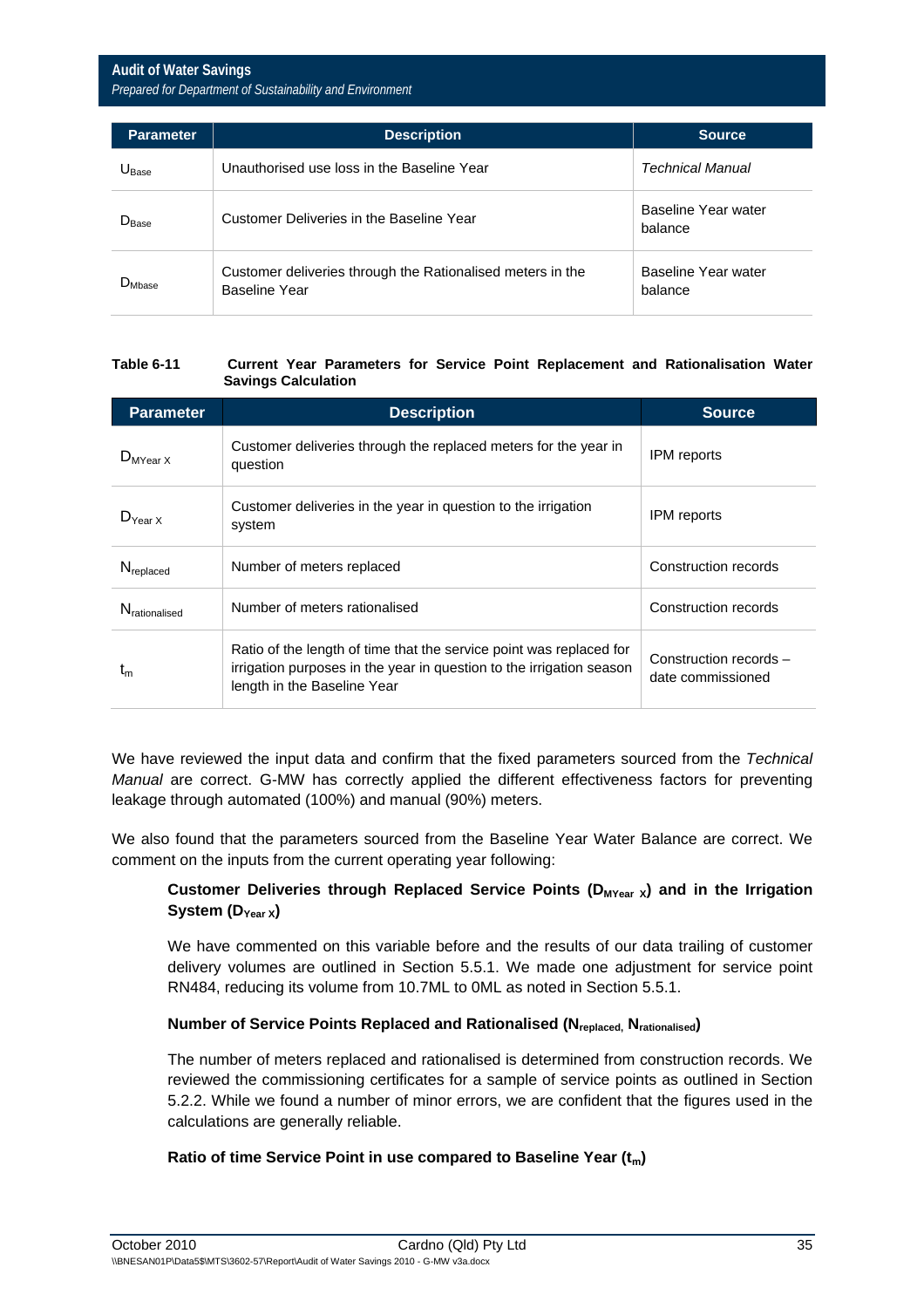| Parameter | Description | Source |
|---|---|---|
| $U_{Base}$ | Unauthorised use loss in the Baseline Year | *Technical Manual* |
| $D_{Base}$ | Customer Deliveries in the Baseline Year | Baseline Year water balance |
| $D_{MBase}$ | Customer deliveries through the Rationalised meters in the Baseline Year | Baseline Year water balance |

**Table 6-11 Current Year Parameters for Service Point Replacement and Rationalisation Water Savings Calculation**

| Parameter | Description | Source |
|---|---|---|
| $D_{MYear\ X}$ | Customer deliveries through the replaced meters for the year in question | IPM reports |
| $D_{Year\ X}$ | Customer deliveries in the year in question to the irrigation system | IPM reports |
| $N_{replaced}$ | Number of meters replaced | Construction records |
| $N_{rationalised}$ | Number of meters rationalised | Construction records |
| $t_m$ | Ratio of the length of time that the service point was replaced for irrigation purposes in the year in question to the irrigation season length in the Baseline Year | Construction records – date commissioned |

We have reviewed the input data and confirm that the fixed parameters sourced from the *Technical Manual* are correct. G-MW has correctly applied the different effectiveness factors for preventing leakage through automated (100%) and manual (90%) meters.

We also found that the parameters sourced from the Baseline Year Water Balance are correct. We comment on the inputs from the current operating year following:

**Customer Deliveries through Replaced Service Points ($D_{MYear\ X}$) and in the Irrigation System ($D_{Year\ X}$)**

We have commented on this variable before and the results of our data trailing of customer delivery volumes are outlined in Section 5.5.1. We made one adjustment for service point RN484, reducing its volume from 10.7ML to 0ML as noted in Section 5.5.1.

**Number of Service Points Replaced and Rationalised ($N_{replaced}$, $N_{rationalised}$)**

The number of meters replaced and rationalised is determined from construction records. We reviewed the commissioning certificates for a sample of service points as outlined in Section 5.2.2. While we found a number of minor errors, we are confident that the figures used in the calculations are generally reliable.

**Ratio of time Service Point in use compared to Baseline Year ($t_m$)**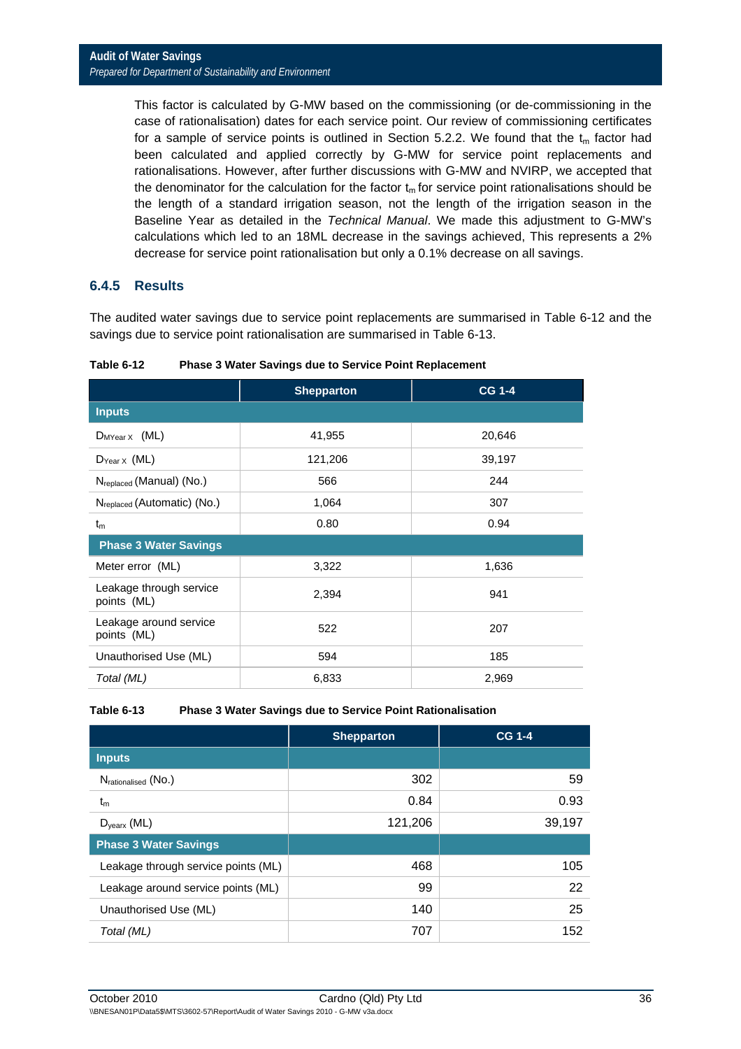This factor is calculated by G-MW based on the commissioning (or de-commissioning in the case of rationalisation) dates for each service point. Our review of commissioning certificates for a sample of service points is outlined in Section 5.2.2. We found that the $t_m$ factor had been calculated and applied correctly by G-MW for service point replacements and rationalisations. However, after further discussions with G-MW and NVIRP, we accepted that the denominator for the calculation for the factor $t_m$ for service point rationalisations should be the length of a standard irrigation season, not the length of the irrigation season in the Baseline Year as detailed in the *Technical Manual*. We made this adjustment to G-MW's calculations which led to an 18ML decrease in the savings achieved, This represents a 2% decrease for service point rationalisation but only a 0.1% decrease on all savings.

### 6.4.5 Results

The audited water savings due to service point replacements are summarised in Table 6-12 and the savings due to service point rationalisation are summarised in Table 6-13.

**Table 6-12 Phase 3 Water Savings due to Service Point Replacement**

| | Shepparton | CG 1-4 |
|---|---|---|
| **Inputs** | | |
| $D_{MYear\,X}$ (ML) | 41,955 | 20,646 |
| $D_{Year\,X}$ (ML) | 121,206 | 39,197 |
| $N_{replaced}$ (Manual) (No.) | 566 | 244 |
| $N_{replaced}$ (Automatic) (No.) | 1,064 | 307 |
| $t_m$ | 0.80 | 0.94 |
| **Phase 3 Water Savings** | | |
| Meter error (ML) | 3,322 | 1,636 |
| Leakage through service points (ML) | 2,394 | 941 |
| Leakage around service points (ML) | 522 | 207 |
| Unauthorised Use (ML) | 594 | 185 |
| *Total (ML)* | 6,833 | 2,969 |

**Table 6-13 Phase 3 Water Savings due to Service Point Rationalisation**

| | Shepparton | CG 1-4 |
|---|---|---|
| **Inputs** | | |
| $N_{rationalised}$ (No.) | 302 | 59 |
| $t_m$ | 0.84 | 0.93 |
| $D_{yearx}$ (ML) | 121,206 | 39,197 |
| **Phase 3 Water Savings** | | |
| Leakage through service points (ML) | 468 | 105 |
| Leakage around service points (ML) | 99 | 22 |
| Unauthorised Use (ML) | 140 | 25 |
| *Total (ML)* | 707 | 152 |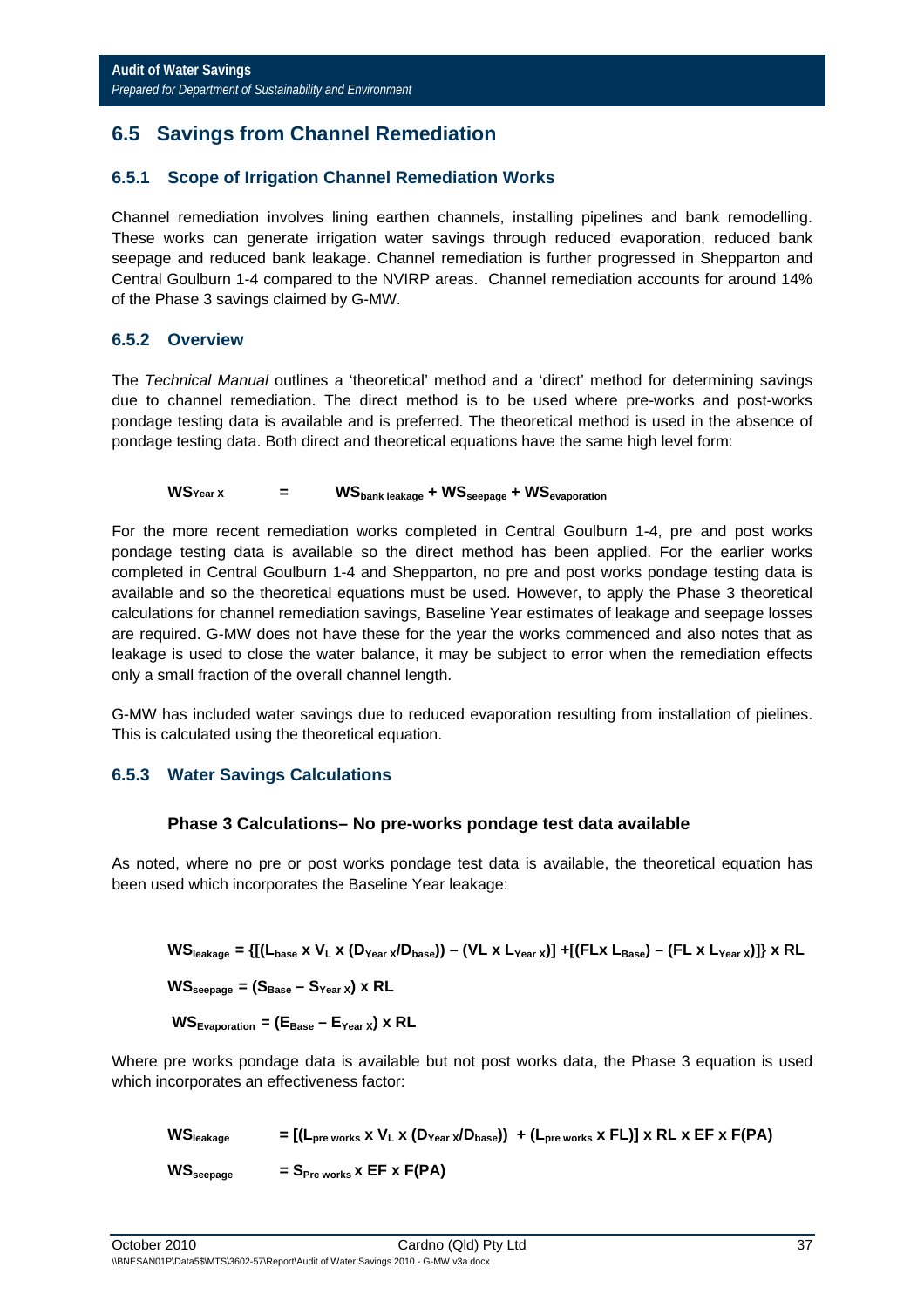## 6.5 Savings from Channel Remediation

### 6.5.1 Scope of Irrigation Channel Remediation Works

Channel remediation involves lining earthen channels, installing pipelines and bank remodelling. These works can generate irrigation water savings through reduced evaporation, reduced bank seepage and reduced bank leakage. Channel remediation is further progressed in Shepparton and Central Goulburn 1-4 compared to the NVIRP areas. Channel remediation accounts for around 14% of the Phase 3 savings claimed by G-MW.

### 6.5.2 Overview

The *Technical Manual* outlines a 'theoretical' method and a 'direct' method for determining savings due to channel remediation. The direct method is to be used where pre-works and post-works pondage testing data is available and is preferred. The theoretical method is used in the absence of pondage testing data. Both direct and theoretical equations have the same high level form:

$$WS_{Year\ X} = WS_{bank\ leakage} + WS_{seepage} + WS_{evaporation}$$

For the more recent remediation works completed in Central Goulburn 1-4, pre and post works pondage testing data is available so the direct method has been applied. For the earlier works completed in Central Goulburn 1-4 and Shepparton, no pre and post works pondage testing data is available and so the theoretical equations must be used. However, to apply the Phase 3 theoretical calculations for channel remediation savings, Baseline Year estimates of leakage and seepage losses are required. G-MW does not have these for the year the works commenced and also notes that as leakage is used to close the water balance, it may be subject to error when the remediation effects only a small fraction of the overall channel length.

G-MW has included water savings due to reduced evaporation resulting from installation of pielines. This is calculated using the theoretical equation.

### 6.5.3 Water Savings Calculations

#### Phase 3 Calculations– No pre-works pondage test data available

As noted, where no pre or post works pondage test data is available, the theoretical equation has been used which incorporates the Baseline Year leakage:

$$WS_{leakage} = \{[(L_{base} \times V_L \times (D_{Year\ X}/D_{base})) - (VL \times L_{Year\ X})] + [(FL \times L_{Base}) - (FL \times L_{Year\ X})]\} \times RL$$

$$WS_{seepage} = (S_{Base} - S_{Year\ X}) \times RL$$

$$WS_{Evaporation} = (E_{Base} - E_{Year\ X}) \times RL$$

Where pre works pondage data is available but not post works data, the Phase 3 equation is used which incorporates an effectiveness factor:

$$WS_{leakage} = [(L_{pre\ works} \times V_L \times (D_{Year\ X}/D_{base})) + (L_{pre\ works} \times FL)] \times RL \times EF \times F(PA)$$

$$WS_{seepage} = S_{Pre\ works} \times EF \times F(PA)$$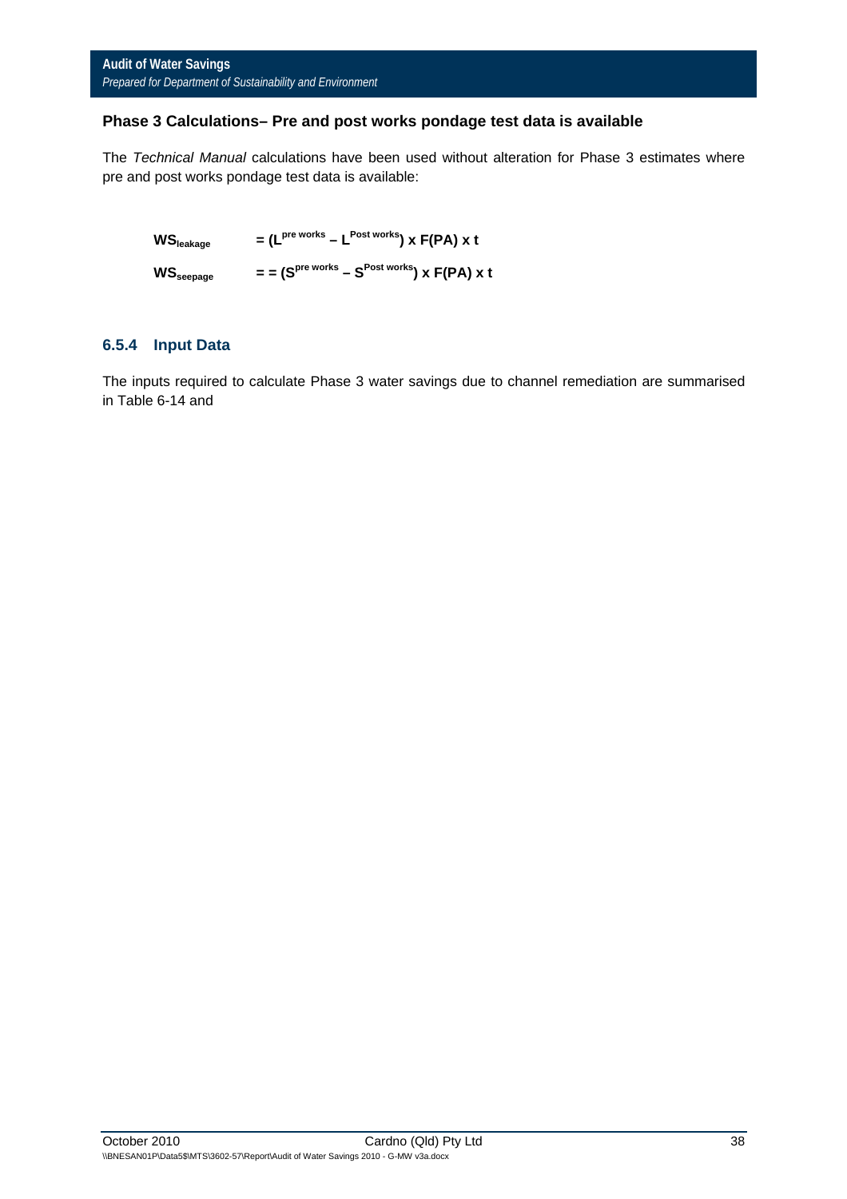**Phase 3 Calculations– Pre and post works pondage test data is available**

The *Technical Manual* calculations have been used without alteration for Phase 3 estimates where pre and post works pondage test data is available:

$$WS_{leakage} = (L^{pre\ works} - L^{Post\ works}) \times F(PA) \times t$$

$$WS_{seepage} = = (S^{pre\ works} - S^{Post\ works}) \times F(PA) \times t$$

### 6.5.4 Input Data

The inputs required to calculate Phase 3 water savings due to channel remediation are summarised in Table 6-14 and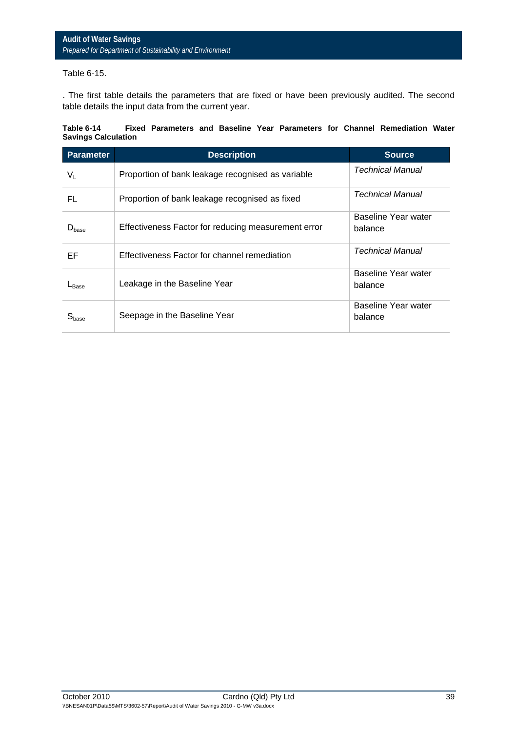Table 6-15.

. The first table details the parameters that are fixed or have been previously audited. The second table details the input data from the current year.

**Table 6-14 Fixed Parameters and Baseline Year Parameters for Channel Remediation Water Savings Calculation**

| Parameter | Description | Source |
|---|---|---|
| $V_L$ | Proportion of bank leakage recognised as variable | *Technical Manual* |
| FL | Proportion of bank leakage recognised as fixed | *Technical Manual* |
| $D_{base}$ | Effectiveness Factor for reducing measurement error | Baseline Year water balance |
| EF | Effectiveness Factor for channel remediation | *Technical Manual* |
| $L_{Base}$ | Leakage in the Baseline Year | Baseline Year water balance |
| $S_{base}$ | Seepage in the Baseline Year | Baseline Year water balance |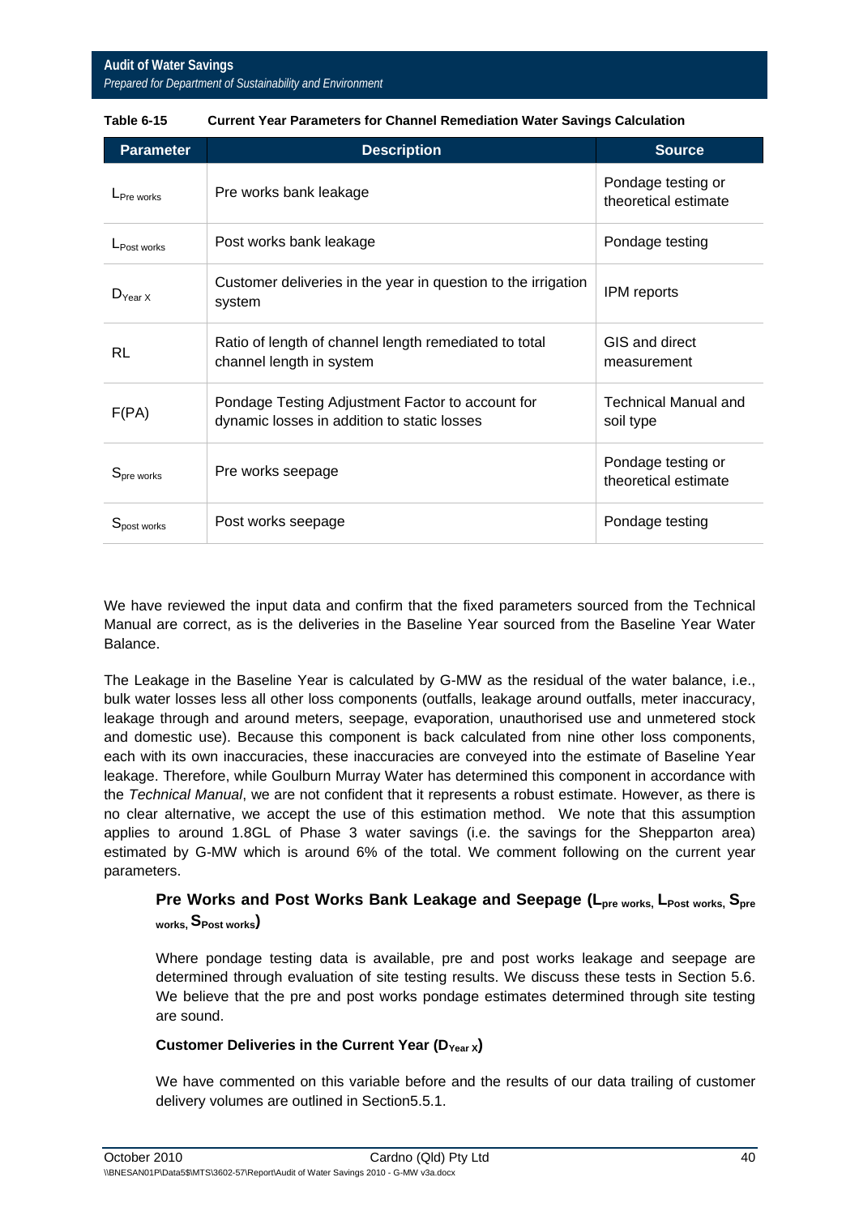**Table 6-15 Current Year Parameters for Channel Remediation Water Savings Calculation**

| Parameter | Description | Source |
|---|---|---|
| $L_{Pre\ works}$ | Pre works bank leakage | Pondage testing or theoretical estimate |
| $L_{Post\ works}$ | Post works bank leakage | Pondage testing |
| $D_{Year\ X}$ | Customer deliveries in the year in question to the irrigation system | IPM reports |
| RL | Ratio of length of channel length remediated to total channel length in system | GIS and direct measurement |
| F(PA) | Pondage Testing Adjustment Factor to account for dynamic losses in addition to static losses | Technical Manual and soil type |
| $S_{pre\ works}$ | Pre works seepage | Pondage testing or theoretical estimate |
| $S_{post\ works}$ | Post works seepage | Pondage testing |

We have reviewed the input data and confirm that the fixed parameters sourced from the Technical Manual are correct, as is the deliveries in the Baseline Year sourced from the Baseline Year Water Balance.

The Leakage in the Baseline Year is calculated by G-MW as the residual of the water balance, i.e., bulk water losses less all other loss components (outfalls, leakage around outfalls, meter inaccuracy, leakage through and around meters, seepage, evaporation, unauthorised use and unmetered stock and domestic use). Because this component is back calculated from nine other loss components, each with its own inaccuracies, these inaccuracies are conveyed into the estimate of Baseline Year leakage. Therefore, while Goulburn Murray Water has determined this component in accordance with the *Technical Manual*, we are not confident that it represents a robust estimate. However, as there is no clear alternative, we accept the use of this estimation method. We note that this assumption applies to around 1.8GL of Phase 3 water savings (i.e. the savings for the Shepparton area) estimated by G-MW which is around 6% of the total. We comment following on the current year parameters.

**Pre Works and Post Works Bank Leakage and Seepage ($L_{pre\ works}$, $L_{Post\ works}$, $S_{pre\ works}$, $S_{Post\ works}$)**

Where pondage testing data is available, pre and post works leakage and seepage are determined through evaluation of site testing results. We discuss these tests in Section 5.6. We believe that the pre and post works pondage estimates determined through site testing are sound.

**Customer Deliveries in the Current Year ($D_{Year\ X}$)**

We have commented on this variable before and the results of our data trailing of customer delivery volumes are outlined in Section5.5.1.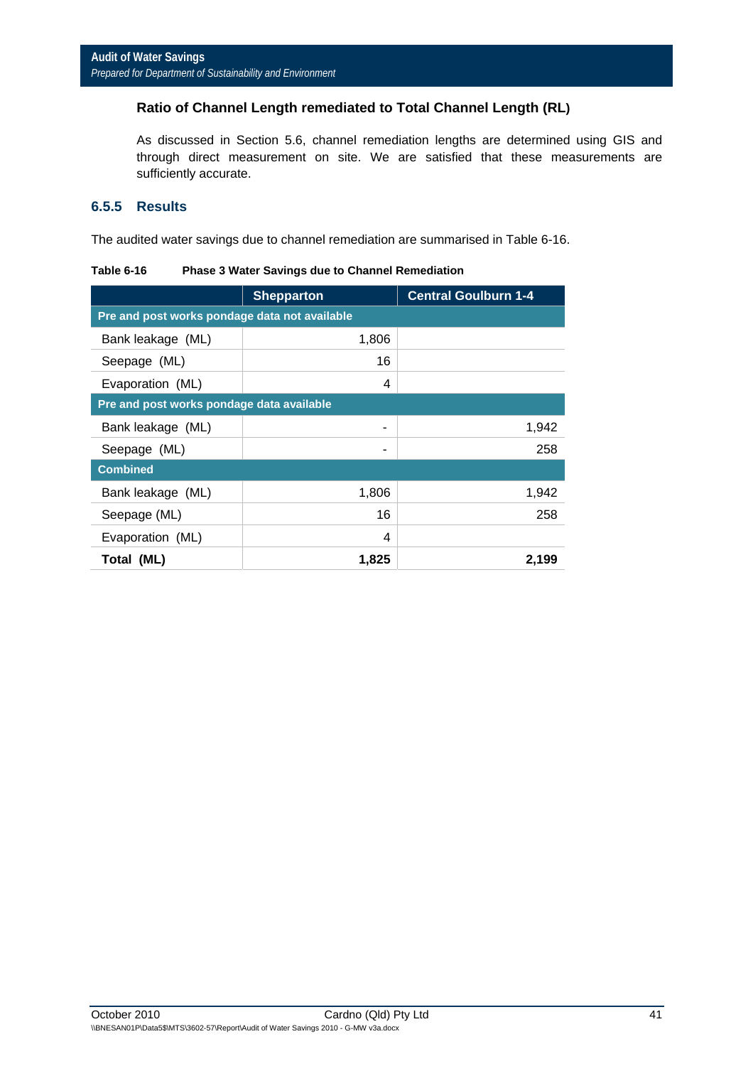**Ratio of Channel Length remediated to Total Channel Length (RL)**

As discussed in Section 5.6, channel remediation lengths are determined using GIS and through direct measurement on site. We are satisfied that these measurements are sufficiently accurate.

### 6.5.5 Results

The audited water savings due to channel remediation are summarised in Table 6-16.

**Table 6-16 Phase 3 Water Savings due to Channel Remediation**

| | Shepparton | Central Goulburn 1-4 |
|---|---|---|
| **Pre and post works pondage data not available** | | |
| Bank leakage (ML) | 1,806 | |
| Seepage (ML) | 16 | |
| Evaporation (ML) | 4 | |
| **Pre and post works pondage data available** | | |
| Bank leakage (ML) | - | 1,942 |
| Seepage (ML) | - | 258 |
| **Combined** | | |
| Bank leakage (ML) | 1,806 | 1,942 |
| Seepage (ML) | 16 | 258 |
| Evaporation (ML) | 4 | |
| **Total (ML)** | **1,825** | **2,199** |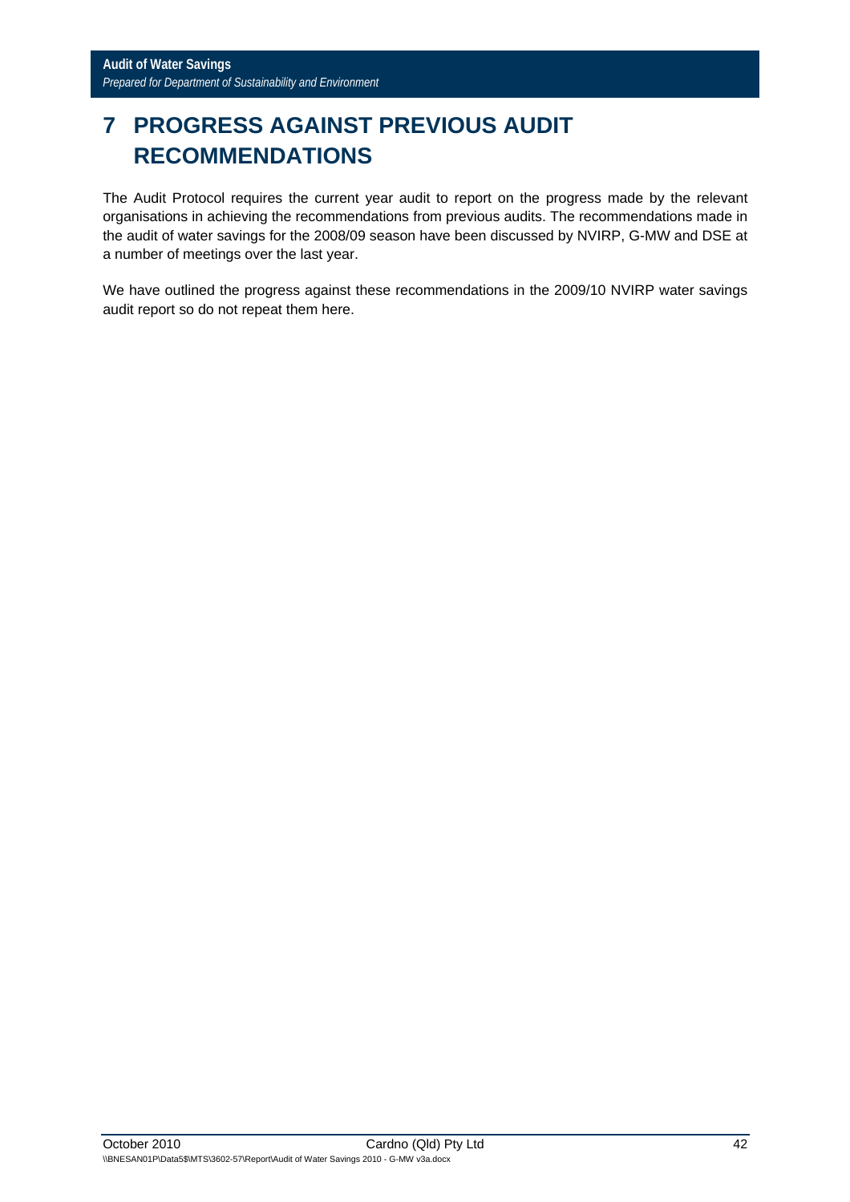# 7 PROGRESS AGAINST PREVIOUS AUDIT RECOMMENDATIONS

The Audit Protocol requires the current year audit to report on the progress made by the relevant organisations in achieving the recommendations from previous audits. The recommendations made in the audit of water savings for the 2008/09 season have been discussed by NVIRP, G-MW and DSE at a number of meetings over the last year.

We have outlined the progress against these recommendations in the 2009/10 NVIRP water savings audit report so do not repeat them here.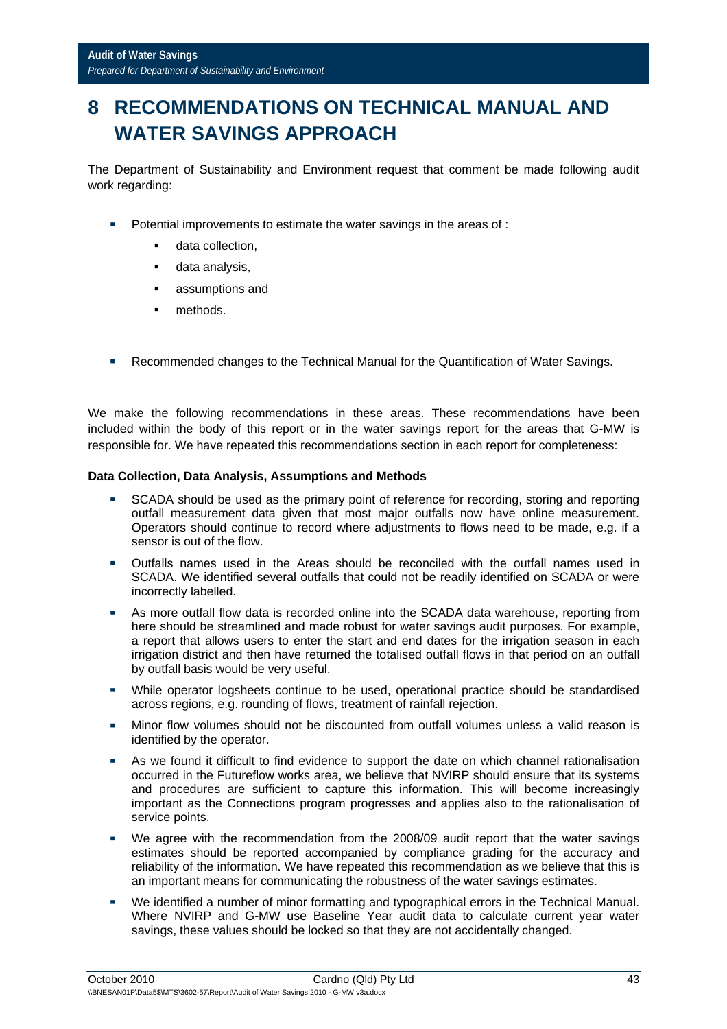# 8 RECOMMENDATIONS ON TECHNICAL MANUAL AND WATER SAVINGS APPROACH

The Department of Sustainability and Environment request that comment be made following audit work regarding:

- Potential improvements to estimate the water savings in the areas of :
  - data collection,
  - data analysis,
  - assumptions and
  - methods.
- Recommended changes to the Technical Manual for the Quantification of Water Savings.

We make the following recommendations in these areas. These recommendations have been included within the body of this report or in the water savings report for the areas that G-MW is responsible for. We have repeated this recommendations section in each report for completeness:

**Data Collection, Data Analysis, Assumptions and Methods**

- SCADA should be used as the primary point of reference for recording, storing and reporting outfall measurement data given that most major outfalls now have online measurement. Operators should continue to record where adjustments to flows need to be made, e.g. if a sensor is out of the flow.
- Outfalls names used in the Areas should be reconciled with the outfall names used in SCADA. We identified several outfalls that could not be readily identified on SCADA or were incorrectly labelled.
- As more outfall flow data is recorded online into the SCADA data warehouse, reporting from here should be streamlined and made robust for water savings audit purposes. For example, a report that allows users to enter the start and end dates for the irrigation season in each irrigation district and then have returned the totalised outfall flows in that period on an outfall by outfall basis would be very useful.
- While operator logsheets continue to be used, operational practice should be standardised across regions, e.g. rounding of flows, treatment of rainfall rejection.
- Minor flow volumes should not be discounted from outfall volumes unless a valid reason is identified by the operator.
- As we found it difficult to find evidence to support the date on which channel rationalisation occurred in the Futureflow works area, we believe that NVIRP should ensure that its systems and procedures are sufficient to capture this information. This will become increasingly important as the Connections program progresses and applies also to the rationalisation of service points.
- We agree with the recommendation from the 2008/09 audit report that the water savings estimates should be reported accompanied by compliance grading for the accuracy and reliability of the information. We have repeated this recommendation as we believe that this is an important means for communicating the robustness of the water savings estimates.
- We identified a number of minor formatting and typographical errors in the Technical Manual. Where NVIRP and G-MW use Baseline Year audit data to calculate current year water savings, these values should be locked so that they are not accidentally changed.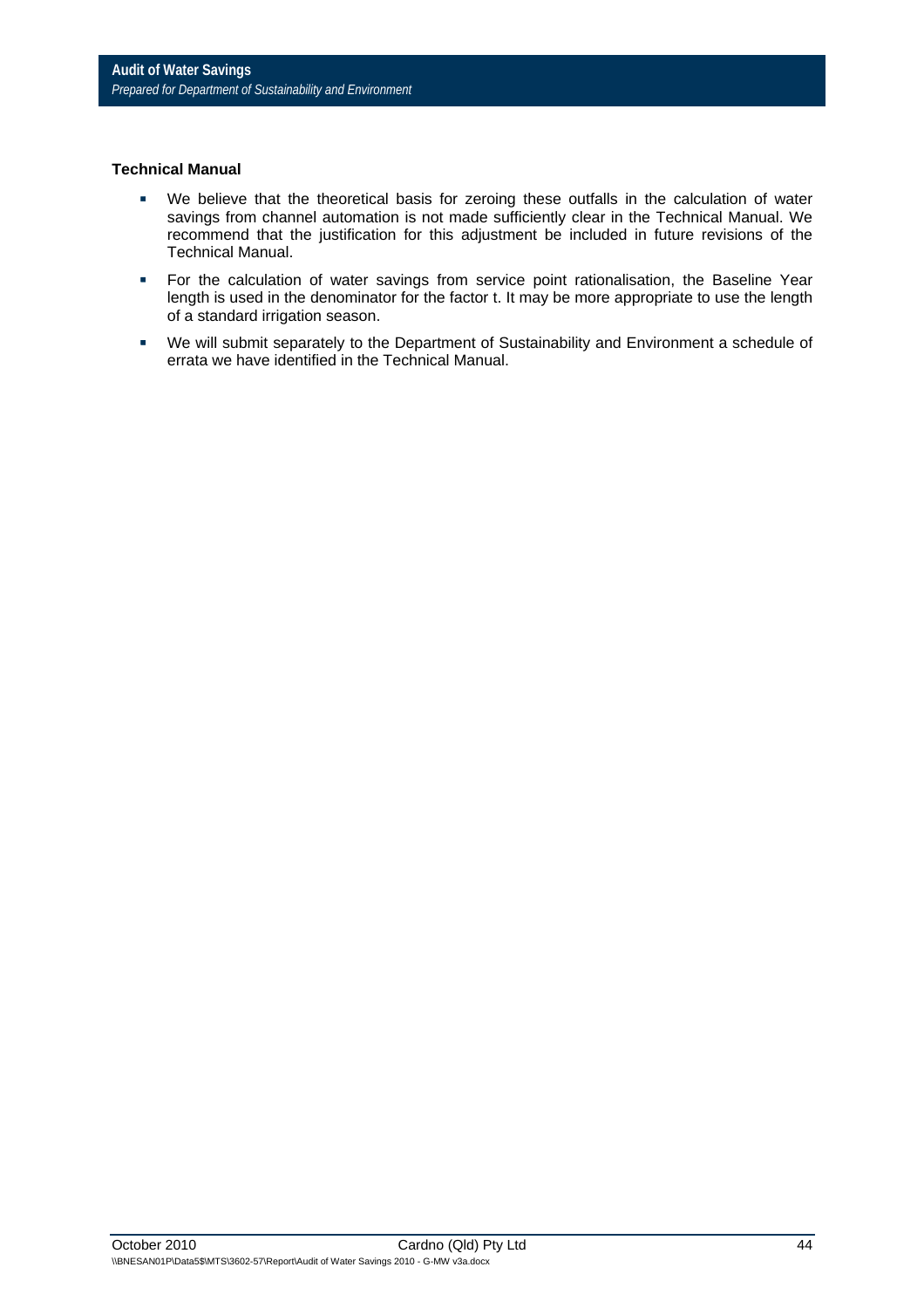**Technical Manual**

- We believe that the theoretical basis for zeroing these outfalls in the calculation of water savings from channel automation is not made sufficiently clear in the Technical Manual. We recommend that the justification for this adjustment be included in future revisions of the Technical Manual.
- For the calculation of water savings from service point rationalisation, the Baseline Year length is used in the denominator for the factor t. It may be more appropriate to use the length of a standard irrigation season.
- We will submit separately to the Department of Sustainability and Environment a schedule of errata we have identified in the Technical Manual.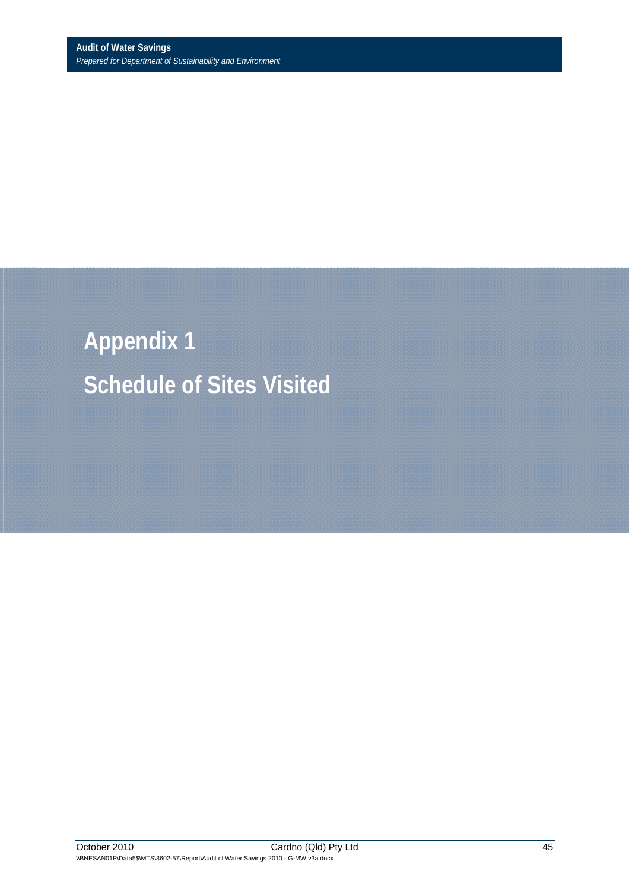# Appendix 1

# Schedule of Sites Visited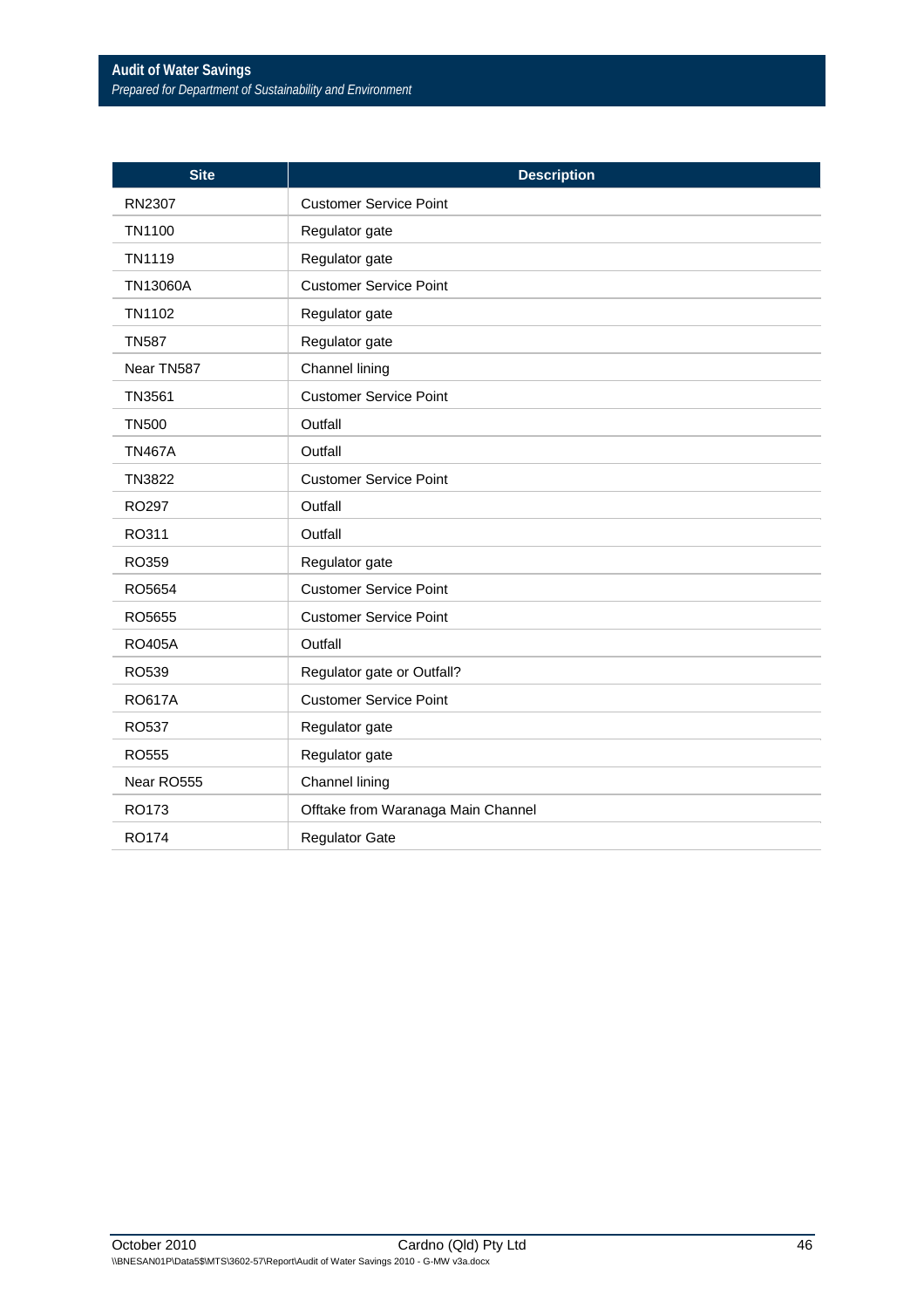| Site | Description |
| --- | --- |
| RN2307 | Customer Service Point |
| TN1100 | Regulator gate |
| TN1119 | Regulator gate |
| TN13060A | Customer Service Point |
| TN1102 | Regulator gate |
| TN587 | Regulator gate |
| Near TN587 | Channel lining |
| TN3561 | Customer Service Point |
| TN500 | Outfall |
| TN467A | Outfall |
| TN3822 | Customer Service Point |
| RO297 | Outfall |
| RO311 | Outfall |
| RO359 | Regulator gate |
| RO5654 | Customer Service Point |
| RO5655 | Customer Service Point |
| RO405A | Outfall |
| RO539 | Regulator gate or Outfall? |
| RO617A | Customer Service Point |
| RO537 | Regulator gate |
| RO555 | Regulator gate |
| Near RO555 | Channel lining |
| RO173 | Offtake from Waranaga Main Channel |
| RO174 | Regulator Gate |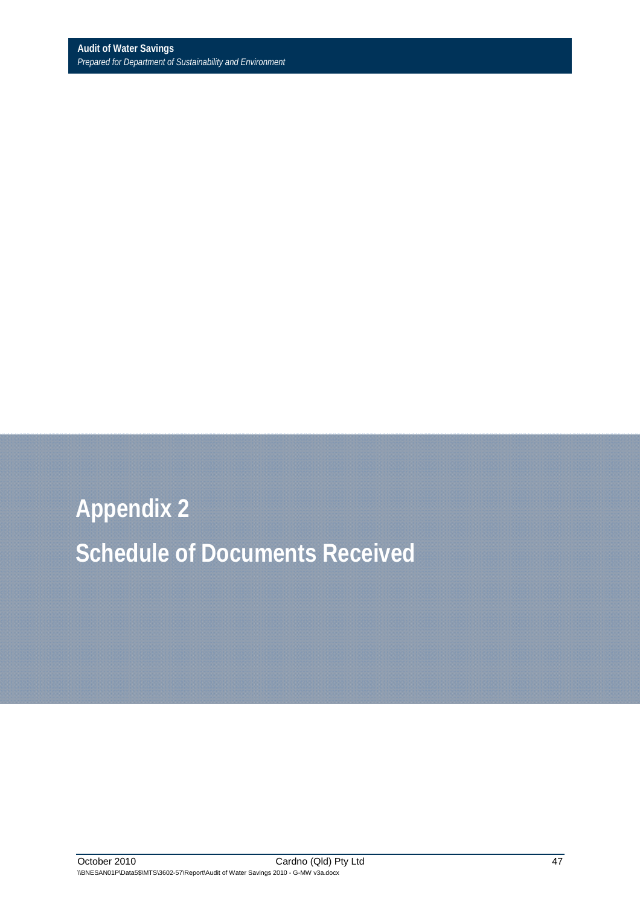# Appendix 2

# Schedule of Documents Received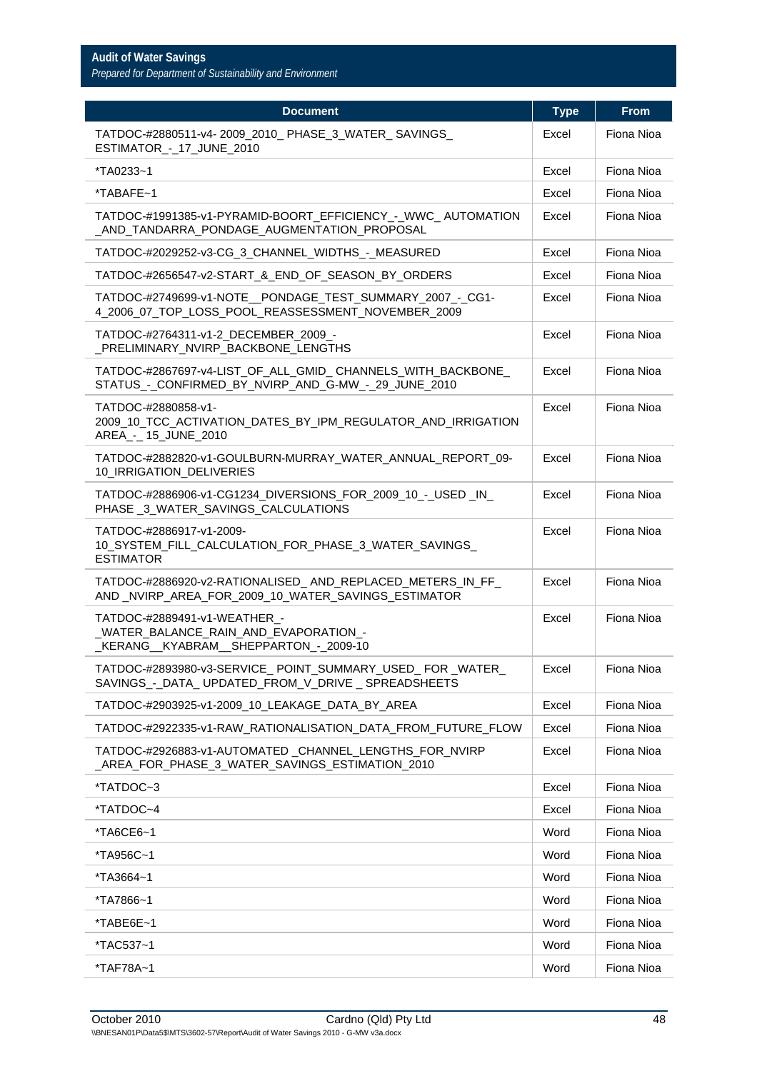| Document | Type | From |
|---|---|---|
| TATDOC-#2880511-v4- 2009_2010_ PHASE_3_WATER_ SAVINGS_ ESTIMATOR_-_17_JUNE_2010 | Excel | Fiona Nioa |
| *TA0233~1 | Excel | Fiona Nioa |
| *TABAFE~1 | Excel | Fiona Nioa |
| TATDOC-#1991385-v1-PYRAMID-BOORT_EFFICIENCY_-_WWC_ AUTOMATION _AND_TANDARRA_PONDAGE_AUGMENTATION_PROPOSAL | Excel | Fiona Nioa |
| TATDOC-#2029252-v3-CG_3_CHANNEL_WIDTHS_-_MEASURED | Excel | Fiona Nioa |
| TATDOC-#2656547-v2-START_&_END_OF_SEASON_BY_ORDERS | Excel | Fiona Nioa |
| TATDOC-#2749699-v1-NOTE__PONDAGE_TEST_SUMMARY_2007_-_CG1-4_2006_07_TOP_LOSS_POOL_REASSESSMENT_NOVEMBER_2009 | Excel | Fiona Nioa |
| TATDOC-#2764311-v1-2_DECEMBER_2009_-_PRELIMINARY_NVIRP_BACKBONE_LENGTHS | Excel | Fiona Nioa |
| TATDOC-#2867697-v4-LIST_OF_ALL_GMID_ CHANNELS_WITH_BACKBONE_ STATUS_-_CONFIRMED_BY_NVIRP_AND_G-MW_-_29_JUNE_2010 | Excel | Fiona Nioa |
| TATDOC-#2880858-v1-2009_10_TCC_ACTIVATION_DATES_BY_IPM_REGULATOR_AND_IRRIGATION AREA_-_ 15_JUNE_2010 | Excel | Fiona Nioa |
| TATDOC-#2882820-v1-GOULBURN-MURRAY_WATER_ANNUAL_REPORT_09-10_IRRIGATION_DELIVERIES | Excel | Fiona Nioa |
| TATDOC-#2886906-v1-CG1234_DIVERSIONS_FOR_2009_10_-_USED _IN_ PHASE _3_WATER_SAVINGS_CALCULATIONS | Excel | Fiona Nioa |
| TATDOC-#2886917-v1-2009-10_SYSTEM_FILL_CALCULATION_FOR_PHASE_3_WATER_SAVINGS_ ESTIMATOR | Excel | Fiona Nioa |
| TATDOC-#2886920-v2-RATIONALISED_ AND_REPLACED_METERS_IN_FF_ AND _NVIRP_AREA_FOR_2009_10_WATER_SAVINGS_ESTIMATOR | Excel | Fiona Nioa |
| TATDOC-#2889491-v1-WEATHER_-_WATER_BALANCE_RAIN_AND_EVAPORATION_-_KERANG__KYABRAM__SHEPPARTON_-_2009-10 | Excel | Fiona Nioa |
| TATDOC-#2893980-v3-SERVICE_ POINT_SUMMARY_USED_ FOR _WATER_ SAVINGS_-_DATA_ UPDATED_FROM_V_DRIVE _ SPREADSHEETS | Excel | Fiona Nioa |
| TATDOC-#2903925-v1-2009_10_LEAKAGE_DATA_BY_AREA | Excel | Fiona Nioa |
| TATDOC-#2922335-v1-RAW_RATIONALISATION_DATA_FROM_FUTURE_FLOW | Excel | Fiona Nioa |
| TATDOC-#2926883-v1-AUTOMATED _CHANNEL_LENGTHS_FOR_NVIRP _AREA_FOR_PHASE_3_WATER_SAVINGS_ESTIMATION_2010 | Excel | Fiona Nioa |
| *TATDOC~3 | Excel | Fiona Nioa |
| *TATDOC~4 | Excel | Fiona Nioa |
| *TA6CE6~1 | Word | Fiona Nioa |
| *TA956C~1 | Word | Fiona Nioa |
| *TA3664~1 | Word | Fiona Nioa |
| *TA7866~1 | Word | Fiona Nioa |
| *TABE6E~1 | Word | Fiona Nioa |
| *TAC537~1 | Word | Fiona Nioa |
| *TAF78A~1 | Word | Fiona Nioa |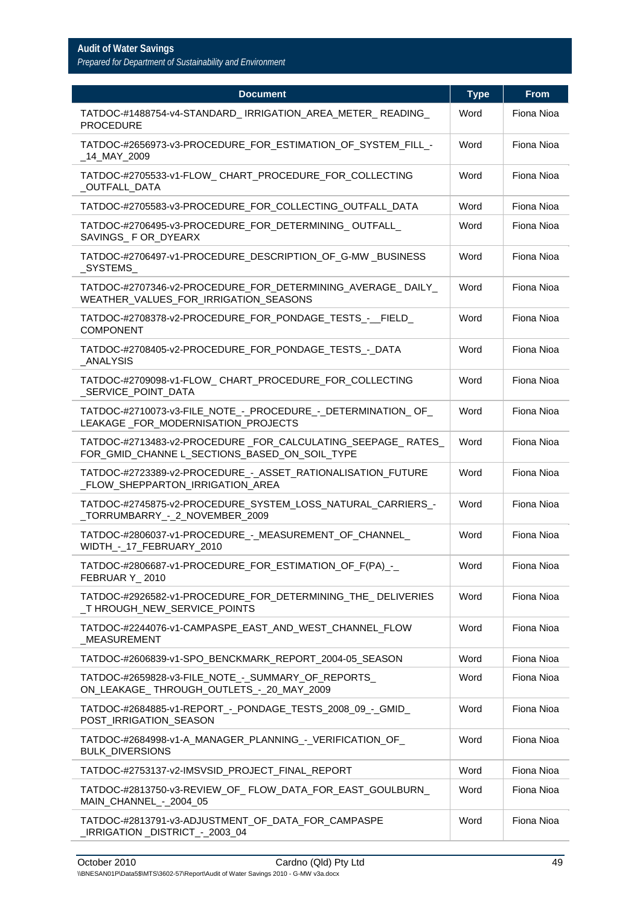| Document | Type | From |
|---|---|---|
| TATDOC-#1488754-v4-STANDARD_ IRRIGATION_AREA_METER_ READING_ PROCEDURE | Word | Fiona Nioa |
| TATDOC-#2656973-v3-PROCEDURE_FOR_ESTIMATION_OF_SYSTEM_FILL_-_14_MAY_2009 | Word | Fiona Nioa |
| TATDOC-#2705533-v1-FLOW_ CHART_PROCEDURE_FOR_COLLECTING _OUTFALL_DATA | Word | Fiona Nioa |
| TATDOC-#2705583-v3-PROCEDURE_FOR_COLLECTING_OUTFALL_DATA | Word | Fiona Nioa |
| TATDOC-#2706495-v3-PROCEDURE_FOR_DETERMINING_ OUTFALL_ SAVINGS_ F OR_DYEARX | Word | Fiona Nioa |
| TATDOC-#2706497-v1-PROCEDURE_DESCRIPTION_OF_G-MW _BUSINESS _SYSTEMS_ | Word | Fiona Nioa |
| TATDOC-#2707346-v2-PROCEDURE_FOR_DETERMINING_AVERAGE_ DAILY_ WEATHER_VALUES_FOR_IRRIGATION_SEASONS | Word | Fiona Nioa |
| TATDOC-#2708378-v2-PROCEDURE_FOR_PONDAGE_TESTS_-__FIELD_ COMPONENT | Word | Fiona Nioa |
| TATDOC-#2708405-v2-PROCEDURE_FOR_PONDAGE_TESTS_-_DATA _ANALYSIS | Word | Fiona Nioa |
| TATDOC-#2709098-v1-FLOW_ CHART_PROCEDURE_FOR_COLLECTING _SERVICE_POINT_DATA | Word | Fiona Nioa |
| TATDOC-#2710073-v3-FILE_NOTE_-_PROCEDURE_-_DETERMINATION_ OF_ LEAKAGE _FOR_MODERNISATION_PROJECTS | Word | Fiona Nioa |
| TATDOC-#2713483-v2-PROCEDURE _FOR_CALCULATING_SEEPAGE_ RATES_ FOR_GMID_CHANNE L_SECTIONS_BASED_ON_SOIL_TYPE | Word | Fiona Nioa |
| TATDOC-#2723389-v2-PROCEDURE_-_ASSET_RATIONALISATION_FUTURE _FLOW_SHEPPARTON_IRRIGATION_AREA | Word | Fiona Nioa |
| TATDOC-#2745875-v2-PROCEDURE_SYSTEM_LOSS_NATURAL_CARRIERS_-_TORRUMBARRY_-_2_NOVEMBER_2009 | Word | Fiona Nioa |
| TATDOC-#2806037-v1-PROCEDURE_-_MEASUREMENT_OF_CHANNEL_ WIDTH_-_17_FEBRUARY_2010 | Word | Fiona Nioa |
| TATDOC-#2806687-v1-PROCEDURE_FOR_ESTIMATION_OF_F(PA)_-_ FEBRUAR Y_ 2010 | Word | Fiona Nioa |
| TATDOC-#2926582-v1-PROCEDURE_FOR_DETERMINING_THE_ DELIVERIES _T HROUGH_NEW_SERVICE_POINTS | Word | Fiona Nioa |
| TATDOC-#2244076-v1-CAMPASPE_EAST_AND_WEST_CHANNEL_FLOW _MEASUREMENT | Word | Fiona Nioa |
| TATDOC-#2606839-v1-SPO_BENCKMARK_REPORT_2004-05_SEASON | Word | Fiona Nioa |
| TATDOC-#2659828-v3-FILE_NOTE_-_SUMMARY_OF_REPORTS_ ON_LEAKAGE_ THROUGH_OUTLETS_-_20_MAY_2009 | Word | Fiona Nioa |
| TATDOC-#2684885-v1-REPORT_-_PONDAGE_TESTS_2008_09_-_GMID_ POST_IRRIGATION_SEASON | Word | Fiona Nioa |
| TATDOC-#2684998-v1-A_MANAGER_PLANNING_-_VERIFICATION_OF_ BULK_DIVERSIONS | Word | Fiona Nioa |
| TATDOC-#2753137-v2-IMSVSID_PROJECT_FINAL_REPORT | Word | Fiona Nioa |
| TATDOC-#2813750-v3-REVIEW_OF_ FLOW_DATA_FOR_EAST_GOULBURN_ MAIN_CHANNEL_-_2004_05 | Word | Fiona Nioa |
| TATDOC-#2813791-v3-ADJUSTMENT_OF_DATA_FOR_CAMPASPE _IRRIGATION _DISTRICT_-_2003_04 | Word | Fiona Nioa |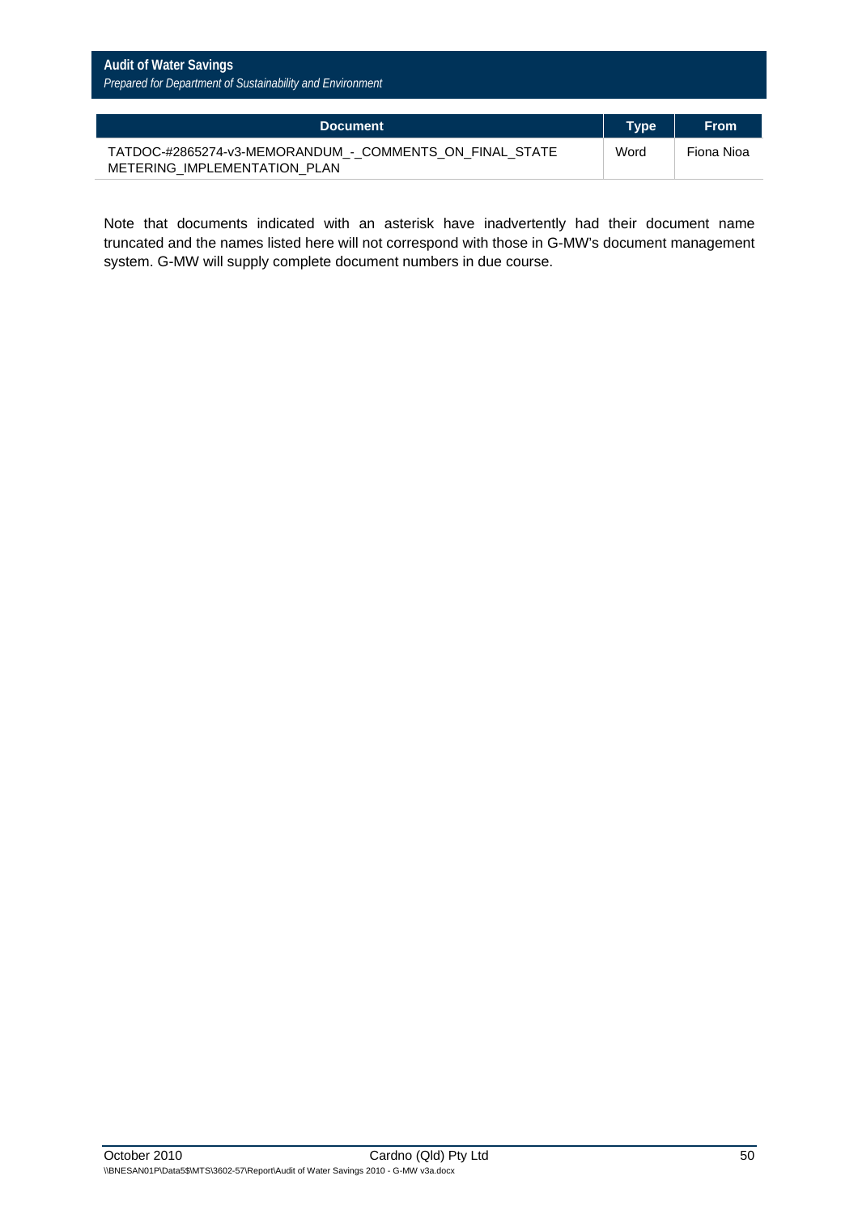| Document | Type | From |
| --- | --- | --- |
| TATDOC-#2865274-v3-MEMORANDUM_-_COMMENTS_ON_FINAL_STATE METERING_IMPLEMENTATION_PLAN | Word | Fiona Nioa |

Note that documents indicated with an asterisk have inadvertently had their document name truncated and the names listed here will not correspond with those in G-MW's document management system. G-MW will supply complete document numbers in due course.